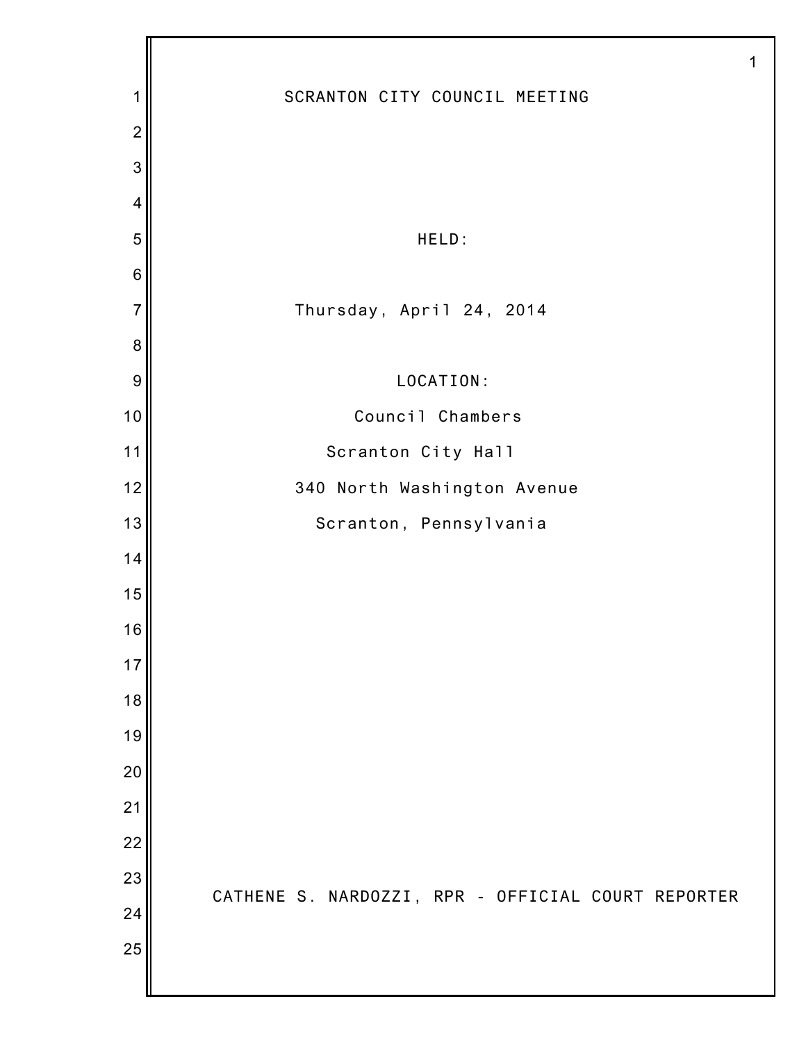# SCRANTON CITY COUNCIL MEETING

HELD:

Thursday, April 24, 2014

LOCATION:

Council Chambers

Scranton City Hall

340 North Washington Avenue

Scranton, Pennsylvania

CATHENE S. NARDOZZI, RPR - OFFICIAL COURT REPORTER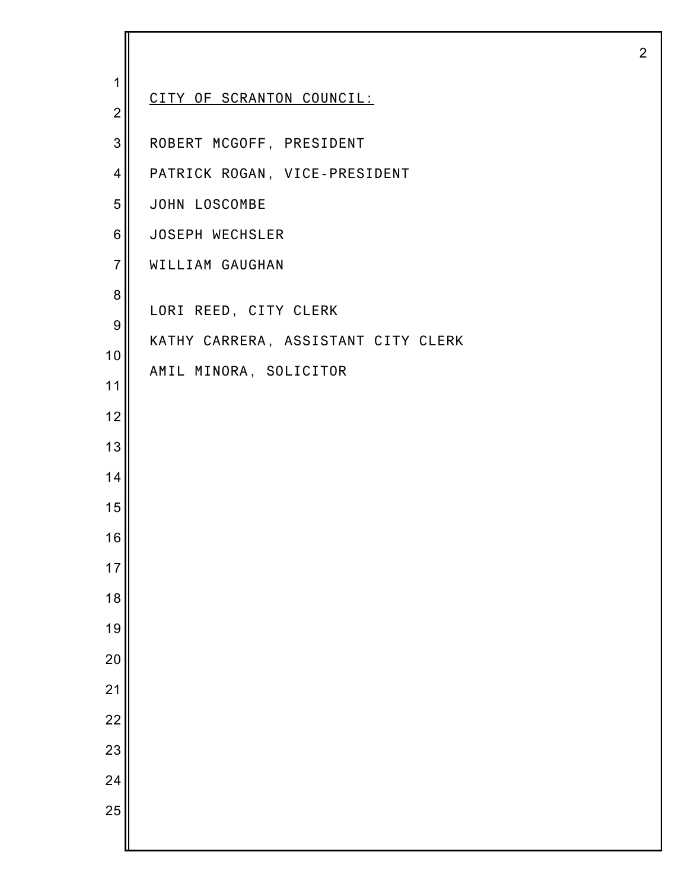CITY OF SCRANTON COUNCIL:

ROBERT MCGOFF, PRESIDENT

PATRICK ROGAN, VICE-PRESIDENT

JOHN LOSCOMBE

JOSEPH WECHSLER

WILLIAM GAUGHAN

LORI REED, CITY CLERK

KATHY CARRERA, ASSISTANT CITY CLERK

AMIL MINORA, SOLICITOR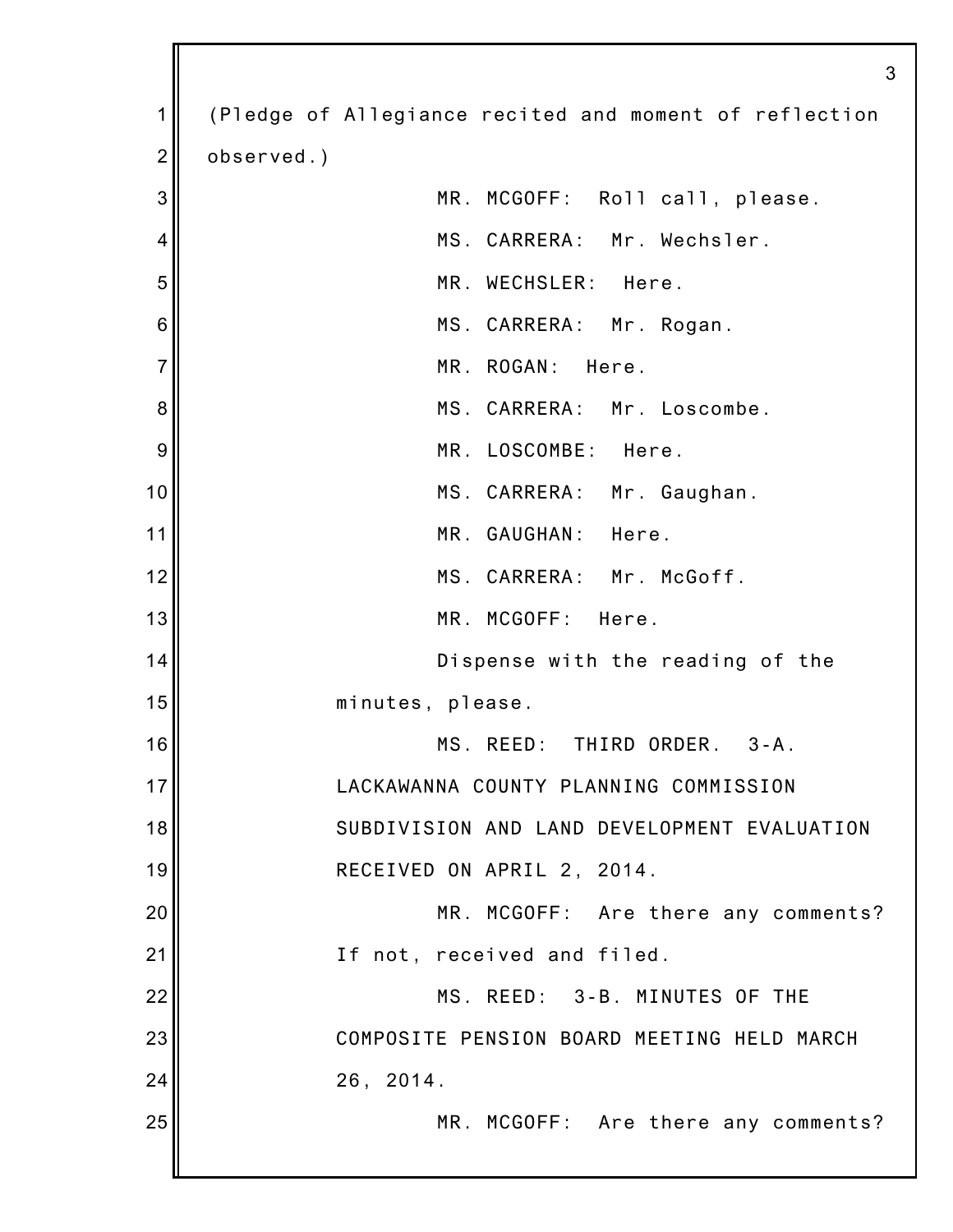(Pledge of Allegiance recited and moment of reflection observed.)

MR. MCGOFF: Roll call, please.

MS. CARRERA: Mr. Wechsler.

MR. WECHSLER: Here.

MS. CARRERA: Mr. Rogan.

MR. ROGAN: Here.

MS. CARRERA: Mr. Loscombe.

MR. LOSCOMBE: Here.

MS. CARRERA: Mr. Gaughan.

MR. GAUGHAN: Here.

MS. CARRERA: Mr. McGoff.

MR. MCGOFF: Here.

Dispense with the reading of the minutes, please.

MS. REED: THIRD ORDER. 3-A. LACKAWANNA COUNTY PLANNING COMMISSION SUBDIVISION AND LAND DEVELOPMENT EVALUATION RECEIVED ON APRIL 2, 2014.

MR. MCGOFF: Are there any comments? If not, received and filed.

MS. REED: 3-B. MINUTES OF THE COMPOSITE PENSION BOARD MEETING HELD MARCH 26, 2014.

MR. MCGOFF: Are there any comments?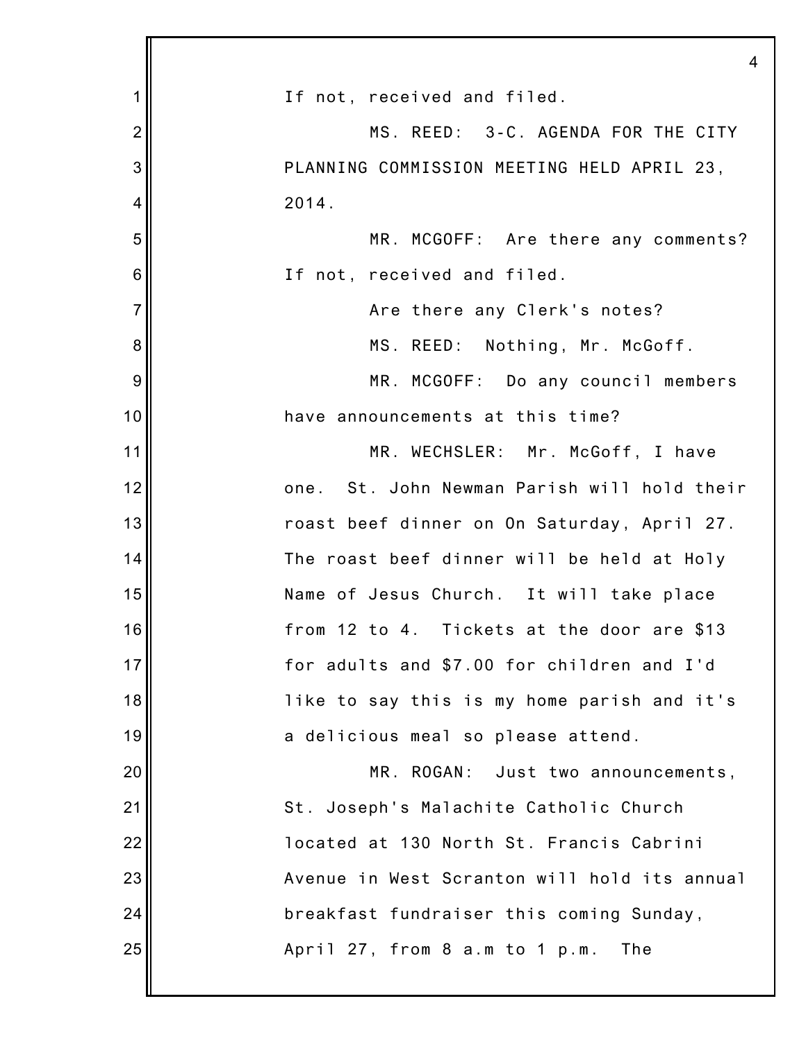If not, received and filed.

MS. REED: 3-C. AGENDA FOR THE CITY PLANNING COMMISSION MEETING HELD APRIL 23, 2014.

MR. MCGOFF: Are there any comments? If not, received and filed.

Are there any Clerk's notes?

MS. REED: Nothing, Mr. McGoff.

MR. MCGOFF: Do any council members have announcements at this time?

MR. WECHSLER: Mr. McGoff, I have one. St. John Newman Parish will hold their roast beef dinner on On Saturday, April 27. The roast beef dinner will be held at Holy Name of Jesus Church. It will take place from 12 to 4. Tickets at the door are $13 for adults and $7.00 for children and I'd like to say this is my home parish and it's a delicious meal so please attend.

MR. ROGAN: Just two announcements, St. Joseph's Malachite Catholic Church located at 130 North St. Francis Cabrini Avenue in West Scranton will hold its annual breakfast fundraiser this coming Sunday, April 27, from 8 a.m to 1 p.m. The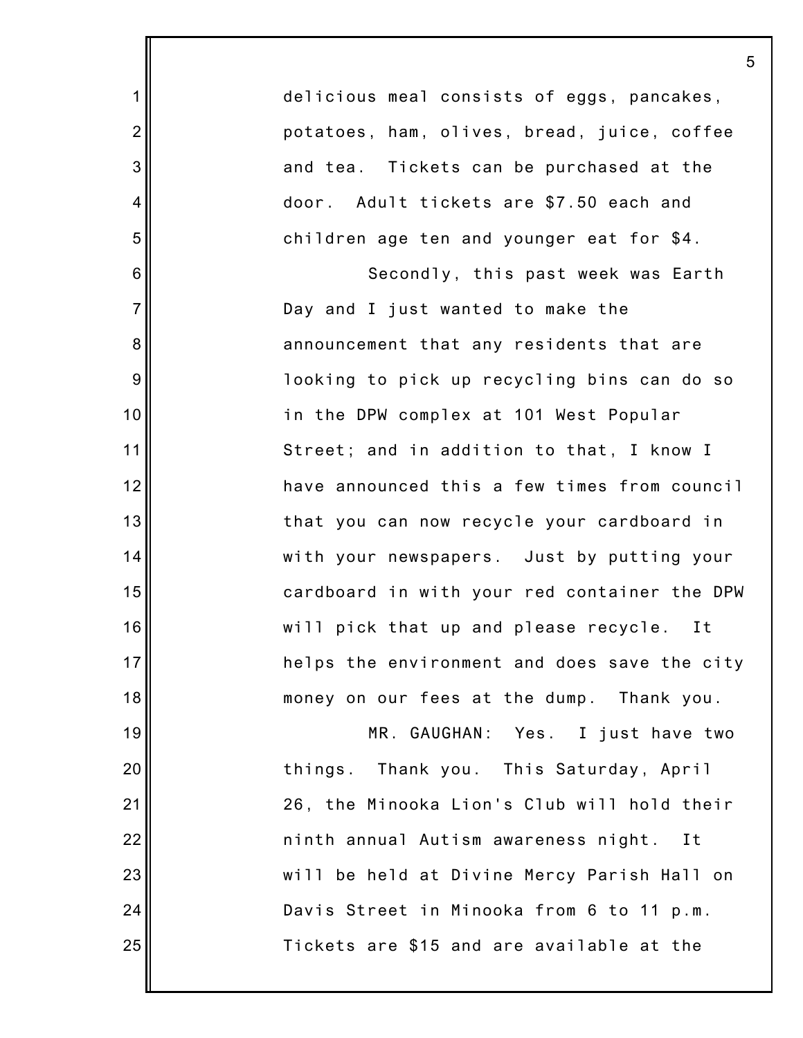delicious meal consists of eggs, pancakes, potatoes, ham, olives, bread, juice, coffee and tea. Tickets can be purchased at the door. Adult tickets are $7.50 each and children age ten and younger eat for $4.

Secondly, this past week was Earth Day and I just wanted to make the announcement that any residents that are looking to pick up recycling bins can do so in the DPW complex at 101 West Popular Street; and in addition to that, I know I have announced this a few times from council that you can now recycle your cardboard in with your newspapers. Just by putting your cardboard in with your red container the DPW will pick that up and please recycle. It helps the environment and does save the city money on our fees at the dump. Thank you.

MR. GAUGHAN: Yes. I just have two things. Thank you. This Saturday, April 26, the Minooka Lion's Club will hold their ninth annual Autism awareness night. It will be held at Divine Mercy Parish Hall on Davis Street in Minooka from 6 to 11 p.m. Tickets are $15 and are available at the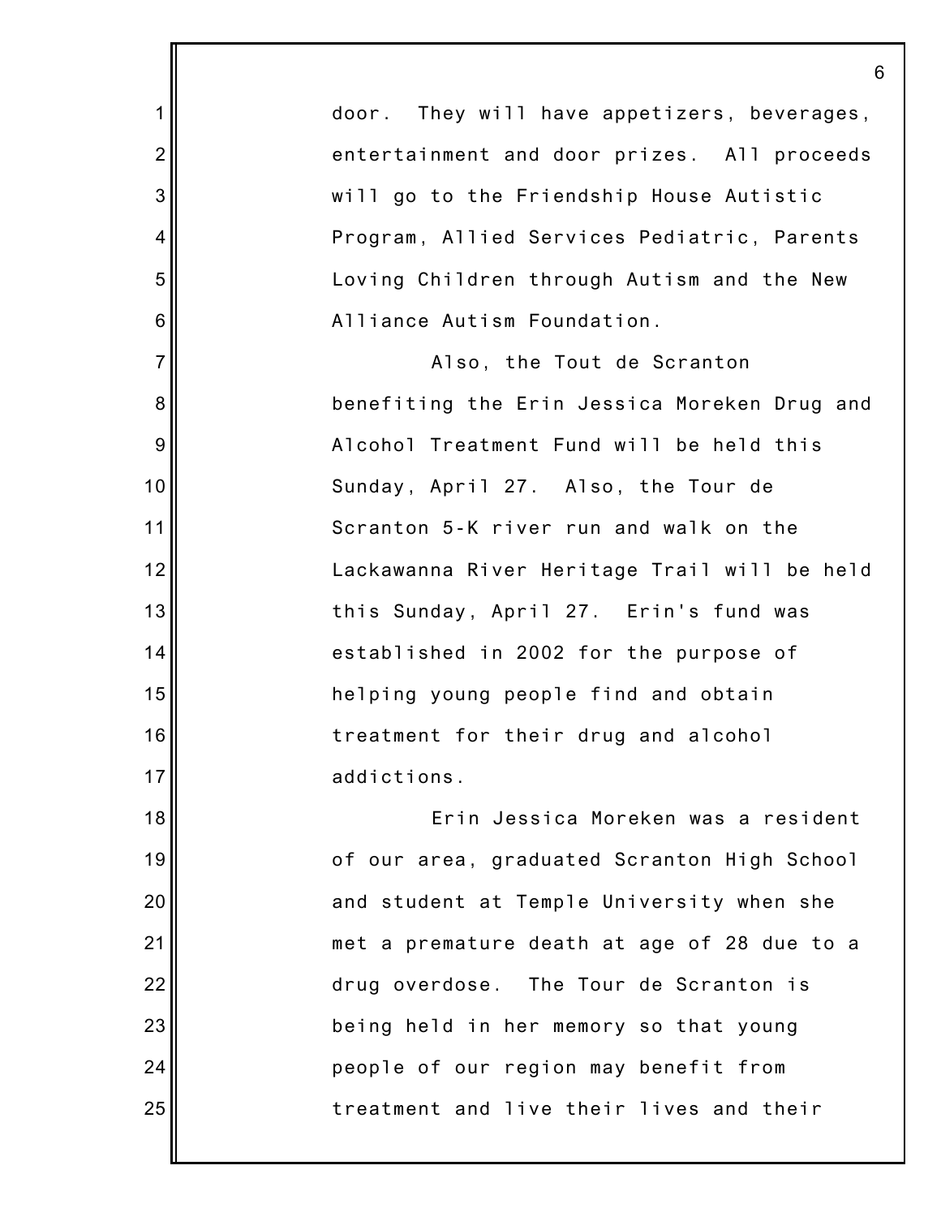door. They will have appetizers, beverages, entertainment and door prizes. All proceeds will go to the Friendship House Autistic Program, Allied Services Pediatric, Parents Loving Children through Autism and the New Alliance Autism Foundation.

Also, the Tout de Scranton benefiting the Erin Jessica Moreken Drug and Alcohol Treatment Fund will be held this Sunday, April 27. Also, the Tour de Scranton 5-K river run and walk on the Lackawanna River Heritage Trail will be held this Sunday, April 27. Erin's fund was established in 2002 for the purpose of helping young people find and obtain treatment for their drug and alcohol addictions.

Erin Jessica Moreken was a resident of our area, graduated Scranton High School and student at Temple University when she met a premature death at age of 28 due to a drug overdose. The Tour de Scranton is being held in her memory so that young people of our region may benefit from treatment and live their lives and their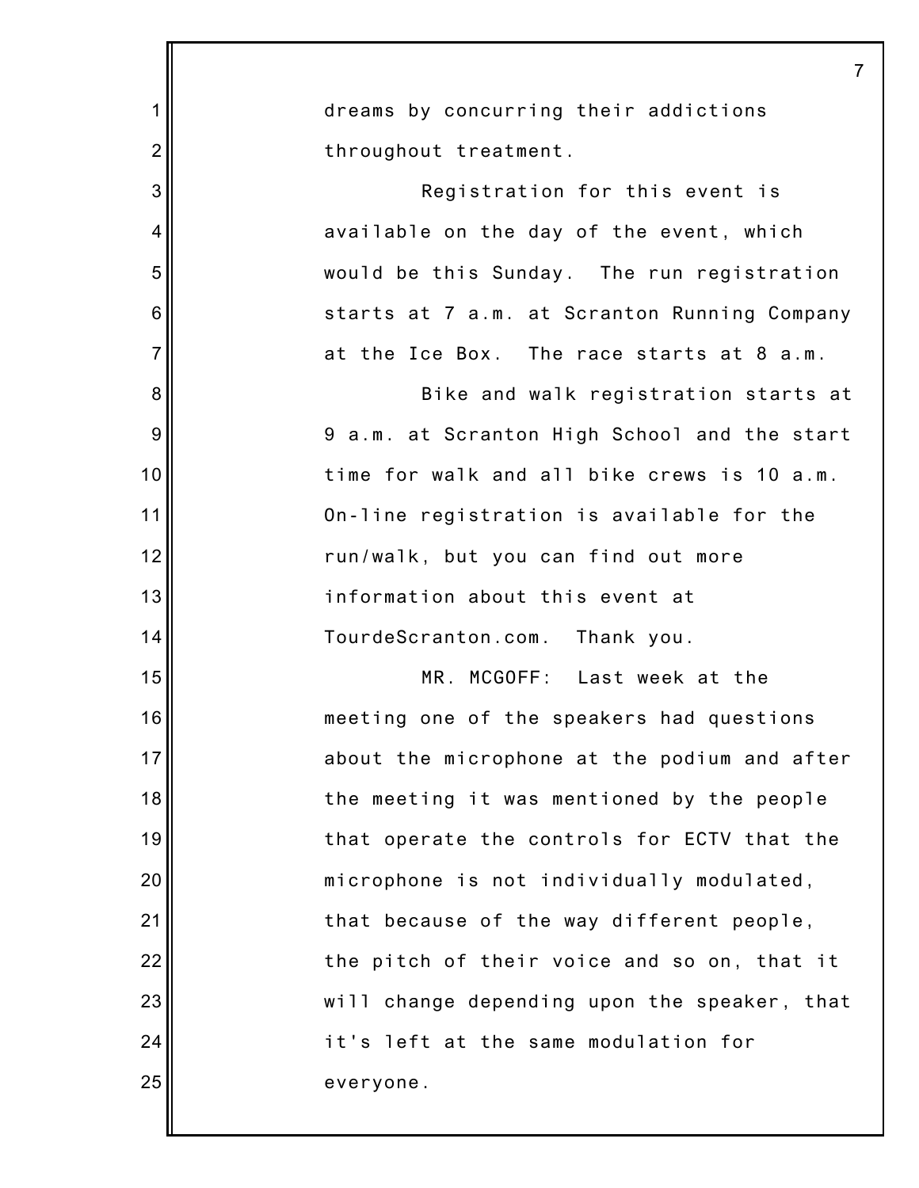dreams by concurring their addictions throughout treatment.

Registration for this event is available on the day of the event, which would be this Sunday. The run registration starts at 7 a.m. at Scranton Running Company at the Ice Box. The race starts at 8 a.m.

Bike and walk registration starts at 9 a.m. at Scranton High School and the start time for walk and all bike crews is 10 a.m. On-line registration is available for the run/walk, but you can find out more information about this event at TourdeScranton.com. Thank you.

MR. MCGOFF: Last week at the meeting one of the speakers had questions about the microphone at the podium and after the meeting it was mentioned by the people that operate the controls for ECTV that the microphone is not individually modulated, that because of the way different people, the pitch of their voice and so on, that it will change depending upon the speaker, that it's left at the same modulation for everyone.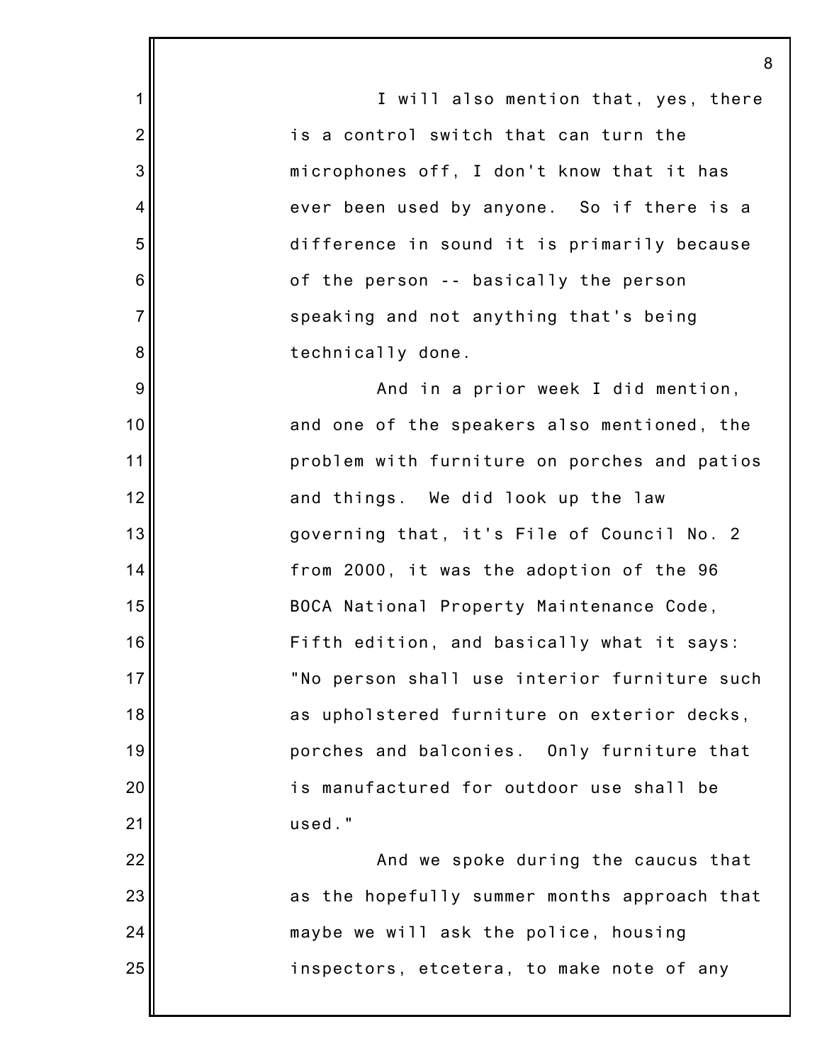I will also mention that, yes, there is a control switch that can turn the microphones off, I don't know that it has ever been used by anyone. So if there is a difference in sound it is primarily because of the person -- basically the person speaking and not anything that's being technically done.

And in a prior week I did mention, and one of the speakers also mentioned, the problem with furniture on porches and patios and things. We did look up the law governing that, it's File of Council No. 2 from 2000, it was the adoption of the 96 BOCA National Property Maintenance Code, Fifth edition, and basically what it says: "No person shall use interior furniture such as upholstered furniture on exterior decks, porches and balconies. Only furniture that is manufactured for outdoor use shall be used."

And we spoke during the caucus that as the hopefully summer months approach that maybe we will ask the police, housing inspectors, etcetera, to make note of any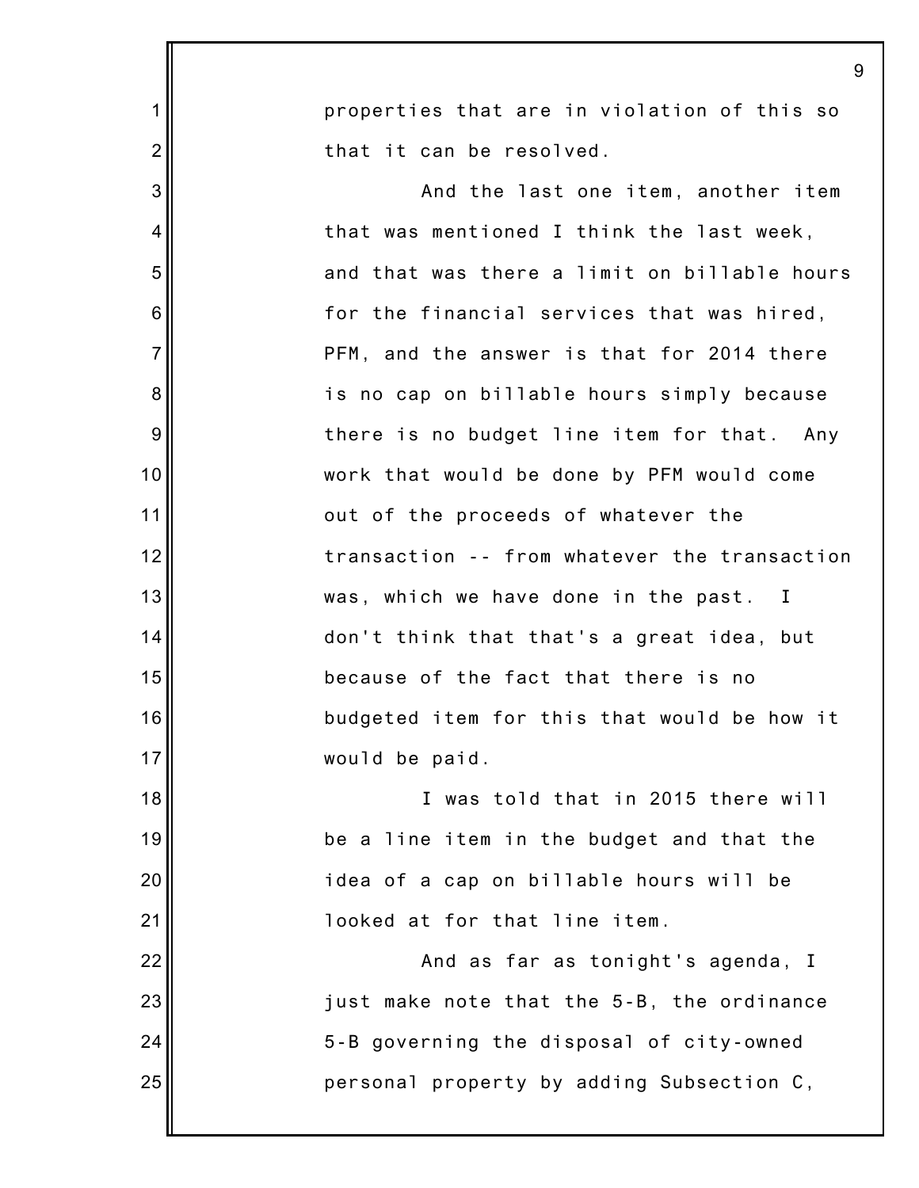properties that are in violation of this so that it can be resolved.

And the last one item, another item that was mentioned I think the last week, and that was there a limit on billable hours for the financial services that was hired, PFM, and the answer is that for 2014 there is no cap on billable hours simply because there is no budget line item for that. Any work that would be done by PFM would come out of the proceeds of whatever the transaction -- from whatever the transaction was, which we have done in the past. I don't think that that's a great idea, but because of the fact that there is no budgeted item for this that would be how it would be paid.

I was told that in 2015 there will be a line item in the budget and that the idea of a cap on billable hours will be looked at for that line item.

And as far as tonight's agenda, I just make note that the 5-B, the ordinance 5-B governing the disposal of city-owned personal property by adding Subsection C,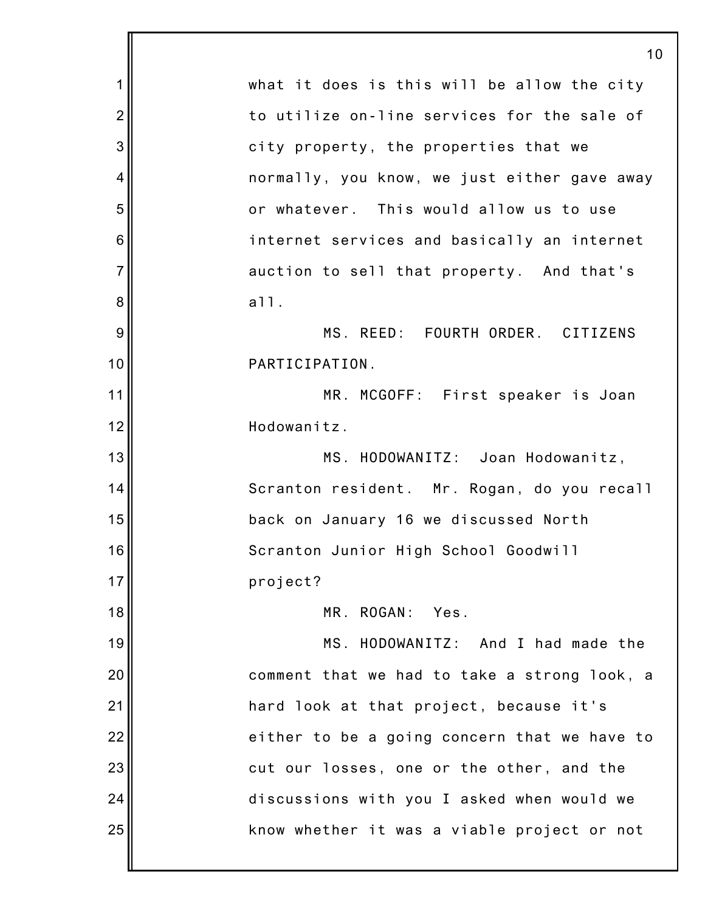what it does is this will be allow the city to utilize on-line services for the sale of city property, the properties that we normally, you know, we just either gave away or whatever. This would allow us to use internet services and basically an internet auction to sell that property. And that's all.

MS. REED: FOURTH ORDER. CITIZENS PARTICIPATION.

MR. MCGOFF: First speaker is Joan Hodowanitz.

MS. HODOWANITZ: Joan Hodowanitz, Scranton resident. Mr. Rogan, do you recall back on January 16 we discussed North Scranton Junior High School Goodwill project?

MR. ROGAN: Yes.

MS. HODOWANITZ: And I had made the comment that we had to take a strong look, a hard look at that project, because it's either to be a going concern that we have to cut our losses, one or the other, and the discussions with you I asked when would we know whether it was a viable project or not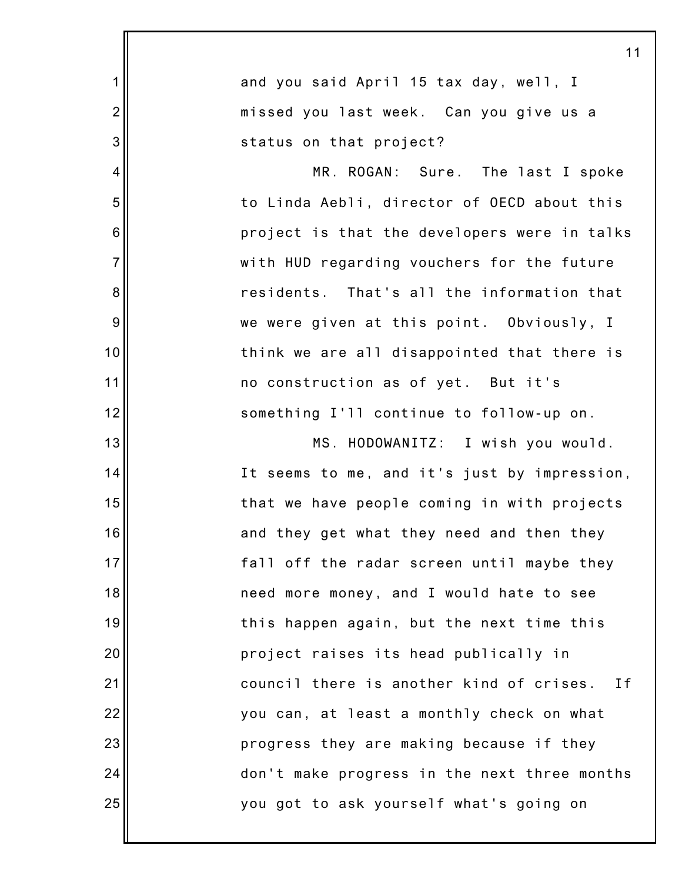and you said April 15 tax day, well, I missed you last week. Can you give us a status on that project?

MR. ROGAN: Sure. The last I spoke to Linda Aebli, director of OECD about this project is that the developers were in talks with HUD regarding vouchers for the future residents. That's all the information that we were given at this point. Obviously, I think we are all disappointed that there is no construction as of yet. But it's something I'll continue to follow-up on.

MS. HODOWANITZ: I wish you would. It seems to me, and it's just by impression, that we have people coming in with projects and they get what they need and then they fall off the radar screen until maybe they need more money, and I would hate to see this happen again, but the next time this project raises its head publically in council there is another kind of crises. If you can, at least a monthly check on what progress they are making because if they don't make progress in the next three months you got to ask yourself what's going on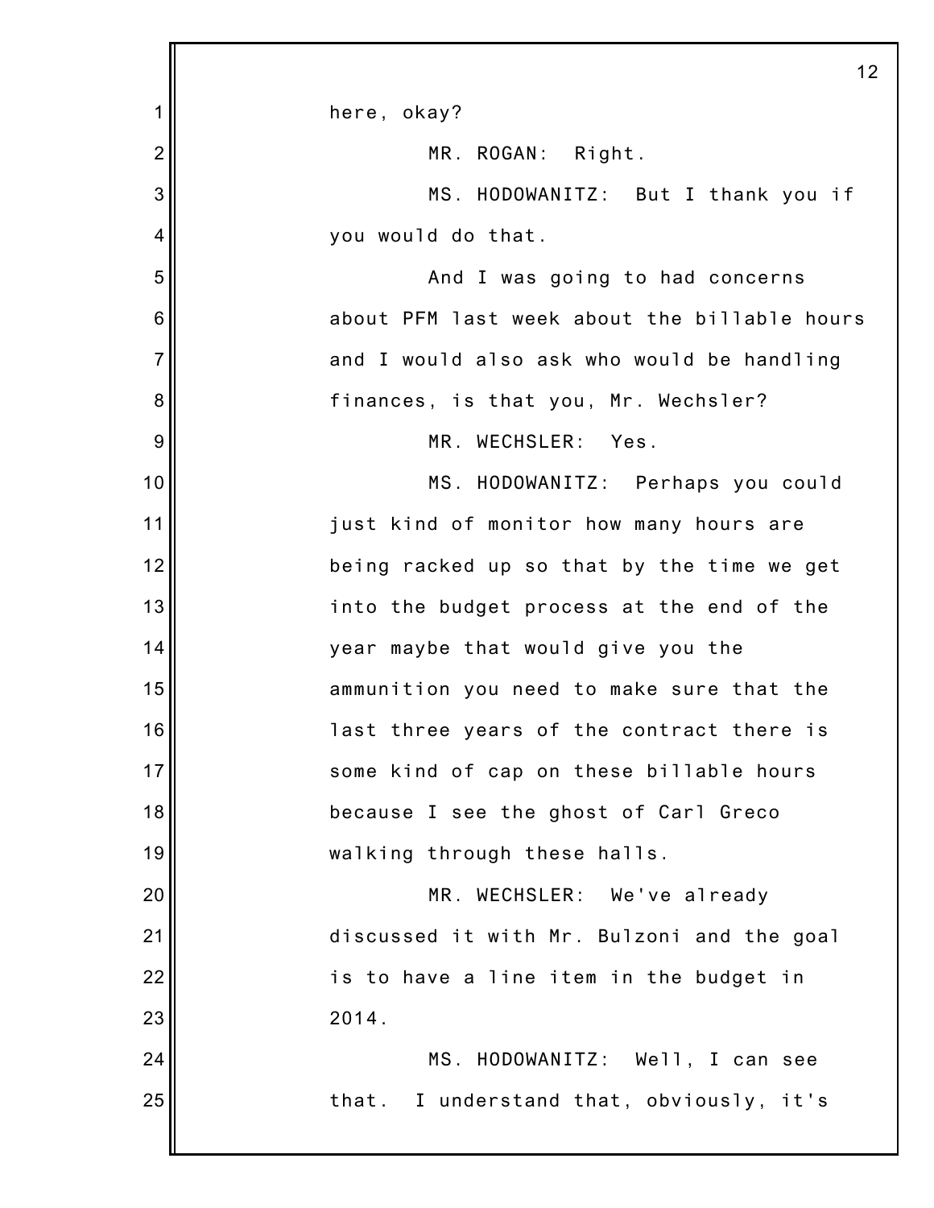here, okay?

MR. ROGAN: Right.

MS. HODOWANITZ: But I thank you if you would do that.

And I was going to had concerns about PFM last week about the billable hours and I would also ask who would be handling finances, is that you, Mr. Wechsler?

MR. WECHSLER: Yes.

MS. HODOWANITZ: Perhaps you could just kind of monitor how many hours are being racked up so that by the time we get into the budget process at the end of the year maybe that would give you the ammunition you need to make sure that the last three years of the contract there is some kind of cap on these billable hours because I see the ghost of Carl Greco walking through these halls.

MR. WECHSLER: We've already discussed it with Mr. Bulzoni and the goal is to have a line item in the budget in 2014.

MS. HODOWANITZ: Well, I can see that. I understand that, obviously, it's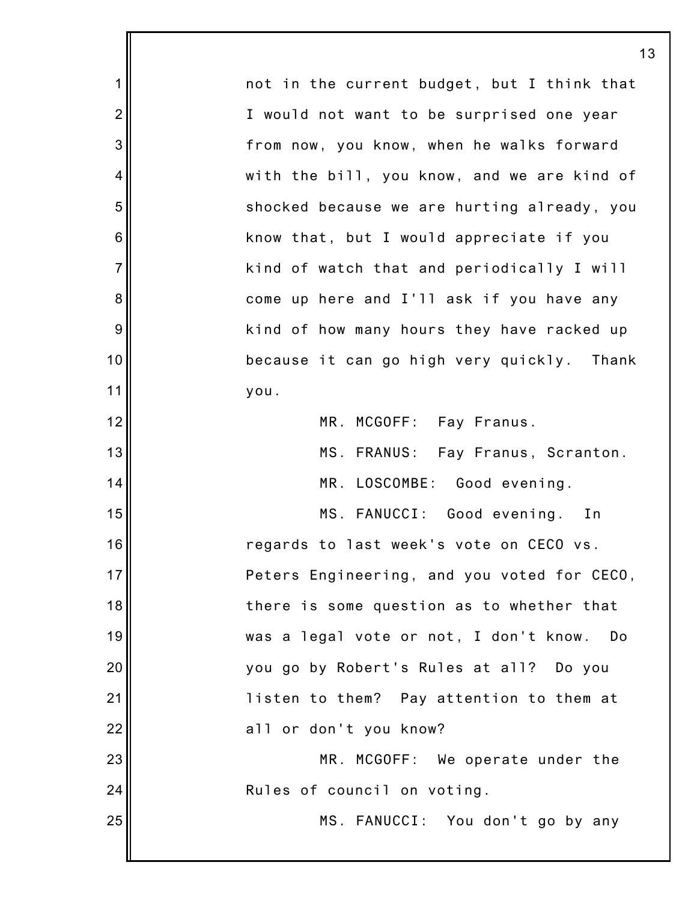not in the current budget, but I think that I would not want to be surprised one year from now, you know, when he walks forward with the bill, you know, and we are kind of shocked because we are hurting already, you know that, but I would appreciate if you kind of watch that and periodically I will come up here and I'll ask if you have any kind of how many hours they have racked up because it can go high very quickly. Thank you.

MR. MCGOFF: Fay Franus.

MS. FRANUS: Fay Franus, Scranton.

MR. LOSCOMBE: Good evening.

MS. FANUCCI: Good evening. In regards to last week's vote on CECO vs. Peters Engineering, and you voted for CECO, there is some question as to whether that was a legal vote or not, I don't know. Do you go by Robert's Rules at all? Do you listen to them? Pay attention to them at all or don't you know?

MR. MCGOFF: We operate under the Rules of council on voting.

MS. FANUCCI: You don't go by any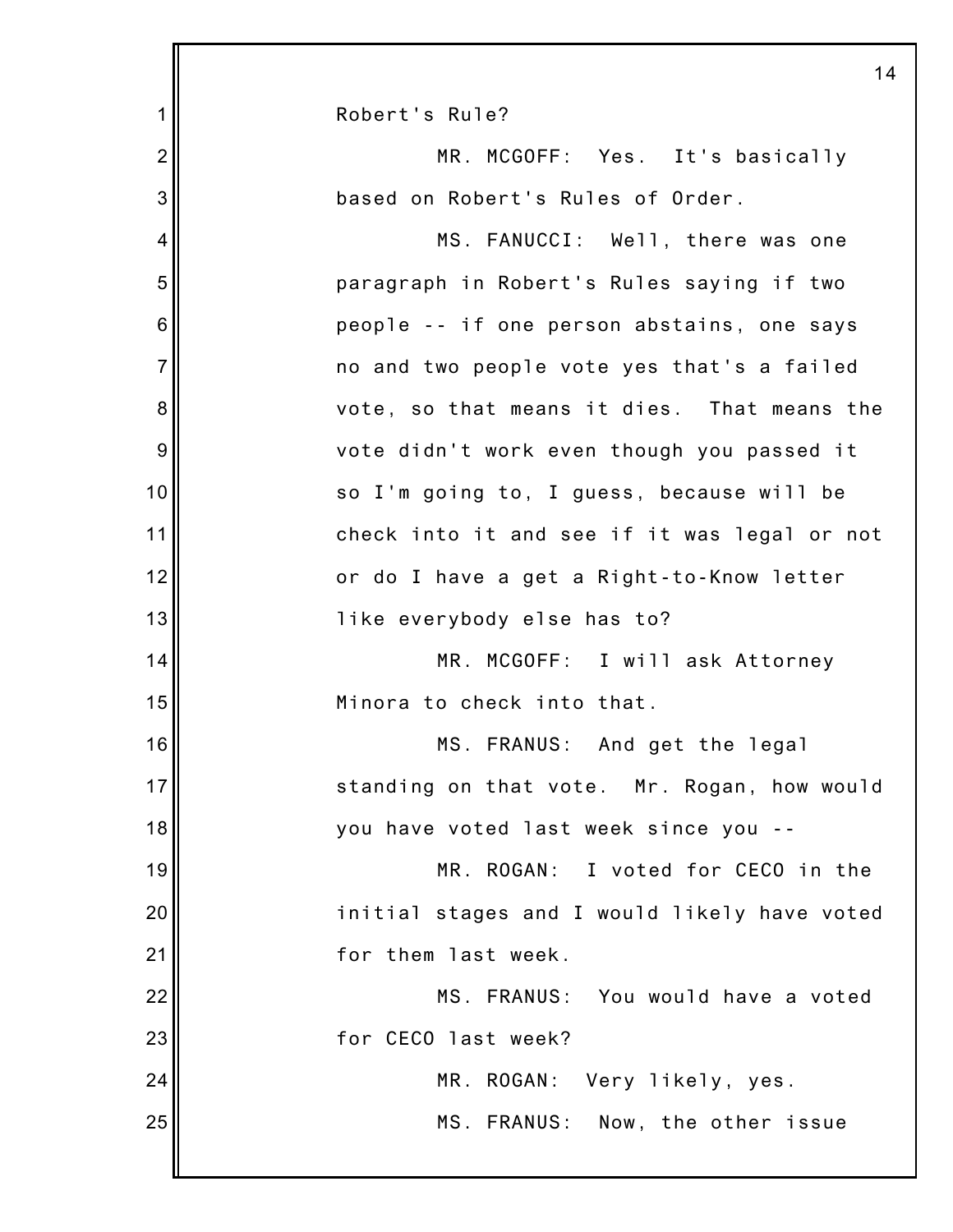Robert's Rule?

MR. MCGOFF: Yes. It's basically based on Robert's Rules of Order.

MS. FANUCCI: Well, there was one paragraph in Robert's Rules saying if two people -- if one person abstains, one says no and two people vote yes that's a failed vote, so that means it dies. That means the vote didn't work even though you passed it so I'm going to, I guess, because will be check into it and see if it was legal or not or do I have a get a Right-to-Know letter like everybody else has to?

MR. MCGOFF: I will ask Attorney Minora to check into that.

MS. FRANUS: And get the legal standing on that vote. Mr. Rogan, how would you have voted last week since you --

MR. ROGAN: I voted for CECO in the initial stages and I would likely have voted for them last week.

MS. FRANUS: You would have a voted for CECO last week?

MR. ROGAN: Very likely, yes.

MS. FRANUS: Now, the other issue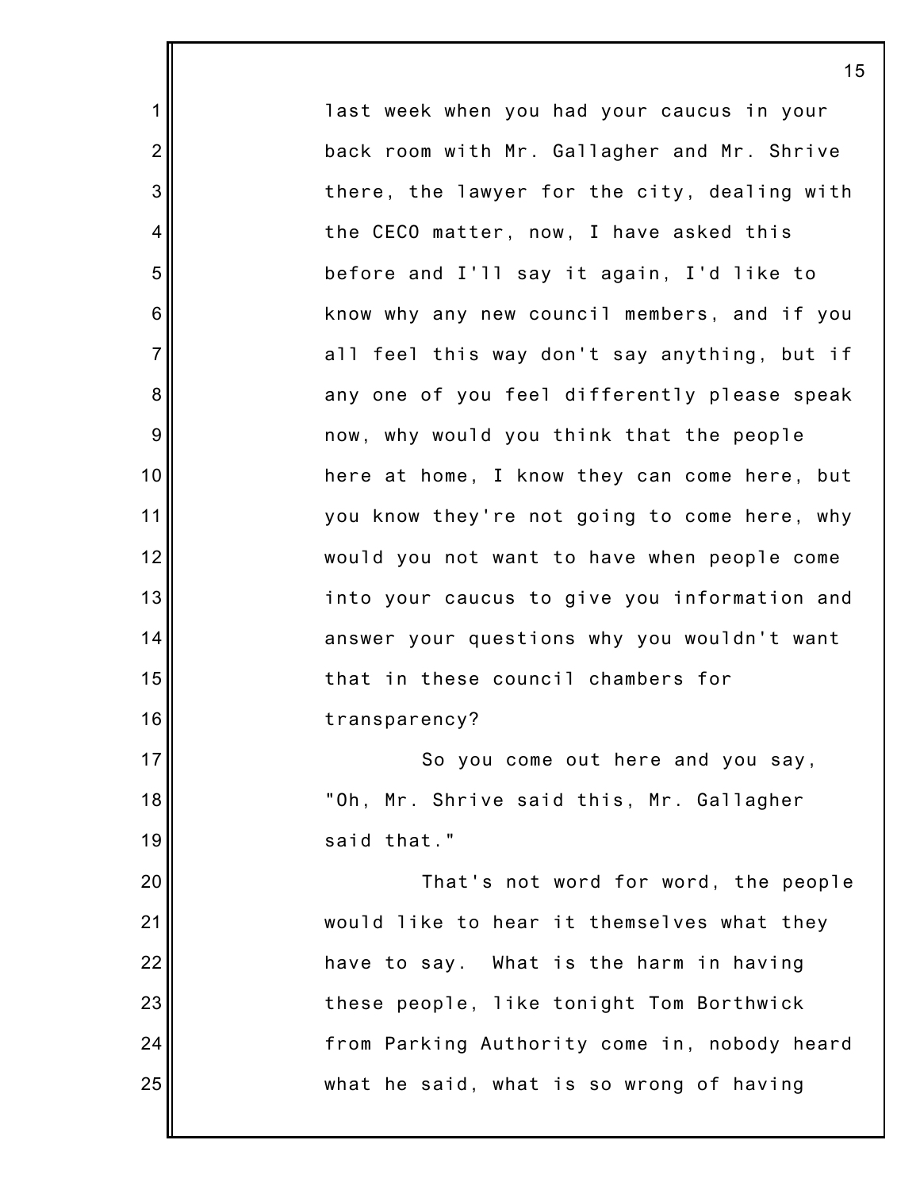last week when you had your caucus in your back room with Mr. Gallagher and Mr. Shrive there, the lawyer for the city, dealing with the CECO matter, now, I have asked this before and I'll say it again, I'd like to know why any new council members, and if you all feel this way don't say anything, but if any one of you feel differently please speak now, why would you think that the people here at home, I know they can come here, but you know they're not going to come here, why would you not want to have when people come into your caucus to give you information and answer your questions why you wouldn't want that in these council chambers for transparency?

So you come out here and you say, "Oh, Mr. Shrive said this, Mr. Gallagher said that."

That's not word for word, the people would like to hear it themselves what they have to say. What is the harm in having these people, like tonight Tom Borthwick from Parking Authority come in, nobody heard what he said, what is so wrong of having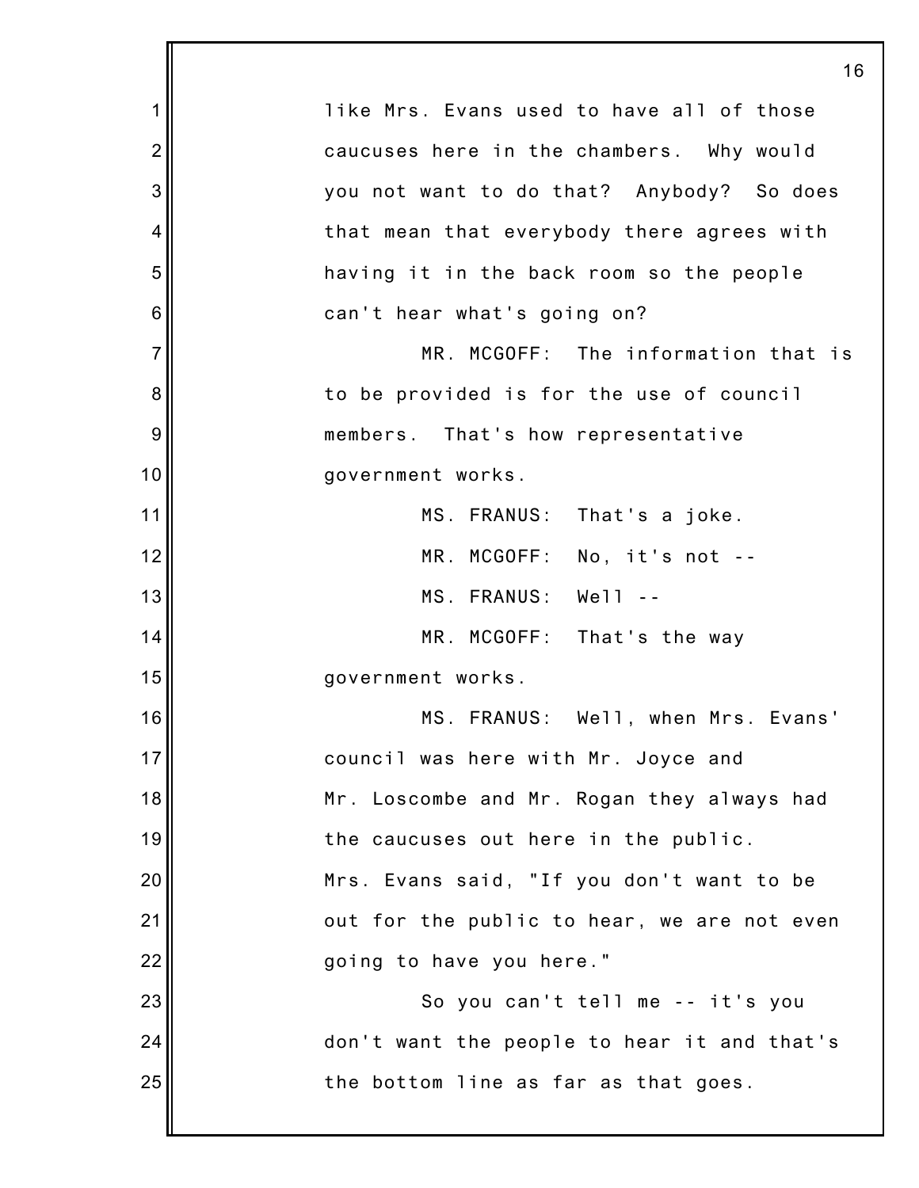like Mrs. Evans used to have all of those caucuses here in the chambers. Why would you not want to do that? Anybody? So does that mean that everybody there agrees with having it in the back room so the people can't hear what's going on?

MR. MCGOFF: The information that is to be provided is for the use of council members. That's how representative government works.

MS. FRANUS: That's a joke.

MR. MCGOFF: No, it's not --

MS. FRANUS: Well --

MR. MCGOFF: That's the way government works.

MS. FRANUS: Well, when Mrs. Evans' council was here with Mr. Joyce and Mr. Loscombe and Mr. Rogan they always had the caucuses out here in the public. Mrs. Evans said, "If you don't want to be out for the public to hear, we are not even going to have you here."

So you can't tell me -- it's you don't want the people to hear it and that's the bottom line as far as that goes.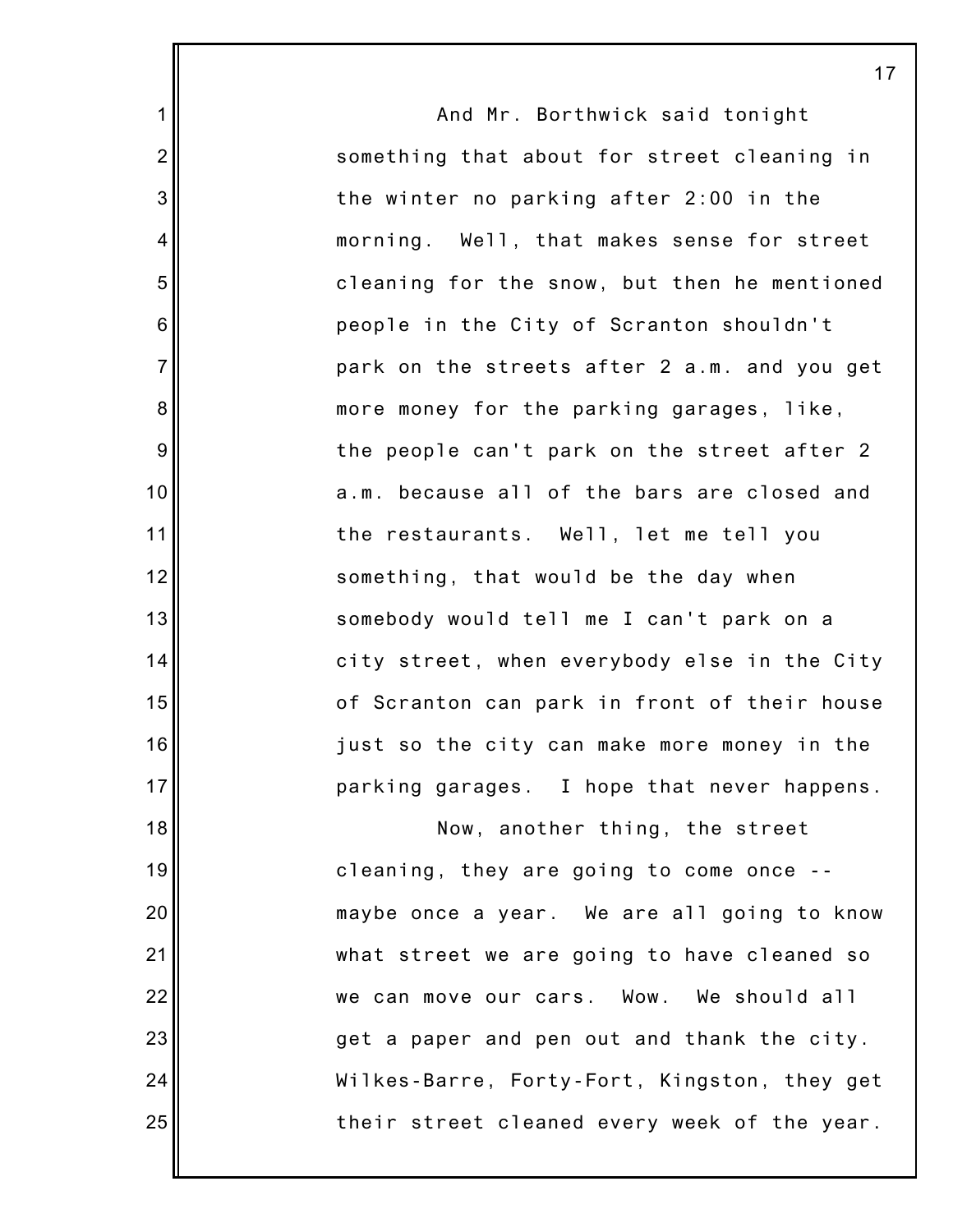And Mr. Borthwick said tonight something that about for street cleaning in the winter no parking after 2:00 in the morning. Well, that makes sense for street cleaning for the snow, but then he mentioned people in the City of Scranton shouldn't park on the streets after 2 a.m. and you get more money for the parking garages, like, the people can't park on the street after 2 a.m. because all of the bars are closed and the restaurants. Well, let me tell you something, that would be the day when somebody would tell me I can't park on a city street, when everybody else in the City of Scranton can park in front of their house just so the city can make more money in the parking garages. I hope that never happens.

Now, another thing, the street cleaning, they are going to come once -- maybe once a year. We are all going to know what street we are going to have cleaned so we can move our cars. Wow. We should all get a paper and pen out and thank the city. Wilkes-Barre, Forty-Fort, Kingston, they get their street cleaned every week of the year.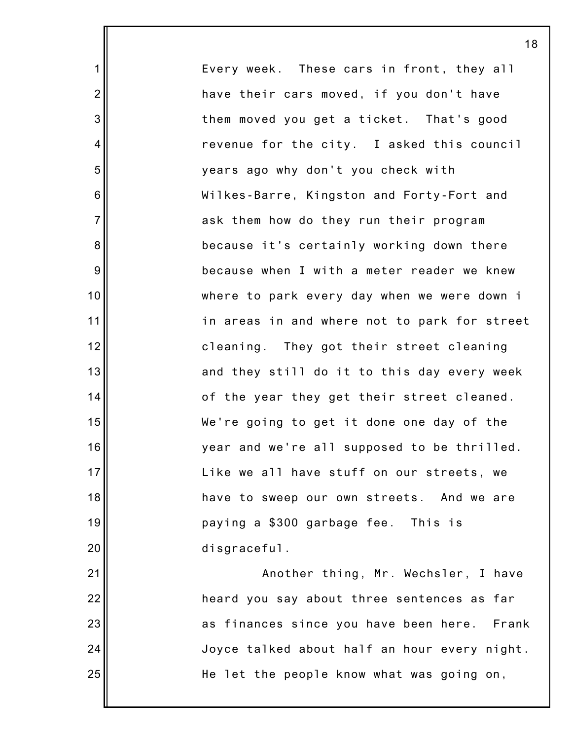Every week. These cars in front, they all have their cars moved, if you don't have them moved you get a ticket. That's good revenue for the city. I asked this council years ago why don't you check with Wilkes-Barre, Kingston and Forty-Fort and ask them how do they run their program because it's certainly working down there because when I with a meter reader we knew where to park every day when we were down i in areas in and where not to park for street cleaning. They got their street cleaning and they still do it to this day every week of the year they get their street cleaned. We're going to get it done one day of the year and we're all supposed to be thrilled. Like we all have stuff on our streets, we have to sweep our own streets. And we are paying a $300 garbage fee. This is disgraceful.

Another thing, Mr. Wechsler, I have heard you say about three sentences as far as finances since you have been here. Frank Joyce talked about half an hour every night. He let the people know what was going on,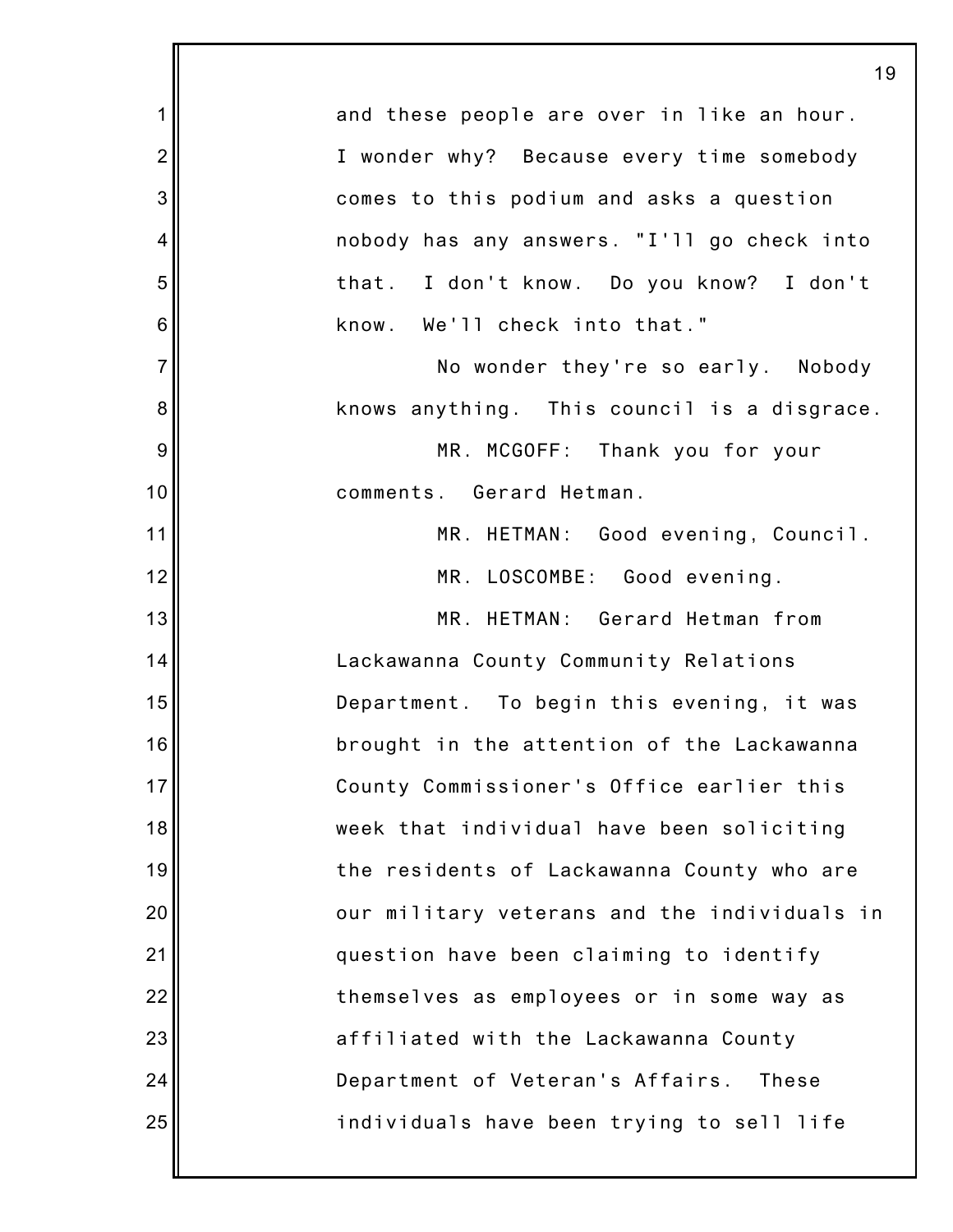and these people are over in like an hour. I wonder why? Because every time somebody comes to this podium and asks a question nobody has any answers. "I'll go check into that. I don't know. Do you know? I don't know. We'll check into that."

No wonder they're so early. Nobody knows anything. This council is a disgrace.

MR. MCGOFF: Thank you for your comments. Gerard Hetman.

MR. HETMAN: Good evening, Council.

MR. LOSCOMBE: Good evening.

MR. HETMAN: Gerard Hetman from Lackawanna County Community Relations Department. To begin this evening, it was brought in the attention of the Lackawanna County Commissioner's Office earlier this week that individual have been soliciting the residents of Lackawanna County who are our military veterans and the individuals in question have been claiming to identify themselves as employees or in some way as affiliated with the Lackawanna County Department of Veteran's Affairs. These individuals have been trying to sell life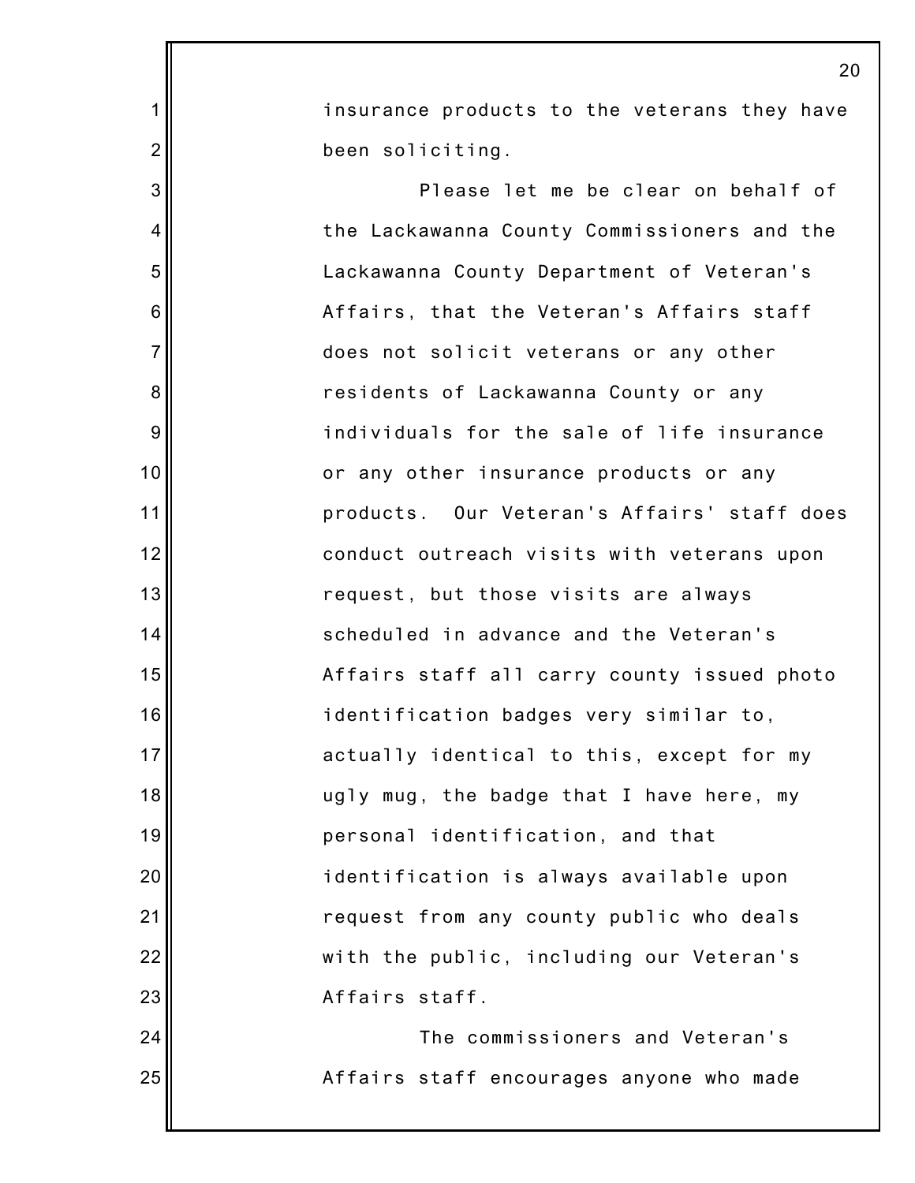insurance products to the veterans they have been soliciting.

Please let me be clear on behalf of the Lackawanna County Commissioners and the Lackawanna County Department of Veteran's Affairs, that the Veteran's Affairs staff does not solicit veterans or any other residents of Lackawanna County or any individuals for the sale of life insurance or any other insurance products or any products. Our Veteran's Affairs' staff does conduct outreach visits with veterans upon request, but those visits are always scheduled in advance and the Veteran's Affairs staff all carry county issued photo identification badges very similar to, actually identical to this, except for my ugly mug, the badge that I have here, my personal identification, and that identification is always available upon request from any county public who deals with the public, including our Veteran's Affairs staff.

The commissioners and Veteran's Affairs staff encourages anyone who made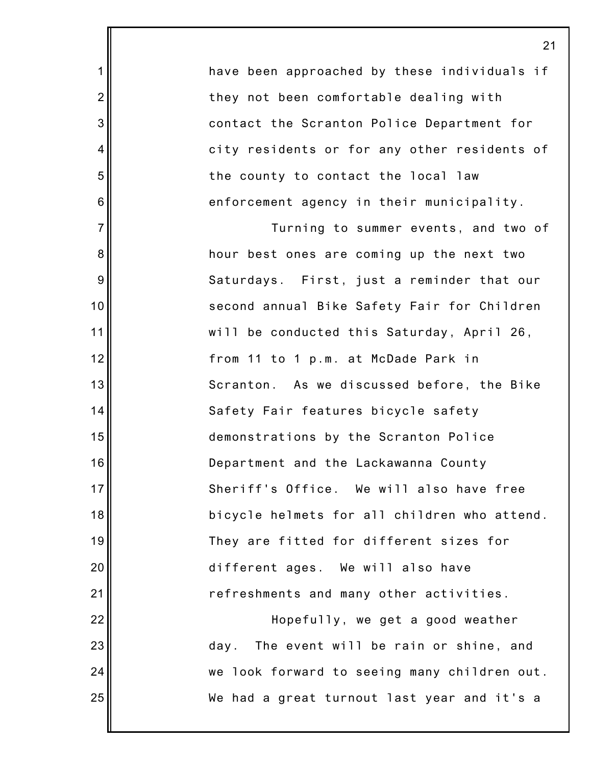have been approached by these individuals if they not been comfortable dealing with contact the Scranton Police Department for city residents or for any other residents of the county to contact the local law enforcement agency in their municipality.

Turning to summer events, and two of hour best ones are coming up the next two Saturdays. First, just a reminder that our second annual Bike Safety Fair for Children will be conducted this Saturday, April 26, from 11 to 1 p.m. at McDade Park in Scranton. As we discussed before, the Bike Safety Fair features bicycle safety demonstrations by the Scranton Police Department and the Lackawanna County Sheriff's Office. We will also have free bicycle helmets for all children who attend. They are fitted for different sizes for different ages. We will also have refreshments and many other activities.

Hopefully, we get a good weather day. The event will be rain or shine, and we look forward to seeing many children out. We had a great turnout last year and it's a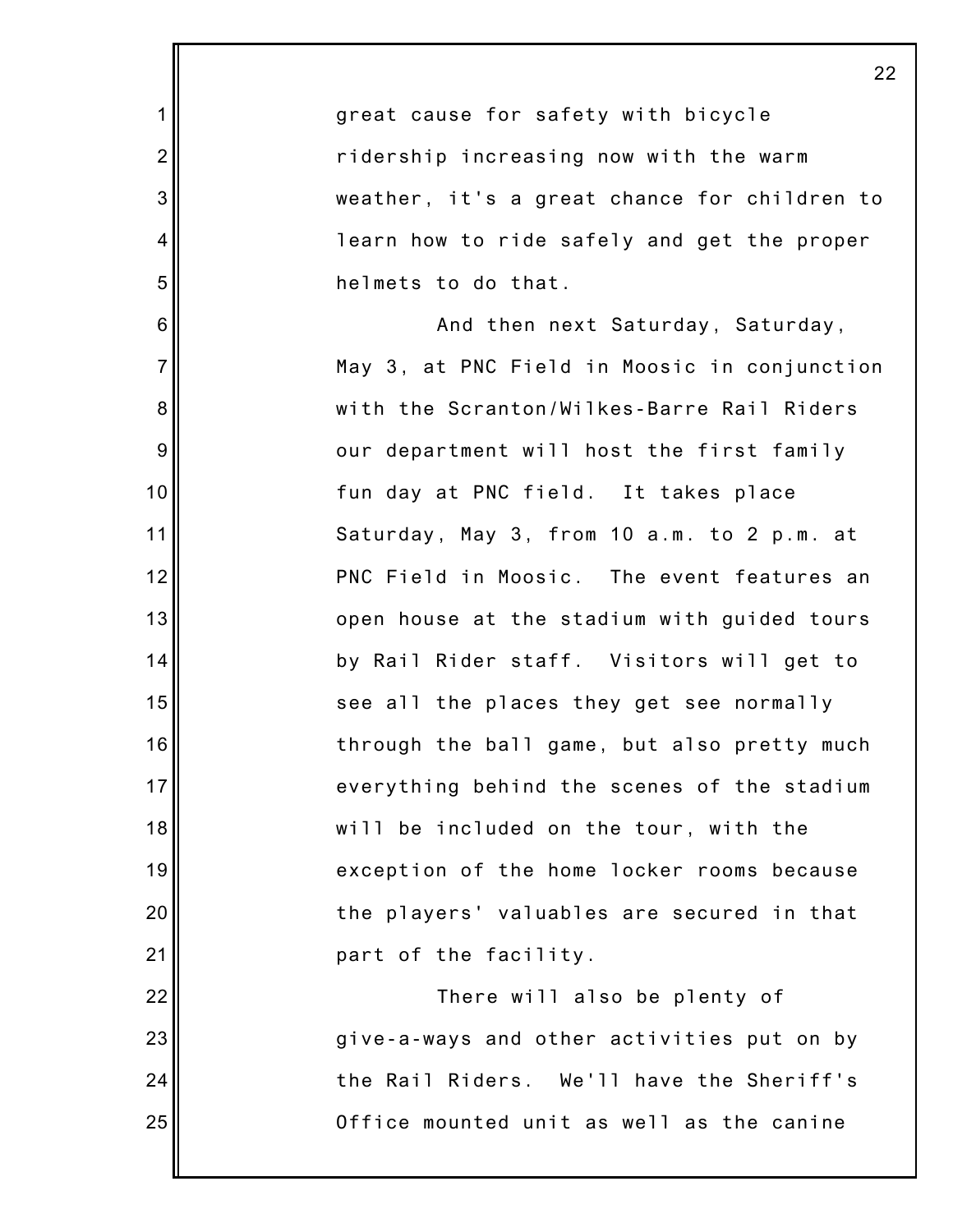great cause for safety with bicycle ridership increasing now with the warm weather, it's a great chance for children to learn how to ride safely and get the proper helmets to do that.

And then next Saturday, Saturday, May 3, at PNC Field in Moosic in conjunction with the Scranton/Wilkes-Barre Rail Riders our department will host the first family fun day at PNC field. It takes place Saturday, May 3, from 10 a.m. to 2 p.m. at PNC Field in Moosic. The event features an open house at the stadium with guided tours by Rail Rider staff. Visitors will get to see all the places they get see normally through the ball game, but also pretty much everything behind the scenes of the stadium will be included on the tour, with the exception of the home locker rooms because the players' valuables are secured in that part of the facility.

There will also be plenty of give-a-ways and other activities put on by the Rail Riders. We'll have the Sheriff's Office mounted unit as well as the canine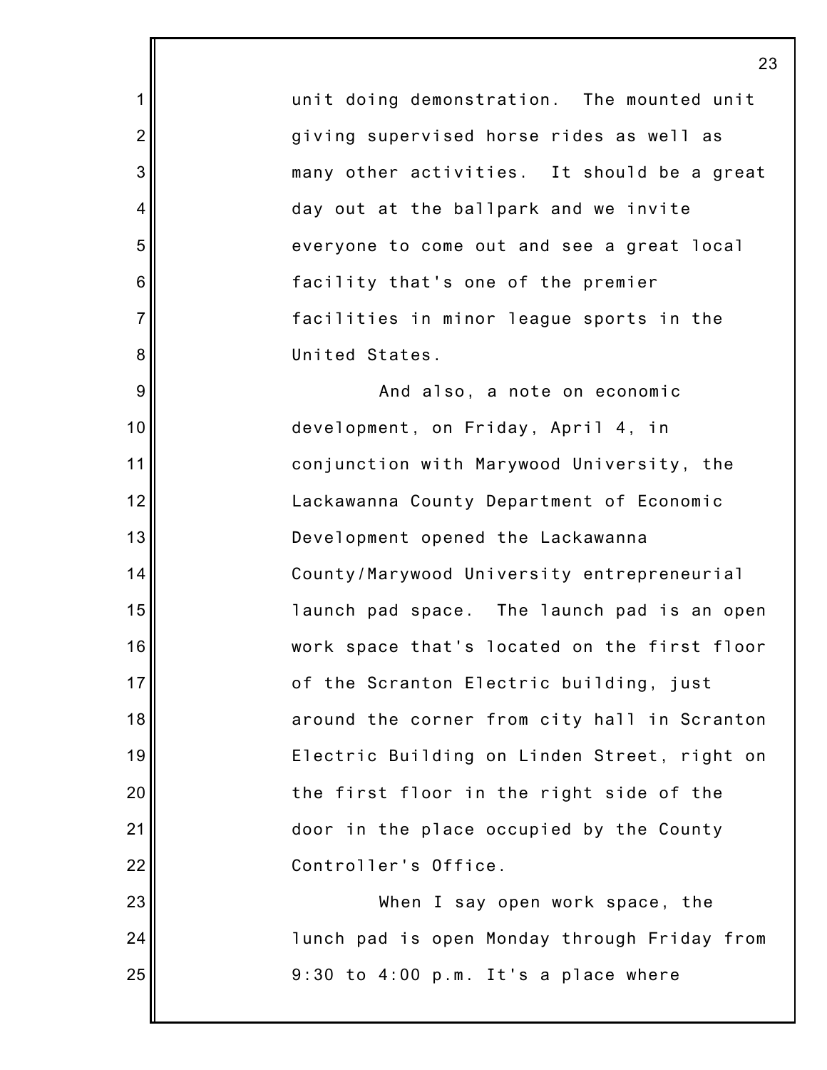unit doing demonstration. The mounted unit giving supervised horse rides as well as many other activities. It should be a great day out at the ballpark and we invite everyone to come out and see a great local facility that's one of the premier facilities in minor league sports in the United States.

And also, a note on economic development, on Friday, April 4, in conjunction with Marywood University, the Lackawanna County Department of Economic Development opened the Lackawanna County/Marywood University entrepreneurial launch pad space. The launch pad is an open work space that's located on the first floor of the Scranton Electric building, just around the corner from city hall in Scranton Electric Building on Linden Street, right on the first floor in the right side of the door in the place occupied by the County Controller's Office.

When I say open work space, the lunch pad is open Monday through Friday from 9:30 to 4:00 p.m. It's a place where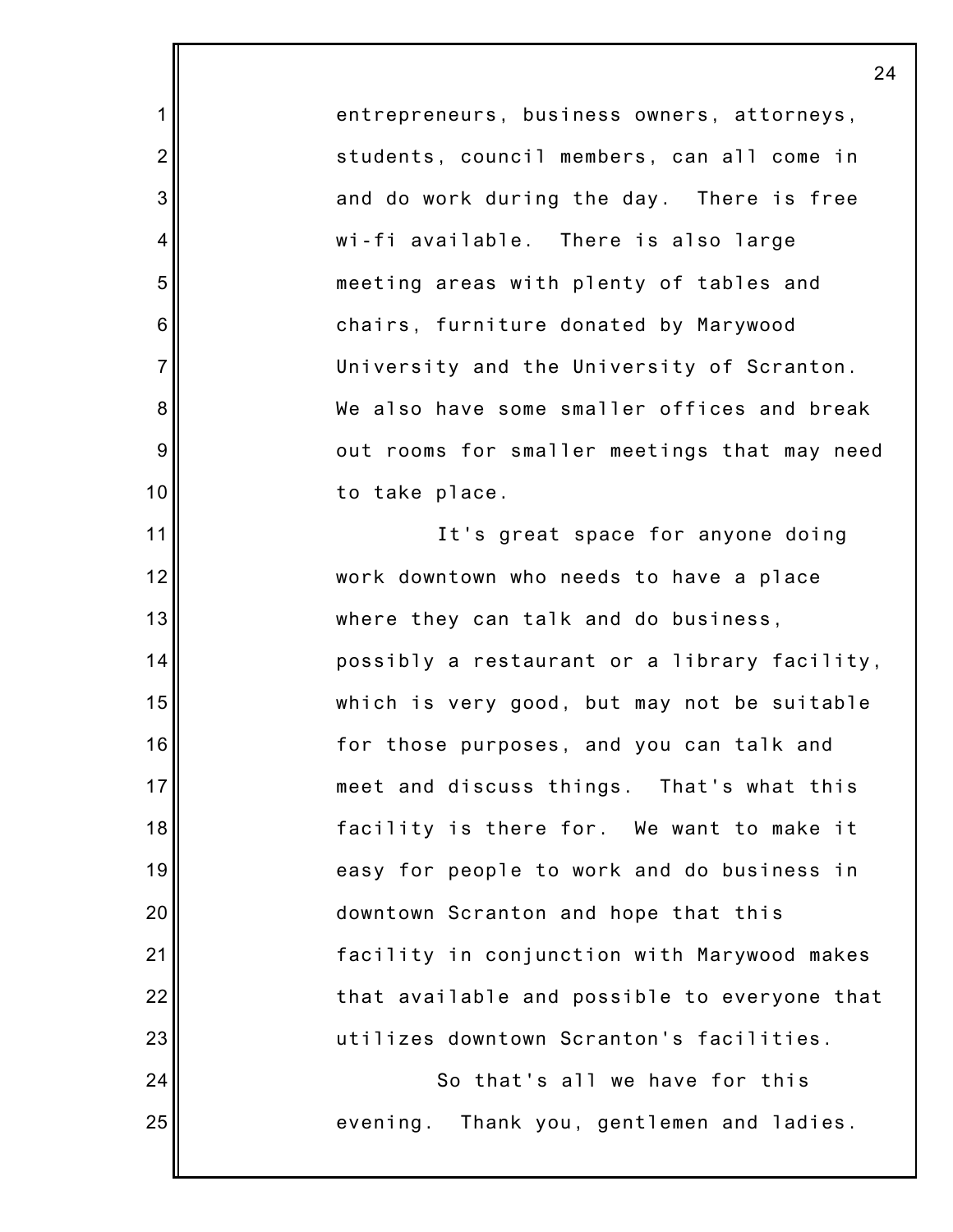entrepreneurs, business owners, attorneys, students, council members, can all come in and do work during the day. There is free wi-fi available. There is also large meeting areas with plenty of tables and chairs, furniture donated by Marywood University and the University of Scranton. We also have some smaller offices and break out rooms for smaller meetings that may need to take place.

It's great space for anyone doing work downtown who needs to have a place where they can talk and do business, possibly a restaurant or a library facility, which is very good, but may not be suitable for those purposes, and you can talk and meet and discuss things. That's what this facility is there for. We want to make it easy for people to work and do business in downtown Scranton and hope that this facility in conjunction with Marywood makes that available and possible to everyone that utilizes downtown Scranton's facilities.

So that's all we have for this evening. Thank you, gentlemen and ladies.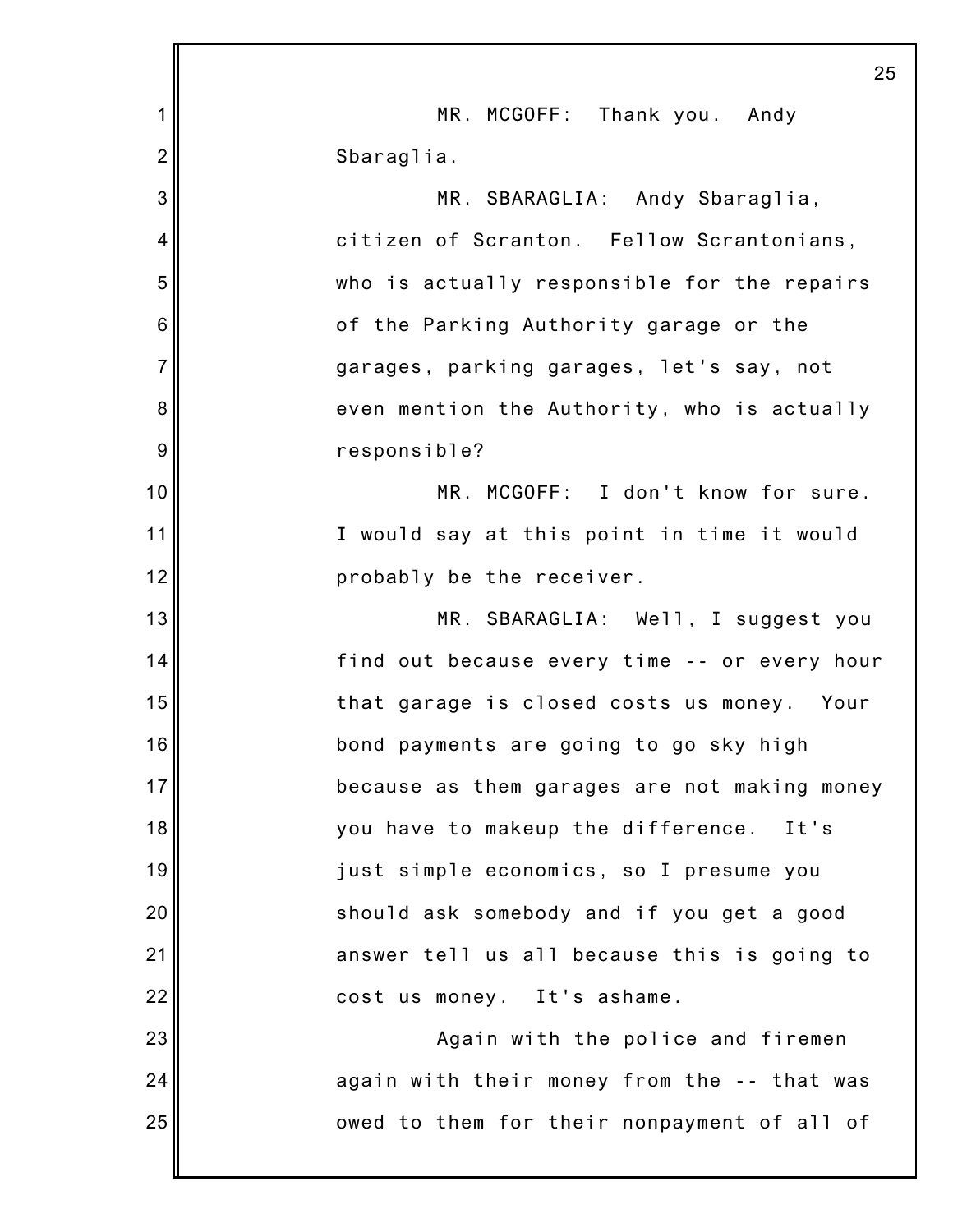MR. MCGOFF: Thank you. Andy Sbaraglia.

MR. SBARAGLIA: Andy Sbaraglia, citizen of Scranton. Fellow Scrantonians, who is actually responsible for the repairs of the Parking Authority garage or the garages, parking garages, let's say, not even mention the Authority, who is actually responsible?

MR. MCGOFF: I don't know for sure. I would say at this point in time it would probably be the receiver.

MR. SBARAGLIA: Well, I suggest you find out because every time -- or every hour that garage is closed costs us money. Your bond payments are going to go sky high because as them garages are not making money you have to makeup the difference. It's just simple economics, so I presume you should ask somebody and if you get a good answer tell us all because this is going to cost us money. It's ashame.

Again with the police and firemen again with their money from the -- that was owed to them for their nonpayment of all of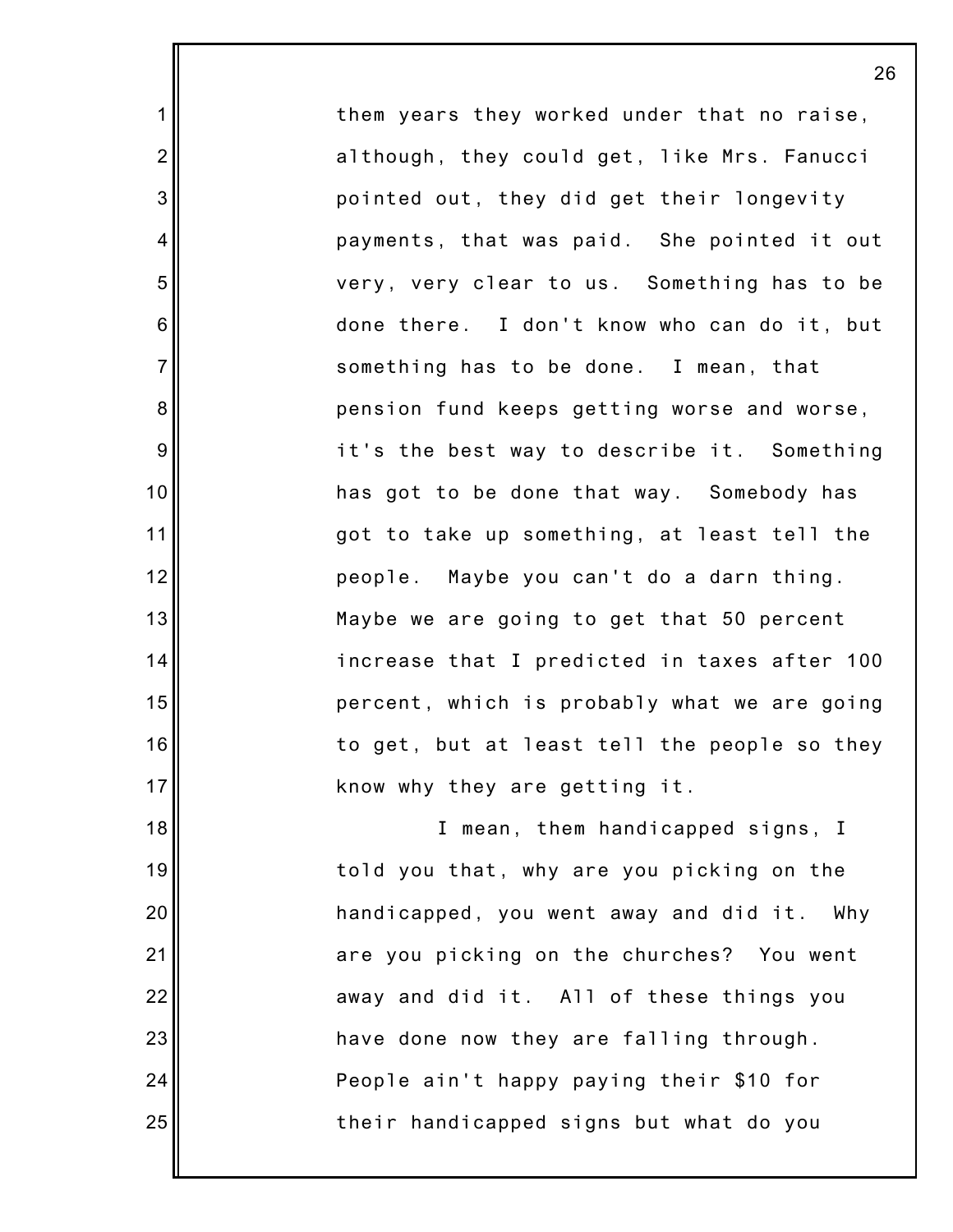them years they worked under that no raise, although, they could get, like Mrs. Fanucci pointed out, they did get their longevity payments, that was paid. She pointed it out very, very clear to us. Something has to be done there. I don't know who can do it, but something has to be done. I mean, that pension fund keeps getting worse and worse, it's the best way to describe it. Something has got to be done that way. Somebody has got to take up something, at least tell the people. Maybe you can't do a darn thing. Maybe we are going to get that 50 percent increase that I predicted in taxes after 100 percent, which is probably what we are going to get, but at least tell the people so they know why they are getting it.

I mean, them handicapped signs, I told you that, why are you picking on the handicapped, you went away and did it. Why are you picking on the churches? You went away and did it. All of these things you have done now they are falling through. People ain't happy paying their $10 for their handicapped signs but what do you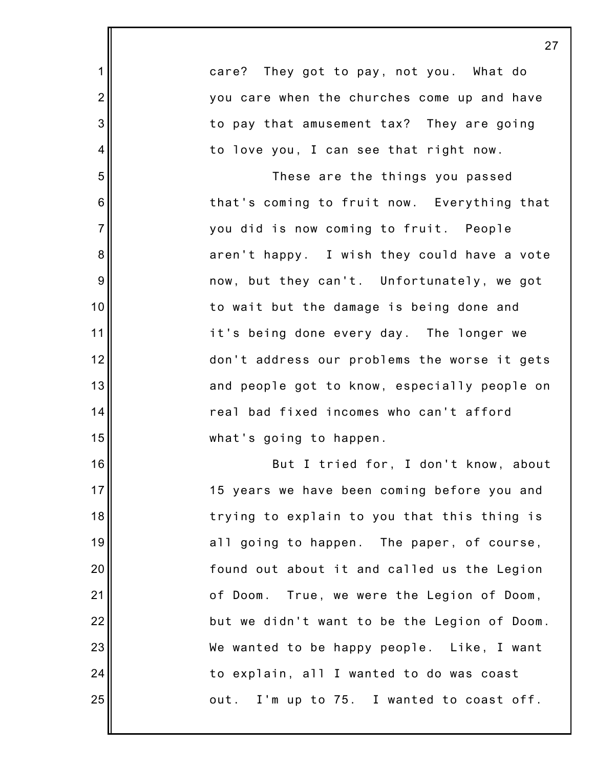care? They got to pay, not you. What do you care when the churches come up and have to pay that amusement tax? They are going to love you, I can see that right now.

These are the things you passed that's coming to fruit now. Everything that you did is now coming to fruit. People aren't happy. I wish they could have a vote now, but they can't. Unfortunately, we got to wait but the damage is being done and it's being done every day. The longer we don't address our problems the worse it gets and people got to know, especially people on real bad fixed incomes who can't afford what's going to happen.

But I tried for, I don't know, about 15 years we have been coming before you and trying to explain to you that this thing is all going to happen. The paper, of course, found out about it and called us the Legion of Doom. True, we were the Legion of Doom, but we didn't want to be the Legion of Doom. We wanted to be happy people. Like, I want to explain, all I wanted to do was coast out. I'm up to 75. I wanted to coast off.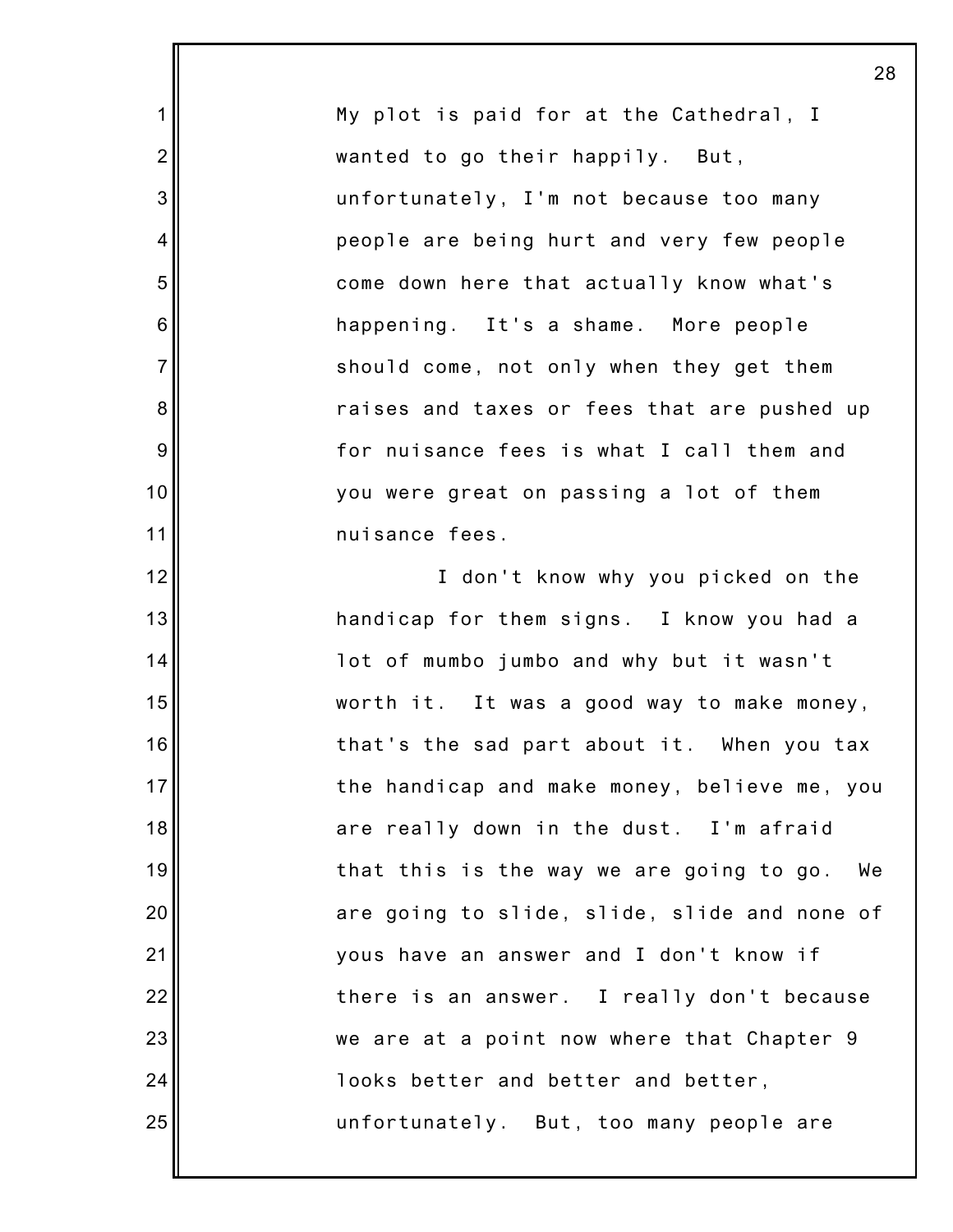My plot is paid for at the Cathedral, I wanted to go their happily. But, unfortunately, I'm not because too many people are being hurt and very few people come down here that actually know what's happening. It's a shame. More people should come, not only when they get them raises and taxes or fees that are pushed up for nuisance fees is what I call them and you were great on passing a lot of them nuisance fees.

I don't know why you picked on the handicap for them signs. I know you had a lot of mumbo jumbo and why but it wasn't worth it. It was a good way to make money, that's the sad part about it. When you tax the handicap and make money, believe me, you are really down in the dust. I'm afraid that this is the way we are going to go. We are going to slide, slide, slide and none of yous have an answer and I don't know if there is an answer. I really don't because we are at a point now where that Chapter 9 looks better and better and better, unfortunately. But, too many people are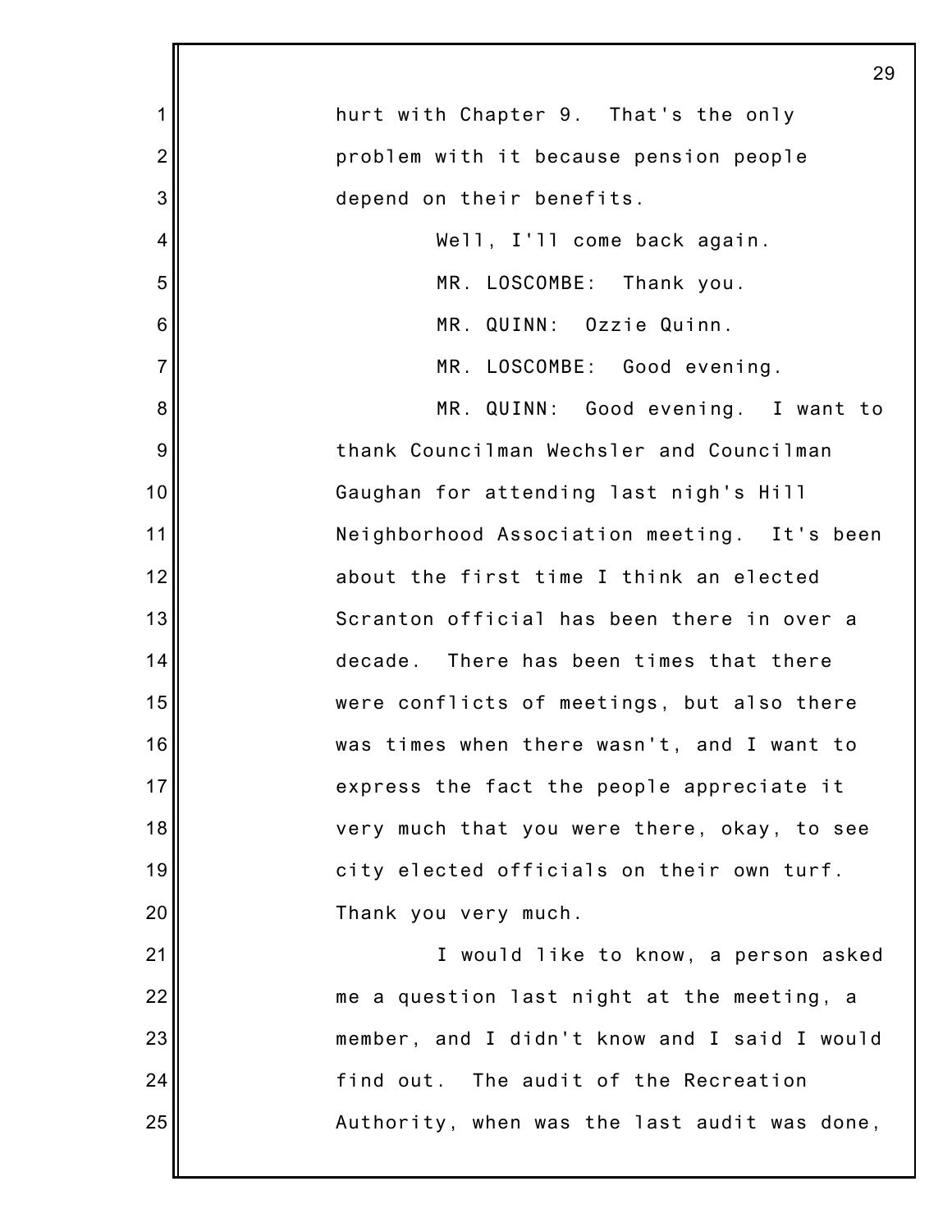hurt with Chapter 9. That's the only problem with it because pension people depend on their benefits.

Well, I'll come back again.

MR. LOSCOMBE: Thank you.

MR. QUINN: Ozzie Quinn.

MR. LOSCOMBE: Good evening.

MR. QUINN: Good evening. I want to thank Councilman Wechsler and Councilman Gaughan for attending last nigh's Hill Neighborhood Association meeting. It's been about the first time I think an elected Scranton official has been there in over a decade. There has been times that there were conflicts of meetings, but also there was times when there wasn't, and I want to express the fact the people appreciate it very much that you were there, okay, to see city elected officials on their own turf. Thank you very much.

I would like to know, a person asked me a question last night at the meeting, a member, and I didn't know and I said I would find out. The audit of the Recreation Authority, when was the last audit was done,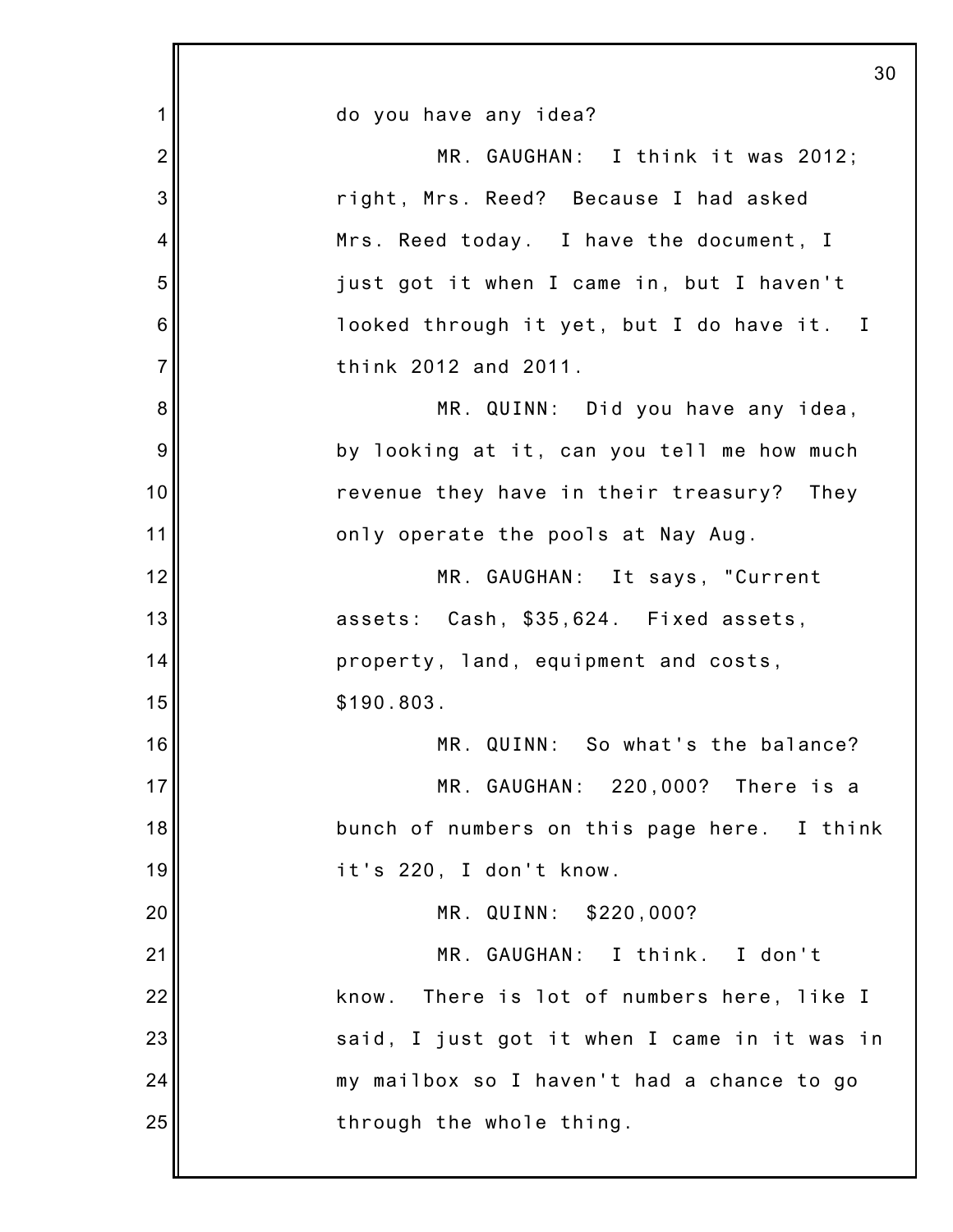do you have any idea?

MR. GAUGHAN: I think it was 2012; right, Mrs. Reed? Because I had asked Mrs. Reed today. I have the document, I just got it when I came in, but I haven't looked through it yet, but I do have it. I think 2012 and 2011.

MR. QUINN: Did you have any idea, by looking at it, can you tell me how much revenue they have in their treasury? They only operate the pools at Nay Aug.

MR. GAUGHAN: It says, "Current assets: Cash, $35,624. Fixed assets, property, land, equipment and costs, $190.803.

MR. QUINN: So what's the balance?

MR. GAUGHAN: 220,000? There is a bunch of numbers on this page here. I think it's 220, I don't know.

MR. QUINN: $220,000?

MR. GAUGHAN: I think. I don't know. There is lot of numbers here, like I said, I just got it when I came in it was in my mailbox so I haven't had a chance to go through the whole thing.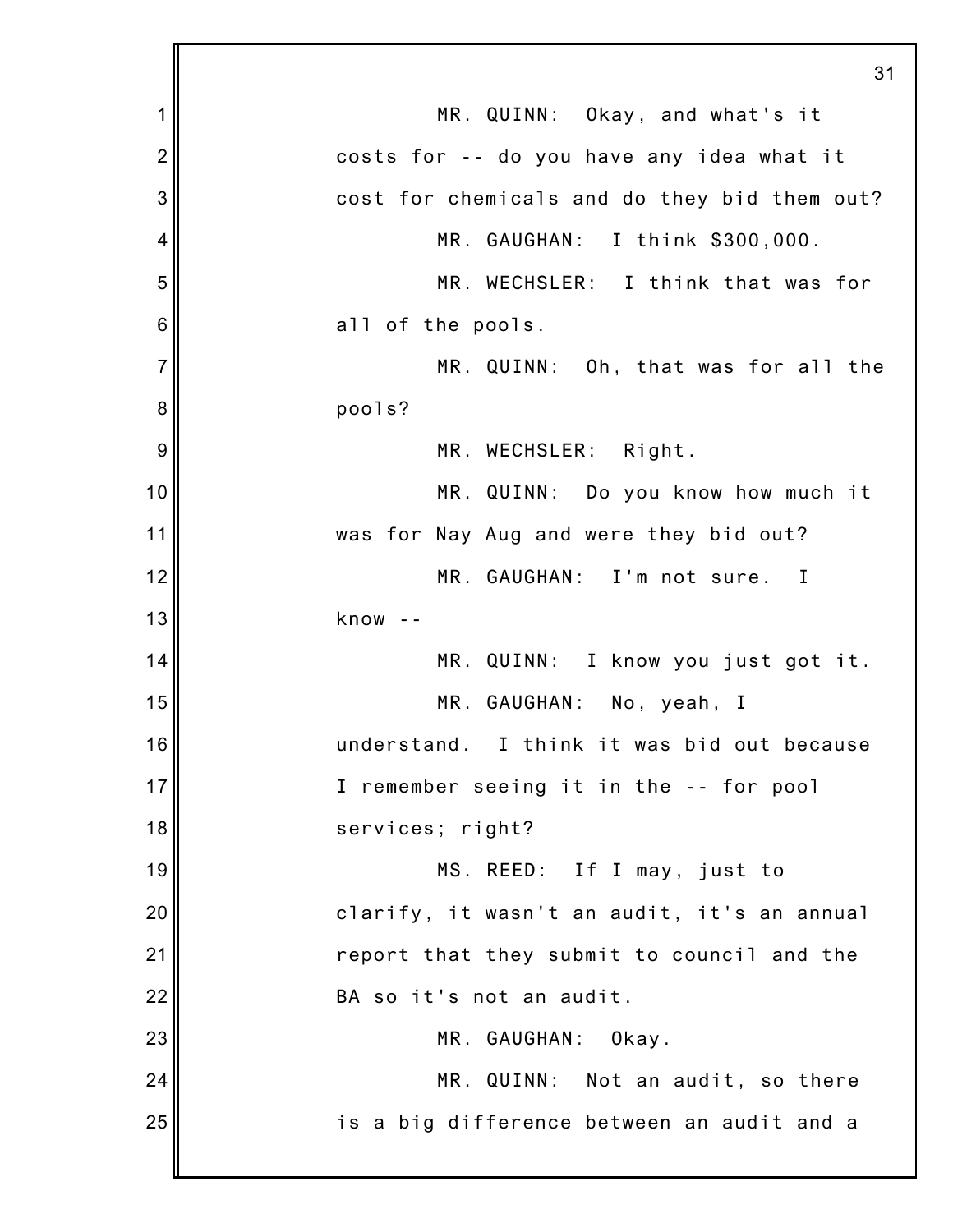MR. QUINN: Okay, and what's it costs for -- do you have any idea what it cost for chemicals and do they bid them out?

MR. GAUGHAN: I think $300,000.

MR. WECHSLER: I think that was for all of the pools.

MR. QUINN: Oh, that was for all the pools?

MR. WECHSLER: Right.

MR. QUINN: Do you know how much it was for Nay Aug and were they bid out?

MR. GAUGHAN: I'm not sure. I know --

MR. QUINN: I know you just got it.

MR. GAUGHAN: No, yeah, I understand. I think it was bid out because I remember seeing it in the -- for pool services; right?

MS. REED: If I may, just to clarify, it wasn't an audit, it's an annual report that they submit to council and the BA so it's not an audit.

MR. GAUGHAN: Okay.

MR. QUINN: Not an audit, so there is a big difference between an audit and a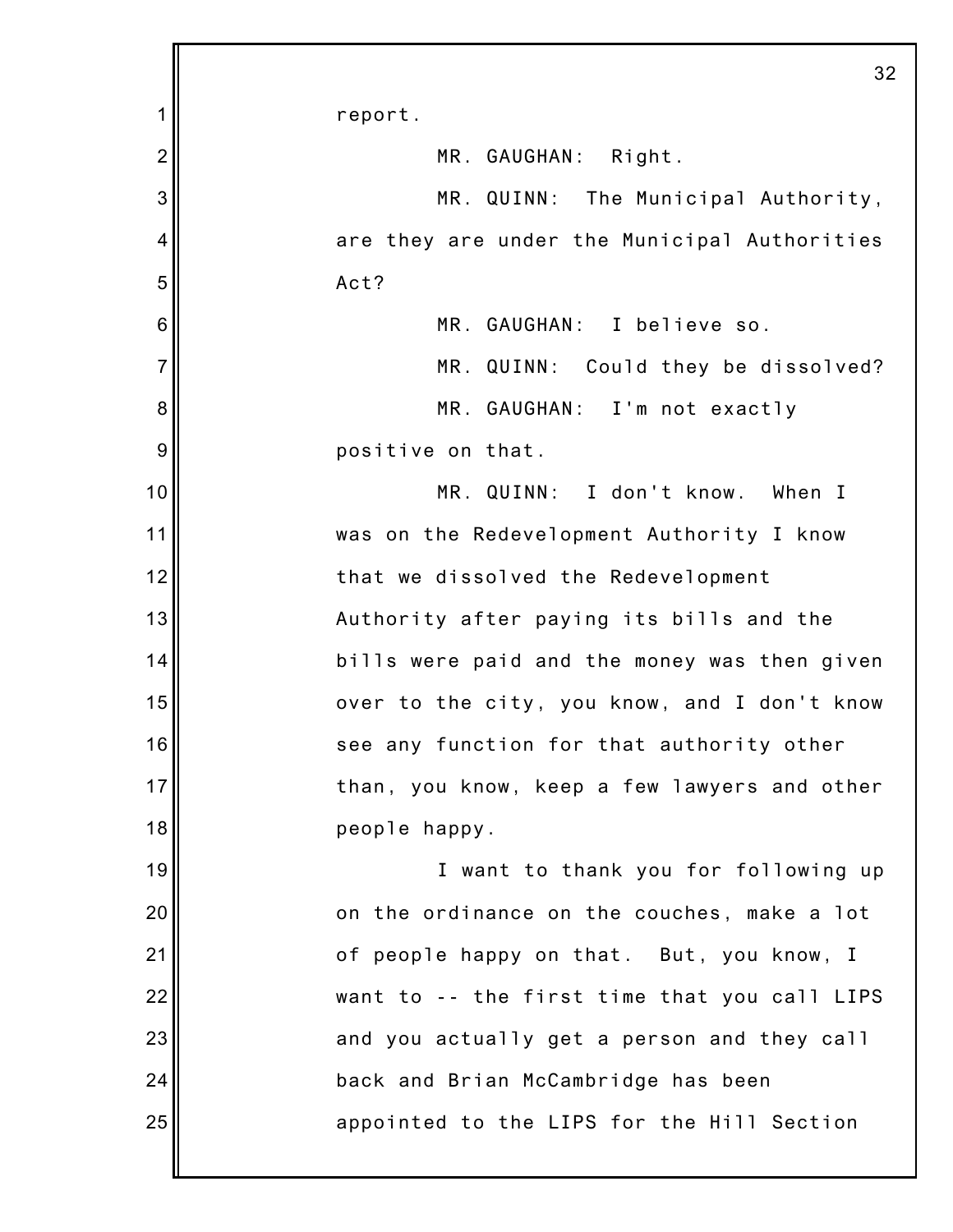report.

MR. GAUGHAN: Right.

MR. QUINN: The Municipal Authority, are they are under the Municipal Authorities Act?

MR. GAUGHAN: I believe so.

MR. QUINN: Could they be dissolved?

MR. GAUGHAN: I'm not exactly positive on that.

MR. QUINN: I don't know. When I was on the Redevelopment Authority I know that we dissolved the Redevelopment Authority after paying its bills and the bills were paid and the money was then given over to the city, you know, and I don't know see any function for that authority other than, you know, keep a few lawyers and other people happy.

I want to thank you for following up on the ordinance on the couches, make a lot of people happy on that. But, you know, I want to -- the first time that you call LIPS and you actually get a person and they call back and Brian McCambridge has been appointed to the LIPS for the Hill Section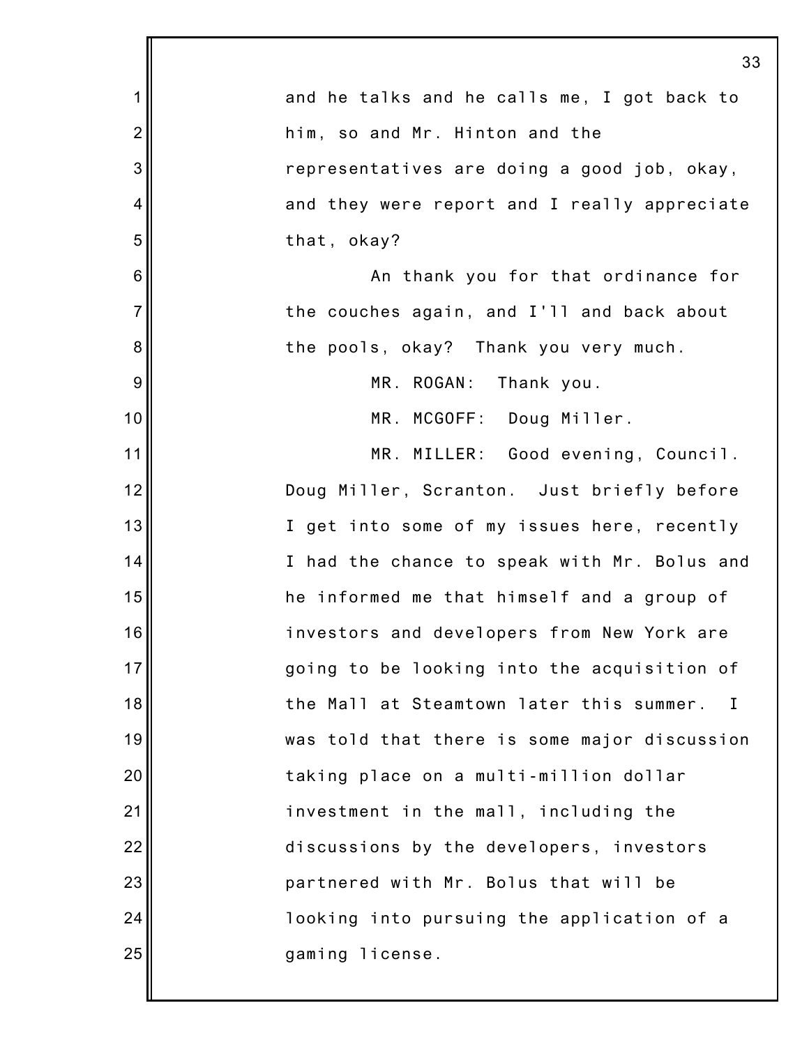and he talks and he calls me, I got back to him, so and Mr. Hinton and the representatives are doing a good job, okay, and they were report and I really appreciate that, okay?

An thank you for that ordinance for the couches again, and I'll and back about the pools, okay? Thank you very much.

MR. ROGAN: Thank you.

MR. MCGOFF: Doug Miller.

MR. MILLER: Good evening, Council. Doug Miller, Scranton. Just briefly before I get into some of my issues here, recently I had the chance to speak with Mr. Bolus and he informed me that himself and a group of investors and developers from New York are going to be looking into the acquisition of the Mall at Steamtown later this summer. I was told that there is some major discussion taking place on a multi-million dollar investment in the mall, including the discussions by the developers, investors partnered with Mr. Bolus that will be looking into pursuing the application of a gaming license.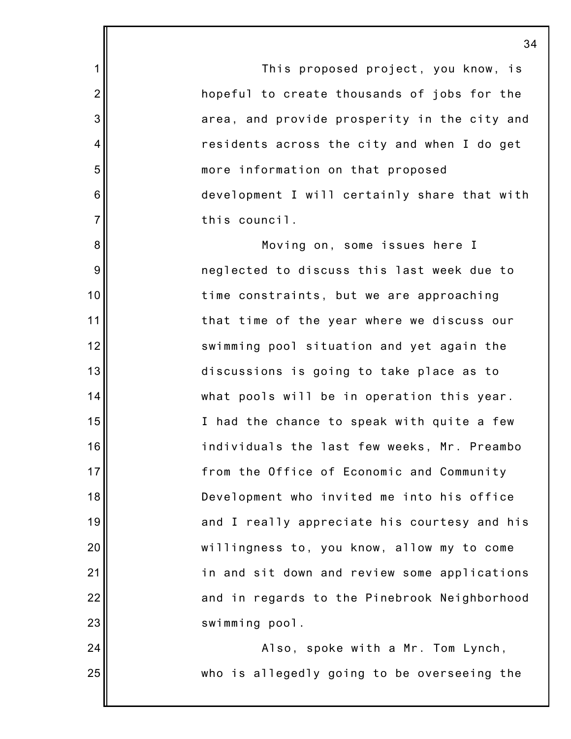This proposed project, you know, is hopeful to create thousands of jobs for the area, and provide prosperity in the city and residents across the city and when I do get more information on that proposed development I will certainly share that with this council.

Moving on, some issues here I neglected to discuss this last week due to time constraints, but we are approaching that time of the year where we discuss our swimming pool situation and yet again the discussions is going to take place as to what pools will be in operation this year. I had the chance to speak with quite a few individuals the last few weeks, Mr. Preambo from the Office of Economic and Community Development who invited me into his office and I really appreciate his courtesy and his willingness to, you know, allow my to come in and sit down and review some applications and in regards to the Pinebrook Neighborhood swimming pool.

Also, spoke with a Mr. Tom Lynch, who is allegedly going to be overseeing the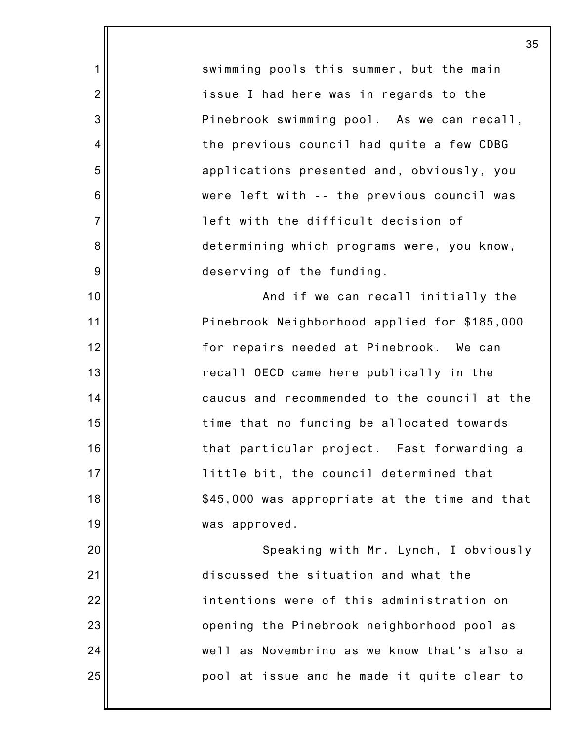swimming pools this summer, but the main issue I had here was in regards to the Pinebrook swimming pool. As we can recall, the previous council had quite a few CDBG applications presented and, obviously, you were left with -- the previous council was left with the difficult decision of determining which programs were, you know, deserving of the funding.

And if we can recall initially the Pinebrook Neighborhood applied for $185,000 for repairs needed at Pinebrook. We can recall OECD came here publically in the caucus and recommended to the council at the time that no funding be allocated towards that particular project. Fast forwarding a little bit, the council determined that $45,000 was appropriate at the time and that was approved.

Speaking with Mr. Lynch, I obviously discussed the situation and what the intentions were of this administration on opening the Pinebrook neighborhood pool as well as Novembrino as we know that's also a pool at issue and he made it quite clear to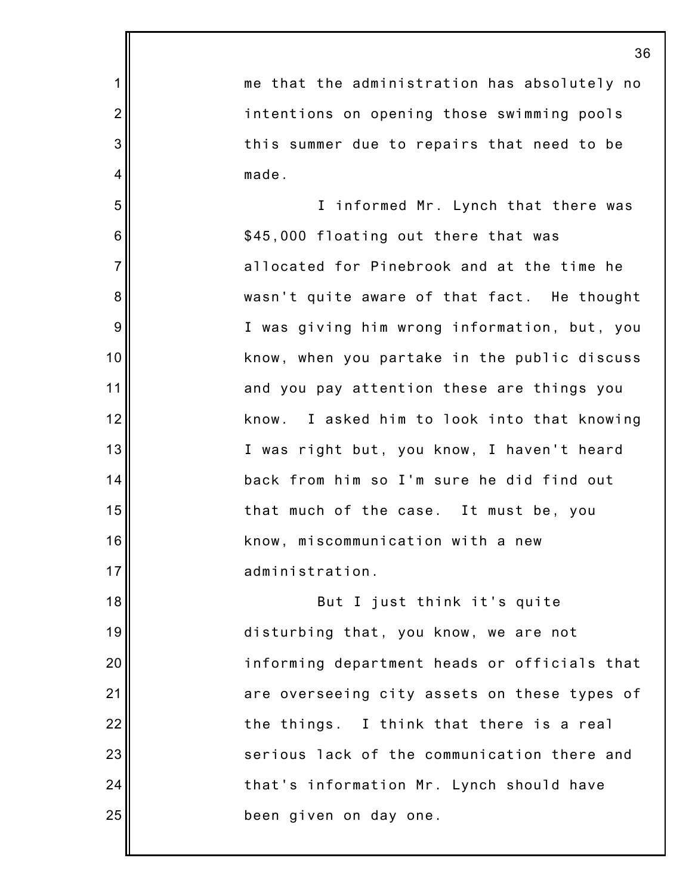me that the administration has absolutely no intentions on opening those swimming pools this summer due to repairs that need to be made.

I informed Mr. Lynch that there was $45,000 floating out there that was allocated for Pinebrook and at the time he wasn't quite aware of that fact. He thought I was giving him wrong information, but, you know, when you partake in the public discuss and you pay attention these are things you know. I asked him to look into that knowing I was right but, you know, I haven't heard back from him so I'm sure he did find out that much of the case. It must be, you know, miscommunication with a new administration.

But I just think it's quite disturbing that, you know, we are not informing department heads or officials that are overseeing city assets on these types of the things. I think that there is a real serious lack of the communication there and that's information Mr. Lynch should have been given on day one.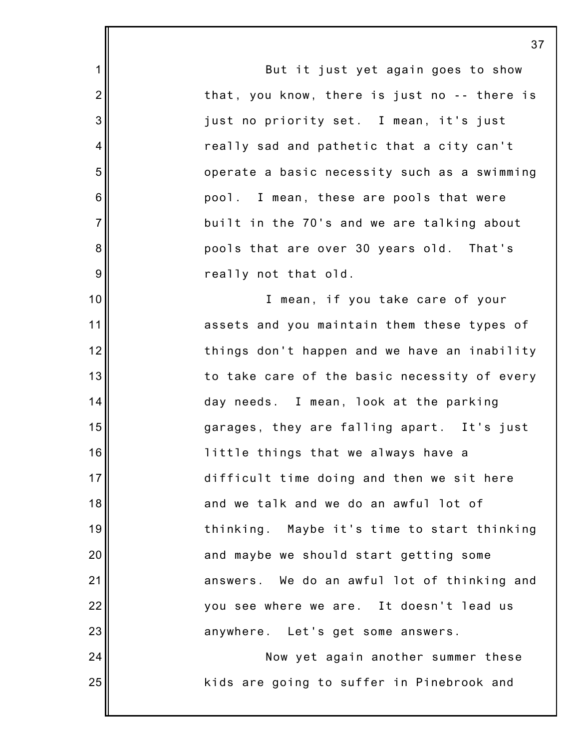But it just yet again goes to show that, you know, there is just no -- there is just no priority set. I mean, it's just really sad and pathetic that a city can't operate a basic necessity such as a swimming pool. I mean, these are pools that were built in the 70's and we are talking about pools that are over 30 years old. That's really not that old.

I mean, if you take care of your assets and you maintain them these types of things don't happen and we have an inability to take care of the basic necessity of every day needs. I mean, look at the parking garages, they are falling apart. It's just little things that we always have a difficult time doing and then we sit here and we talk and we do an awful lot of thinking. Maybe it's time to start thinking and maybe we should start getting some answers. We do an awful lot of thinking and you see where we are. It doesn't lead us anywhere. Let's get some answers.

Now yet again another summer these kids are going to suffer in Pinebrook and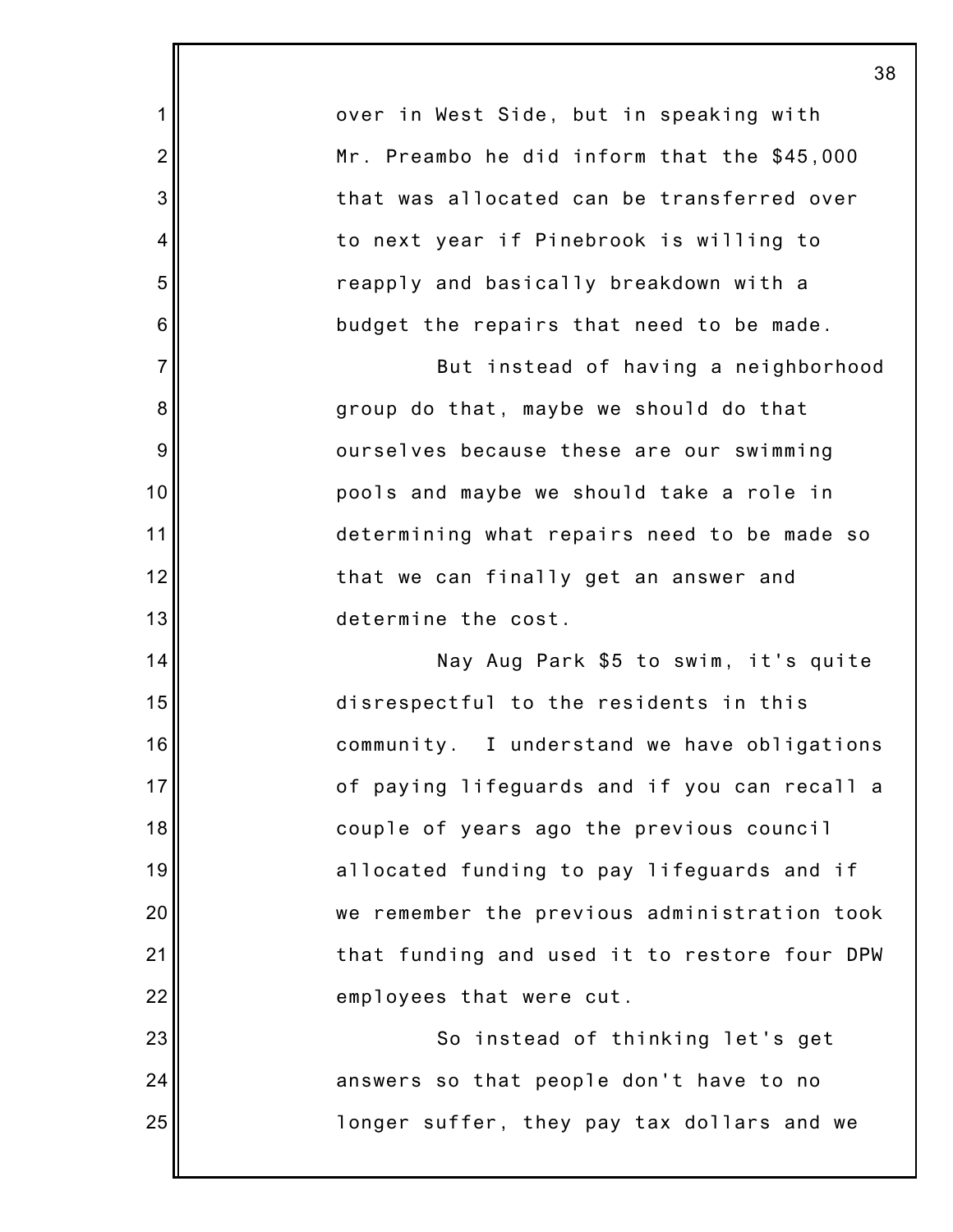over in West Side, but in speaking with Mr. Preambo he did inform that the $45,000 that was allocated can be transferred over to next year if Pinebrook is willing to reapply and basically breakdown with a budget the repairs that need to be made.

But instead of having a neighborhood group do that, maybe we should do that ourselves because these are our swimming pools and maybe we should take a role in determining what repairs need to be made so that we can finally get an answer and determine the cost.

Nay Aug Park $5 to swim, it's quite disrespectful to the residents in this community. I understand we have obligations of paying lifeguards and if you can recall a couple of years ago the previous council allocated funding to pay lifeguards and if we remember the previous administration took that funding and used it to restore four DPW employees that were cut.

So instead of thinking let's get answers so that people don't have to no longer suffer, they pay tax dollars and we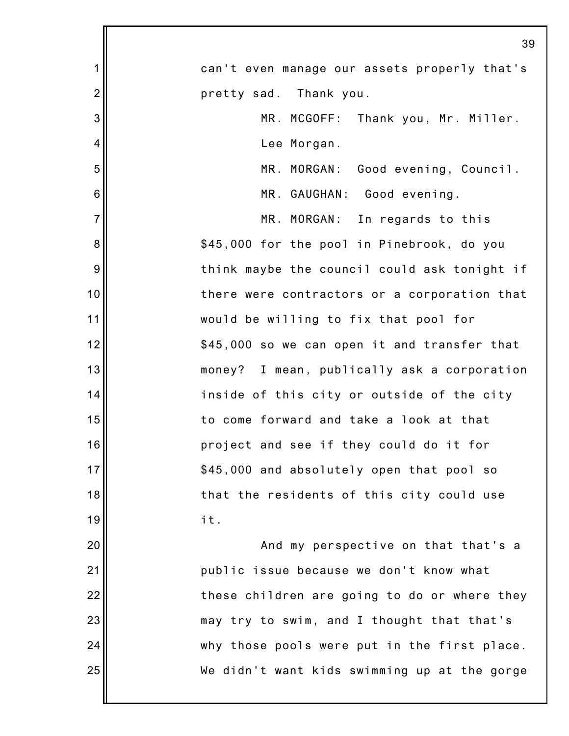can't even manage our assets properly that's pretty sad. Thank you.

MR. MCGOFF: Thank you, Mr. Miller. Lee Morgan.

MR. MORGAN: Good evening, Council.

MR. GAUGHAN: Good evening.

MR. MORGAN: In regards to this $45,000 for the pool in Pinebrook, do you think maybe the council could ask tonight if there were contractors or a corporation that would be willing to fix that pool for $45,000 so we can open it and transfer that money? I mean, publically ask a corporation inside of this city or outside of the city to come forward and take a look at that project and see if they could do it for $45,000 and absolutely open that pool so that the residents of this city could use it.

And my perspective on that that's a public issue because we don't know what these children are going to do or where they may try to swim, and I thought that that's why those pools were put in the first place. We didn't want kids swimming up at the gorge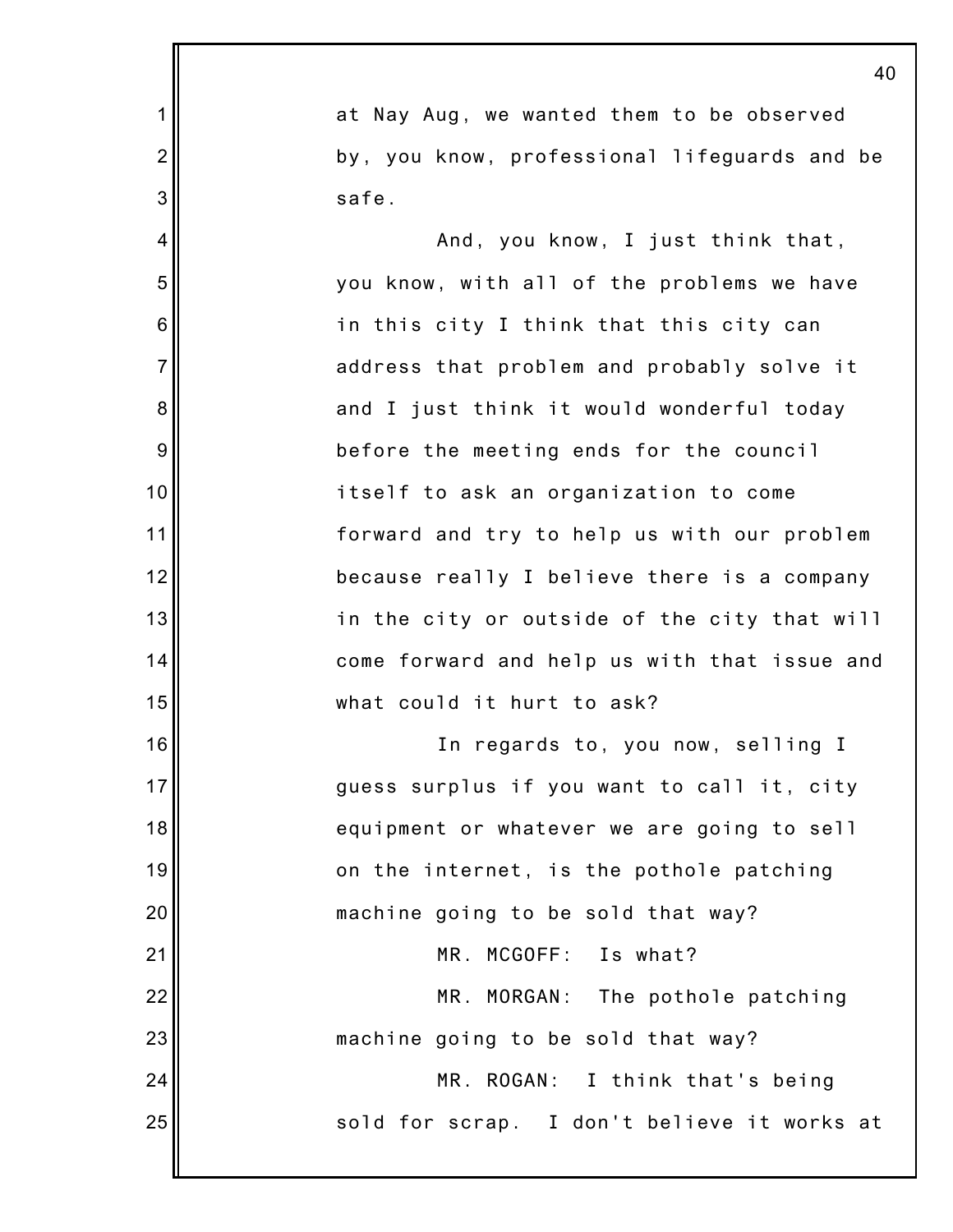at Nay Aug, we wanted them to be observed by, you know, professional lifeguards and be safe.

And, you know, I just think that, you know, with all of the problems we have in this city I think that this city can address that problem and probably solve it and I just think it would wonderful today before the meeting ends for the council itself to ask an organization to come forward and try to help us with our problem because really I believe there is a company in the city or outside of the city that will come forward and help us with that issue and what could it hurt to ask?

In regards to, you now, selling I guess surplus if you want to call it, city equipment or whatever we are going to sell on the internet, is the pothole patching machine going to be sold that way?

MR. MCGOFF: Is what?

MR. MORGAN: The pothole patching machine going to be sold that way?

MR. ROGAN: I think that's being sold for scrap. I don't believe it works at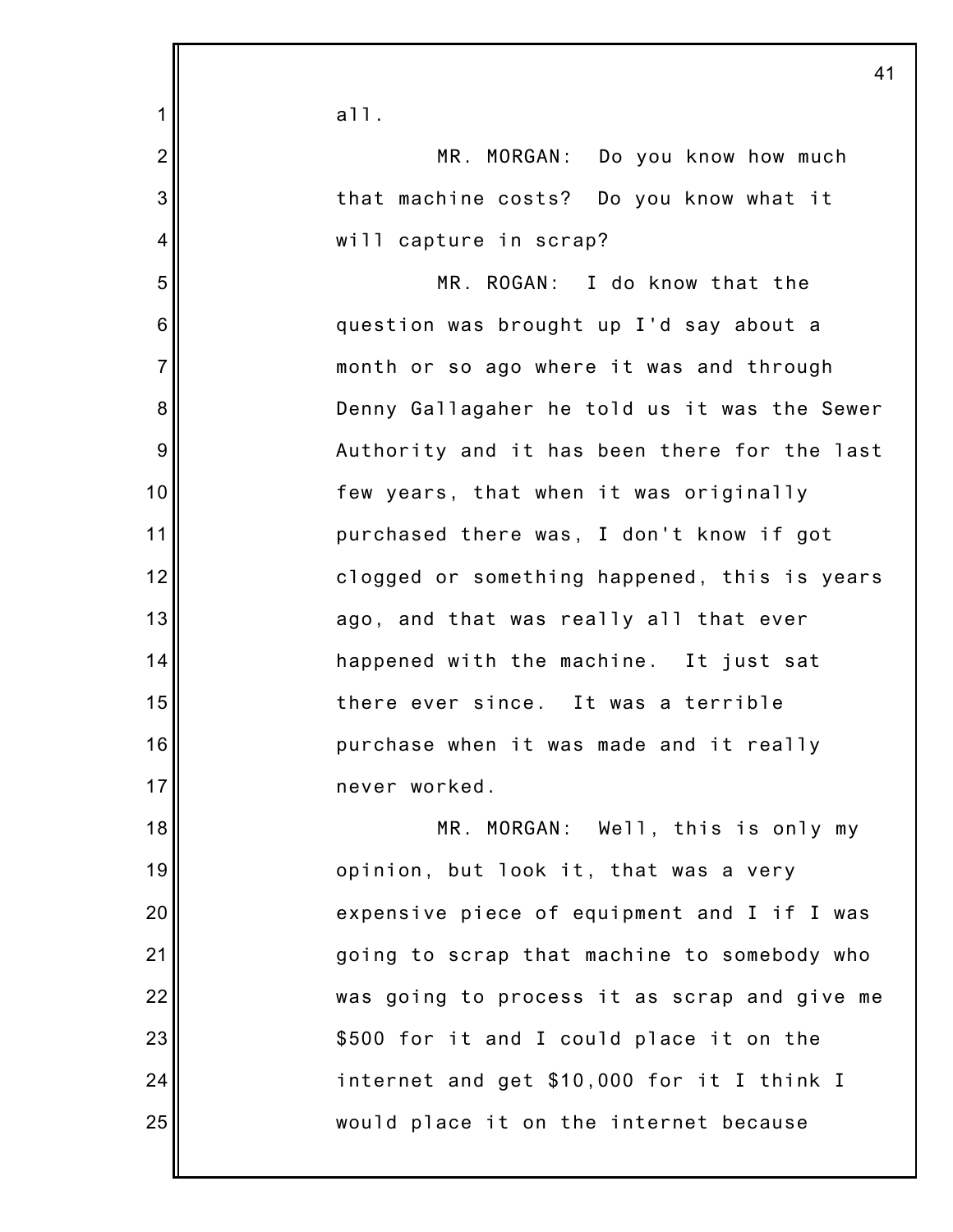all.

MR. MORGAN: Do you know how much that machine costs? Do you know what it will capture in scrap?

MR. ROGAN: I do know that the question was brought up I'd say about a month or so ago where it was and through Denny Gallagaher he told us it was the Sewer Authority and it has been there for the last few years, that when it was originally purchased there was, I don't know if got clogged or something happened, this is years ago, and that was really all that ever happened with the machine. It just sat there ever since. It was a terrible purchase when it was made and it really never worked.

MR. MORGAN: Well, this is only my opinion, but look it, that was a very expensive piece of equipment and I if I was going to scrap that machine to somebody who was going to process it as scrap and give me $500 for it and I could place it on the internet and get $10,000 for it I think I would place it on the internet because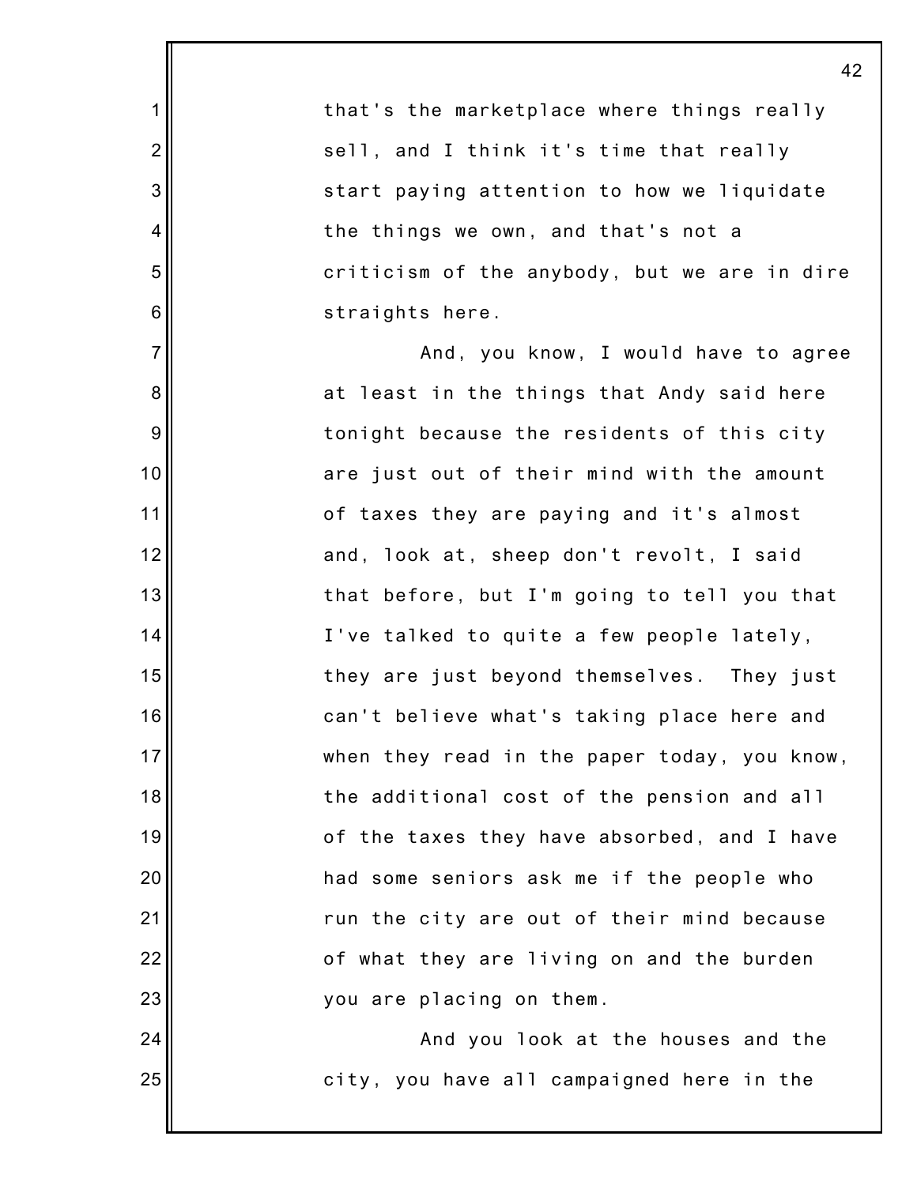that's the marketplace where things really sell, and I think it's time that really start paying attention to how we liquidate the things we own, and that's not a criticism of the anybody, but we are in dire straights here.

And, you know, I would have to agree at least in the things that Andy said here tonight because the residents of this city are just out of their mind with the amount of taxes they are paying and it's almost and, look at, sheep don't revolt, I said that before, but I'm going to tell you that I've talked to quite a few people lately, they are just beyond themselves. They just can't believe what's taking place here and when they read in the paper today, you know, the additional cost of the pension and all of the taxes they have absorbed, and I have had some seniors ask me if the people who run the city are out of their mind because of what they are living on and the burden you are placing on them.

And you look at the houses and the city, you have all campaigned here in the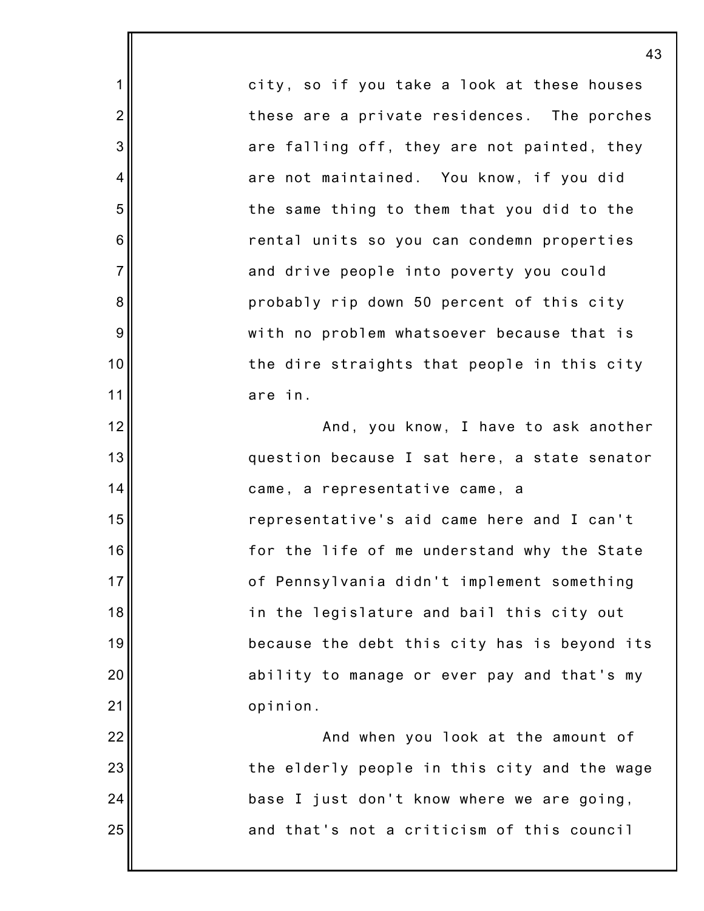city, so if you take a look at these houses these are a private residences. The porches are falling off, they are not painted, they are not maintained. You know, if you did the same thing to them that you did to the rental units so you can condemn properties and drive people into poverty you could probably rip down 50 percent of this city with no problem whatsoever because that is the dire straights that people in this city are in.

And, you know, I have to ask another question because I sat here, a state senator came, a representative came, a representative's aid came here and I can't for the life of me understand why the State of Pennsylvania didn't implement something in the legislature and bail this city out because the debt this city has is beyond its ability to manage or ever pay and that's my opinion.

And when you look at the amount of the elderly people in this city and the wage base I just don't know where we are going, and that's not a criticism of this council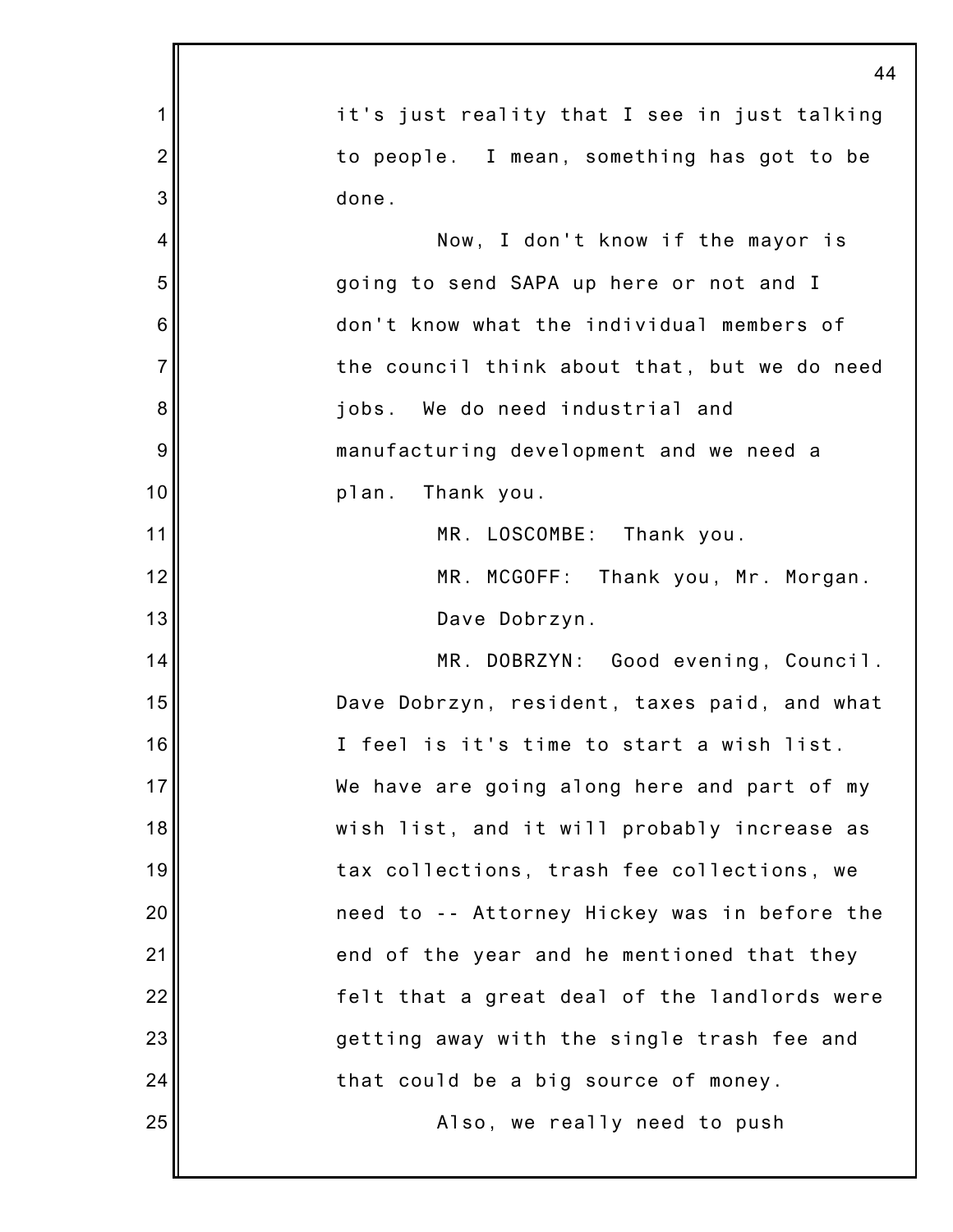it's just reality that I see in just talking to people. I mean, something has got to be done.

Now, I don't know if the mayor is going to send SAPA up here or not and I don't know what the individual members of the council think about that, but we do need jobs. We do need industrial and manufacturing development and we need a plan. Thank you.

MR. LOSCOMBE: Thank you.

MR. MCGOFF: Thank you, Mr. Morgan. Dave Dobrzyn.

MR. DOBRZYN: Good evening, Council. Dave Dobrzyn, resident, taxes paid, and what I feel is it's time to start a wish list. We have are going along here and part of my wish list, and it will probably increase as tax collections, trash fee collections, we need to -- Attorney Hickey was in before the end of the year and he mentioned that they felt that a great deal of the landlords were getting away with the single trash fee and that could be a big source of money.

Also, we really need to push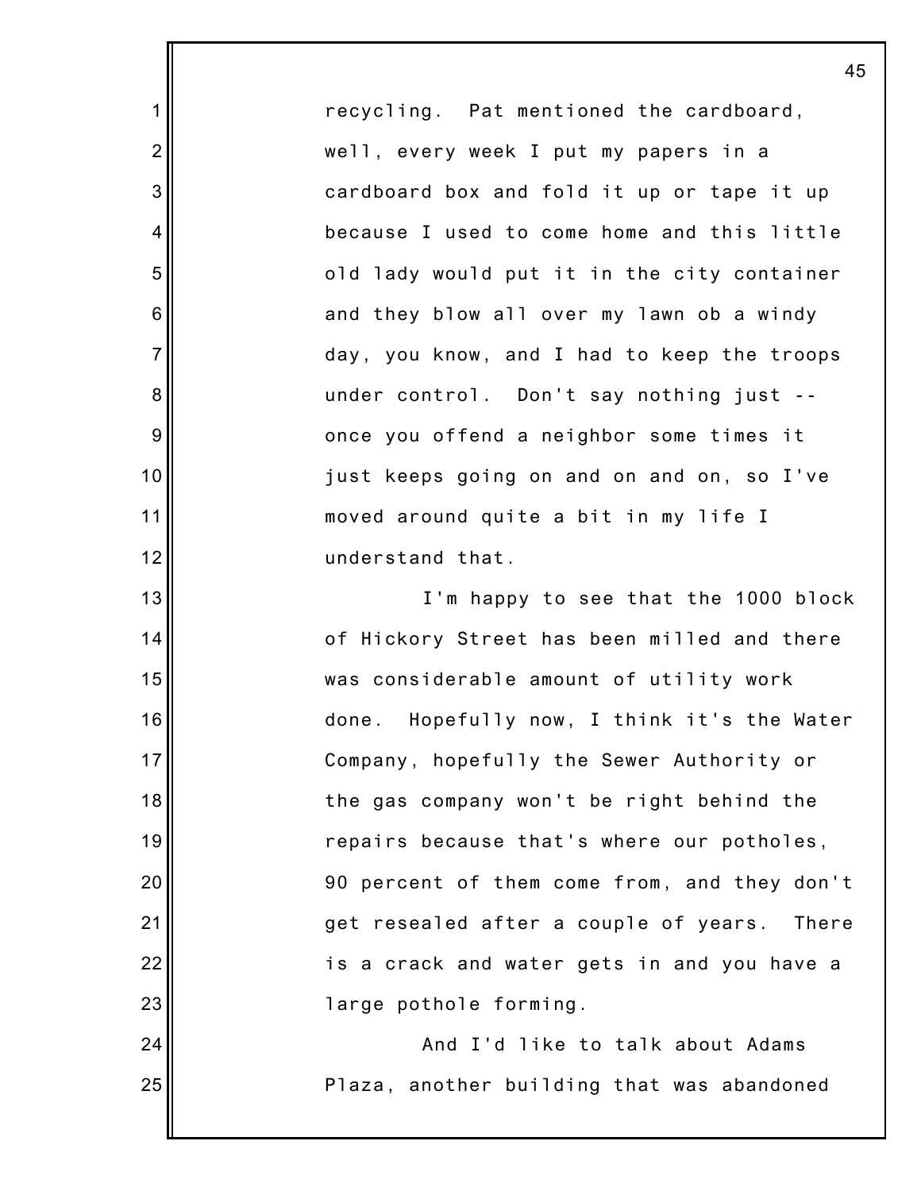recycling. Pat mentioned the cardboard, well, every week I put my papers in a cardboard box and fold it up or tape it up because I used to come home and this little old lady would put it in the city container and they blow all over my lawn ob a windy day, you know, and I had to keep the troops under control. Don't say nothing just -- once you offend a neighbor some times it just keeps going on and on and on, so I've moved around quite a bit in my life I understand that.

I'm happy to see that the 1000 block of Hickory Street has been milled and there was considerable amount of utility work done. Hopefully now, I think it's the Water Company, hopefully the Sewer Authority or the gas company won't be right behind the repairs because that's where our potholes, 90 percent of them come from, and they don't get resealed after a couple of years. There is a crack and water gets in and you have a large pothole forming.

And I'd like to talk about Adams Plaza, another building that was abandoned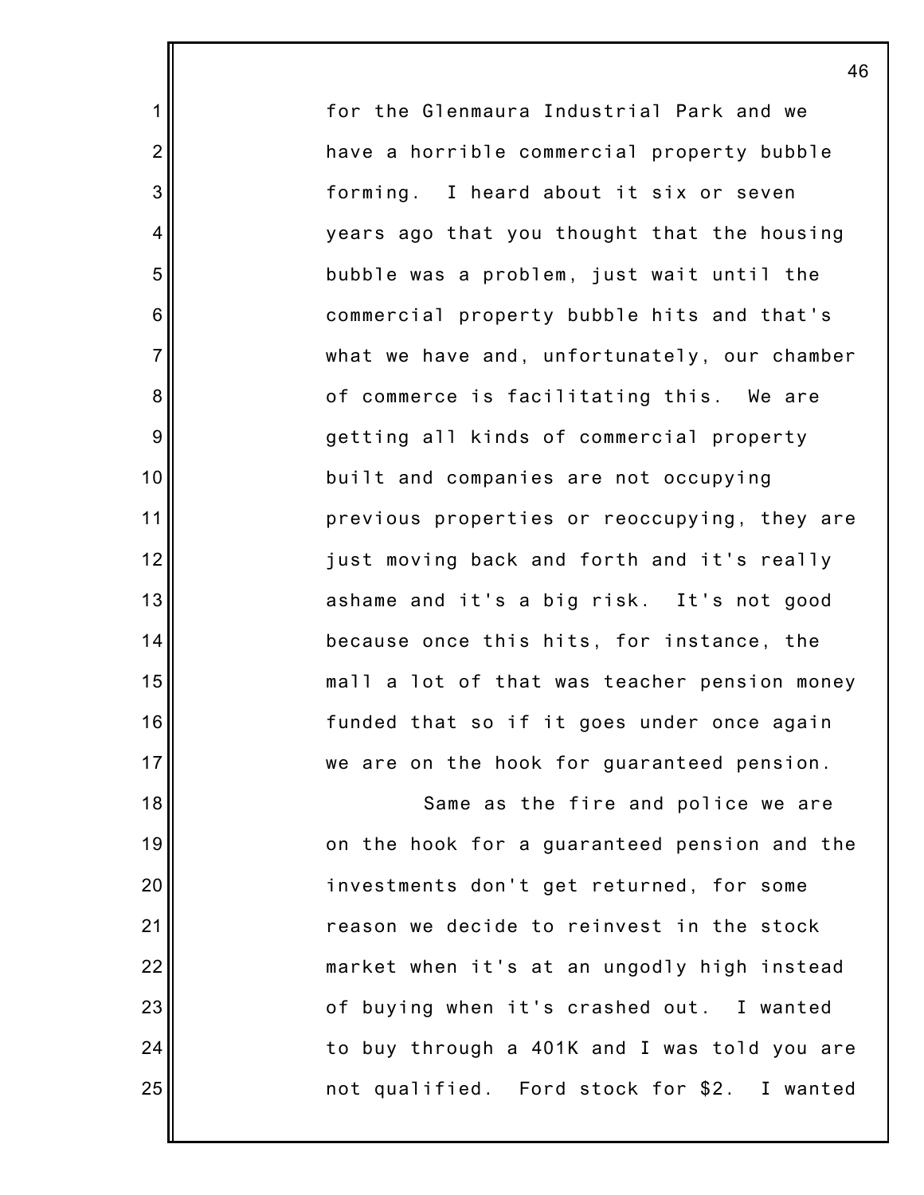for the Glenmaura Industrial Park and we have a horrible commercial property bubble forming. I heard about it six or seven years ago that you thought that the housing bubble was a problem, just wait until the commercial property bubble hits and that's what we have and, unfortunately, our chamber of commerce is facilitating this. We are getting all kinds of commercial property built and companies are not occupying previous properties or reoccupying, they are just moving back and forth and it's really ashame and it's a big risk. It's not good because once this hits, for instance, the mall a lot of that was teacher pension money funded that so if it goes under once again we are on the hook for guaranteed pension.

Same as the fire and police we are on the hook for a guaranteed pension and the investments don't get returned, for some reason we decide to reinvest in the stock market when it's at an ungodly high instead of buying when it's crashed out. I wanted to buy through a 401K and I was told you are not qualified. Ford stock for $2. I wanted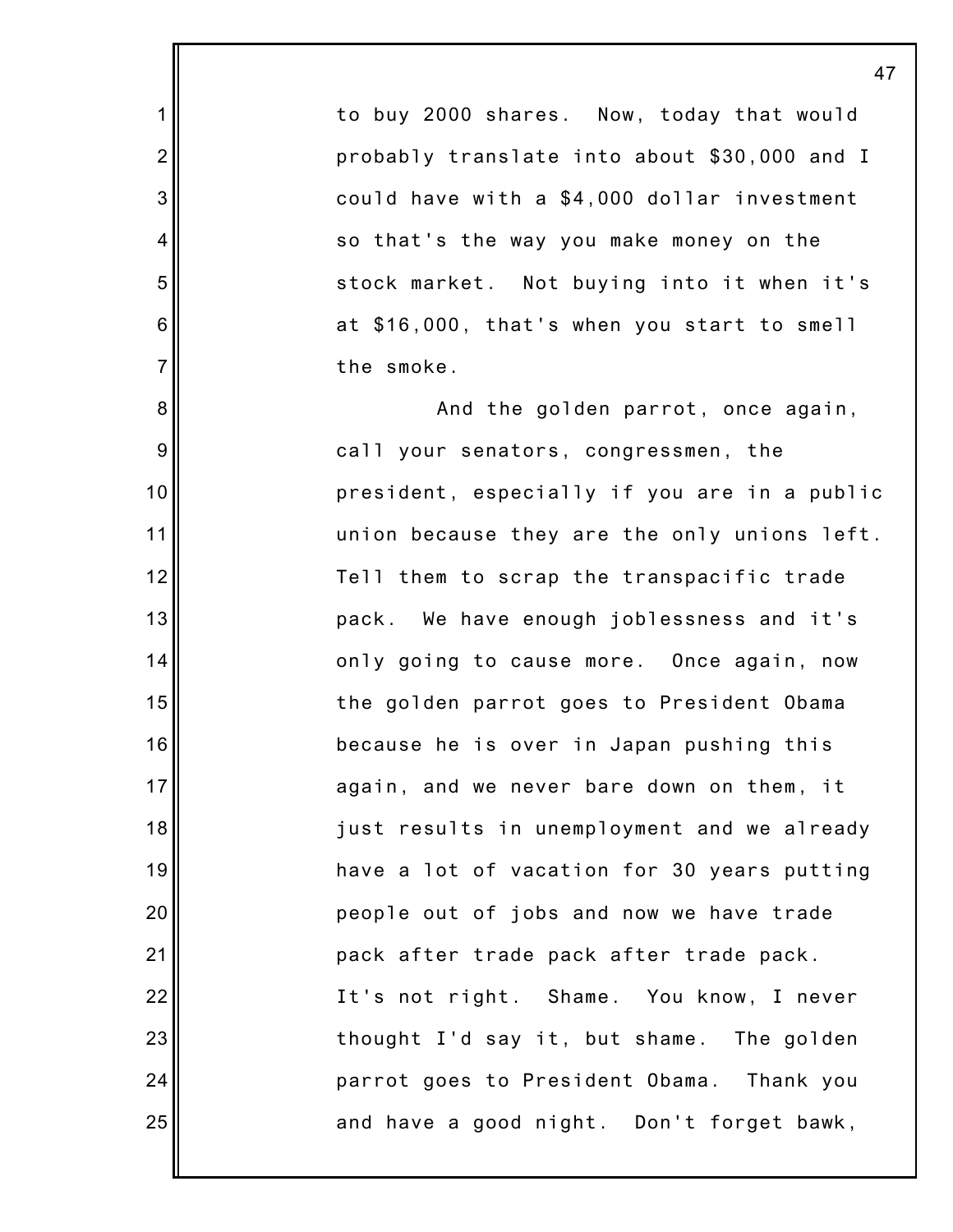to buy 2000 shares. Now, today that would probably translate into about $30,000 and I could have with a $4,000 dollar investment so that's the way you make money on the stock market. Not buying into it when it's at $16,000, that's when you start to smell the smoke.

And the golden parrot, once again, call your senators, congressmen, the president, especially if you are in a public union because they are the only unions left. Tell them to scrap the transpacific trade pack. We have enough joblessness and it's only going to cause more. Once again, now the golden parrot goes to President Obama because he is over in Japan pushing this again, and we never bare down on them, it just results in unemployment and we already have a lot of vacation for 30 years putting people out of jobs and now we have trade pack after trade pack after trade pack. It's not right. Shame. You know, I never thought I'd say it, but shame. The golden parrot goes to President Obama. Thank you and have a good night. Don't forget bawk,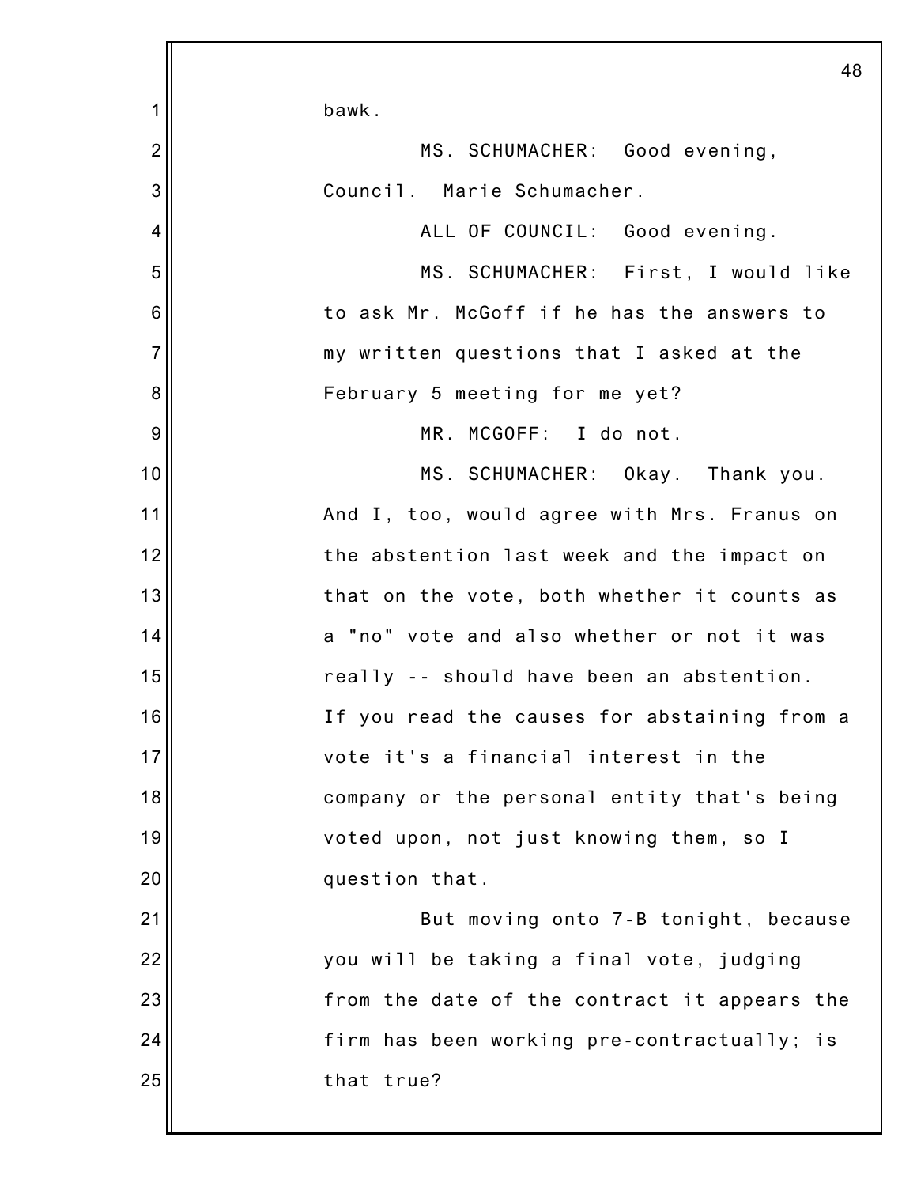bawk.

MS. SCHUMACHER: Good evening, Council. Marie Schumacher.

ALL OF COUNCIL: Good evening.

MS. SCHUMACHER: First, I would like to ask Mr. McGoff if he has the answers to my written questions that I asked at the February 5 meeting for me yet?

MR. MCGOFF: I do not.

MS. SCHUMACHER: Okay. Thank you. And I, too, would agree with Mrs. Franus on the abstention last week and the impact on that on the vote, both whether it counts as a "no" vote and also whether or not it was really -- should have been an abstention. If you read the causes for abstaining from a vote it's a financial interest in the company or the personal entity that's being voted upon, not just knowing them, so I question that.

But moving onto 7-B tonight, because you will be taking a final vote, judging from the date of the contract it appears the firm has been working pre-contractually; is that true?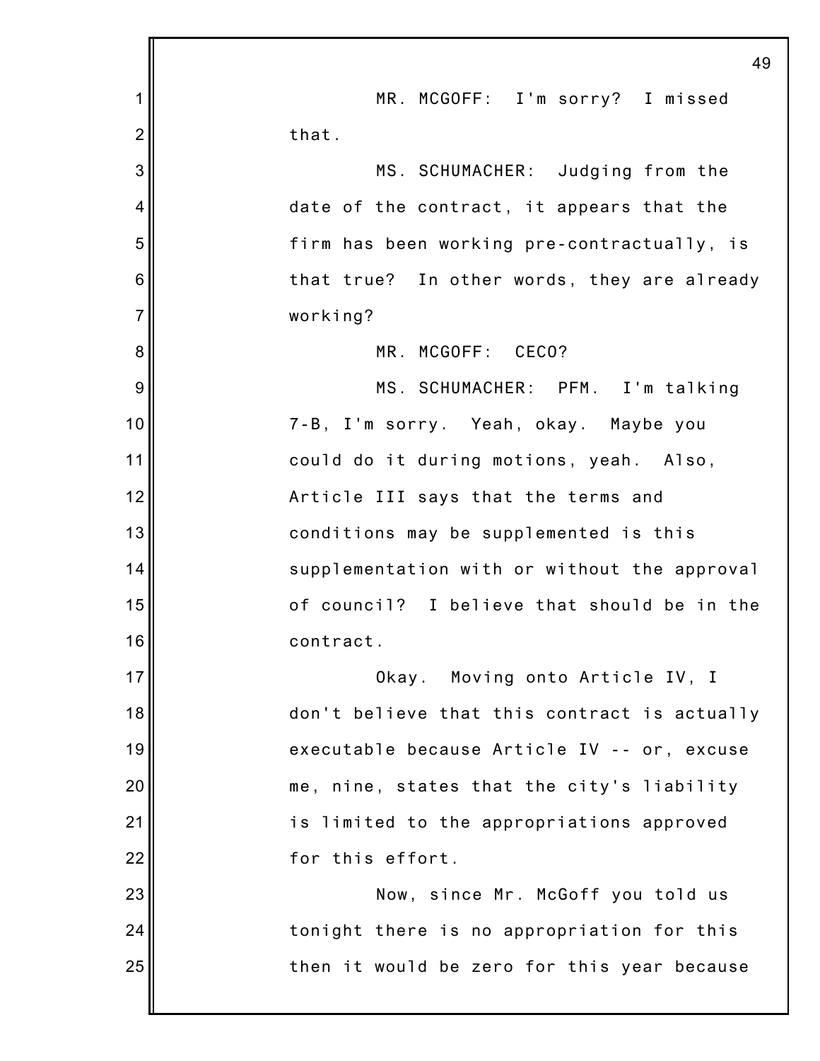MR. MCGOFF: I'm sorry? I missed that.

MS. SCHUMACHER: Judging from the date of the contract, it appears that the firm has been working pre-contractually, is that true? In other words, they are already working?

MR. MCGOFF: CECO?

MS. SCHUMACHER: PFM. I'm talking 7-B, I'm sorry. Yeah, okay. Maybe you could do it during motions, yeah. Also, Article III says that the terms and conditions may be supplemented is this supplementation with or without the approval of council? I believe that should be in the contract.

Okay. Moving onto Article IV, I don't believe that this contract is actually executable because Article IV -- or, excuse me, nine, states that the city's liability is limited to the appropriations approved for this effort.

Now, since Mr. McGoff you told us tonight there is no appropriation for this then it would be zero for this year because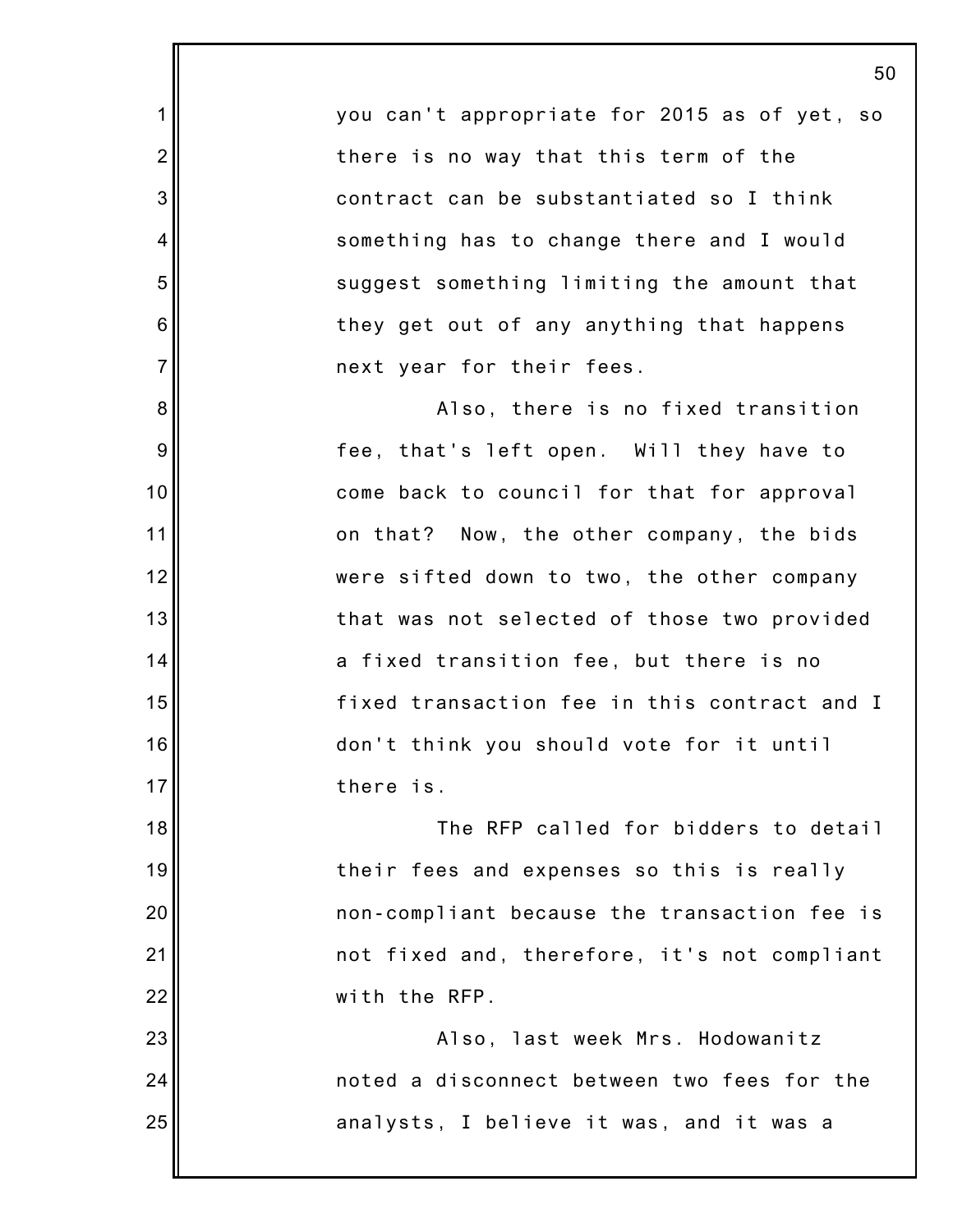you can't appropriate for 2015 as of yet, so there is no way that this term of the contract can be substantiated so I think something has to change there and I would suggest something limiting the amount that they get out of any anything that happens next year for their fees.

Also, there is no fixed transition fee, that's left open. Will they have to come back to council for that for approval on that? Now, the other company, the bids were sifted down to two, the other company that was not selected of those two provided a fixed transition fee, but there is no fixed transaction fee in this contract and I don't think you should vote for it until there is.

The RFP called for bidders to detail their fees and expenses so this is really non-compliant because the transaction fee is not fixed and, therefore, it's not compliant with the RFP.

Also, last week Mrs. Hodowanitz noted a disconnect between two fees for the analysts, I believe it was, and it was a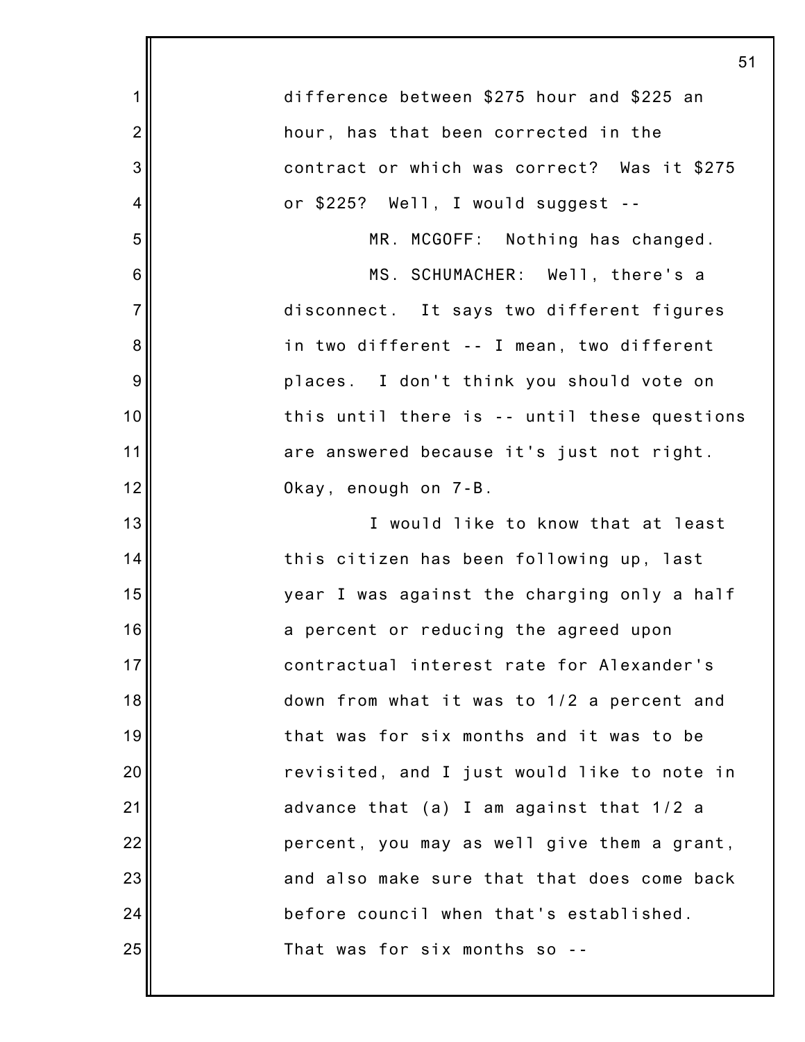difference between $275 hour and $225 an hour, has that been corrected in the contract or which was correct? Was it $275 or $225? Well, I would suggest --

MR. MCGOFF: Nothing has changed.

MS. SCHUMACHER: Well, there's a disconnect. It says two different figures in two different -- I mean, two different places. I don't think you should vote on this until there is -- until these questions are answered because it's just not right. Okay, enough on 7-B.

I would like to know that at least this citizen has been following up, last year I was against the charging only a half a percent or reducing the agreed upon contractual interest rate for Alexander's down from what it was to 1/2 a percent and that was for six months and it was to be revisited, and I just would like to note in advance that (a) I am against that 1/2 a percent, you may as well give them a grant, and also make sure that that does come back before council when that's established. That was for six months so --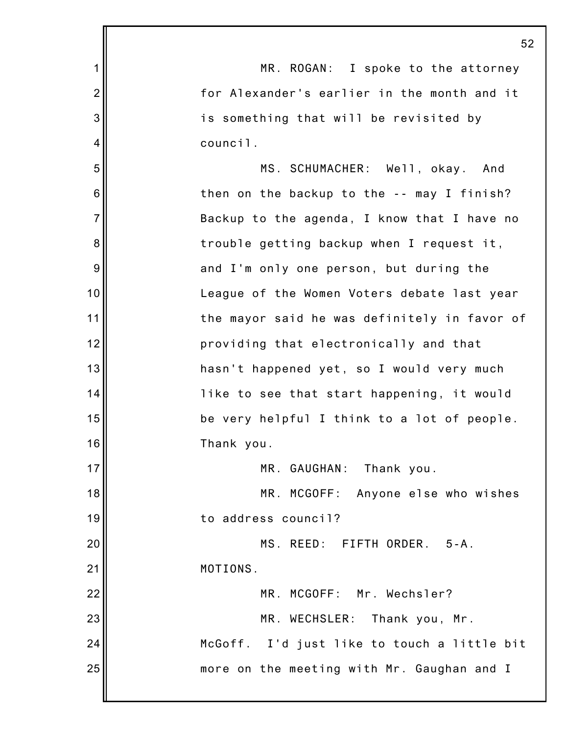MR. ROGAN: I spoke to the attorney for Alexander's earlier in the month and it is something that will be revisited by council.

MS. SCHUMACHER: Well, okay. And then on the backup to the -- may I finish? Backup to the agenda, I know that I have no trouble getting backup when I request it, and I'm only one person, but during the League of the Women Voters debate last year the mayor said he was definitely in favor of providing that electronically and that hasn't happened yet, so I would very much like to see that start happening, it would be very helpful I think to a lot of people. Thank you.

MR. GAUGHAN: Thank you.

MR. MCGOFF: Anyone else who wishes to address council?

MS. REED: FIFTH ORDER. 5-A. MOTIONS.

MR. MCGOFF: Mr. Wechsler?

MR. WECHSLER: Thank you, Mr. McGoff. I'd just like to touch a little bit more on the meeting with Mr. Gaughan and I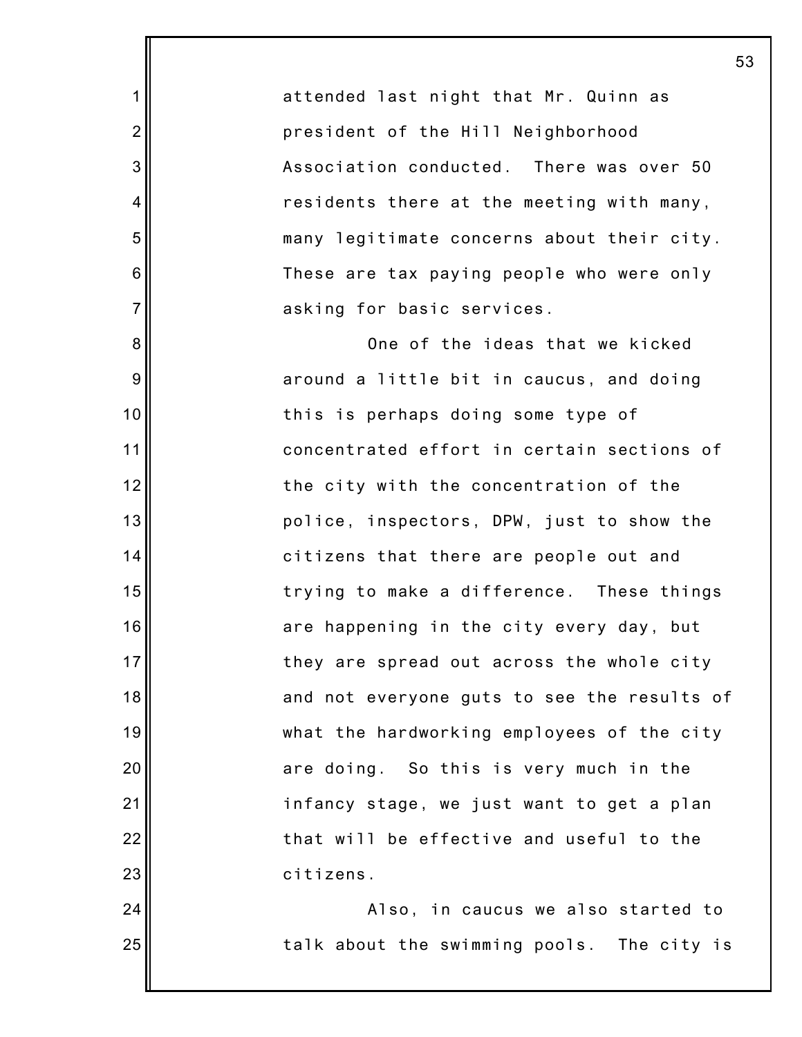attended last night that Mr. Quinn as president of the Hill Neighborhood Association conducted. There was over 50 residents there at the meeting with many, many legitimate concerns about their city. These are tax paying people who were only asking for basic services.

One of the ideas that we kicked around a little bit in caucus, and doing this is perhaps doing some type of concentrated effort in certain sections of the city with the concentration of the police, inspectors, DPW, just to show the citizens that there are people out and trying to make a difference. These things are happening in the city every day, but they are spread out across the whole city and not everyone guts to see the results of what the hardworking employees of the city are doing. So this is very much in the infancy stage, we just want to get a plan that will be effective and useful to the citizens.

Also, in caucus we also started to talk about the swimming pools. The city is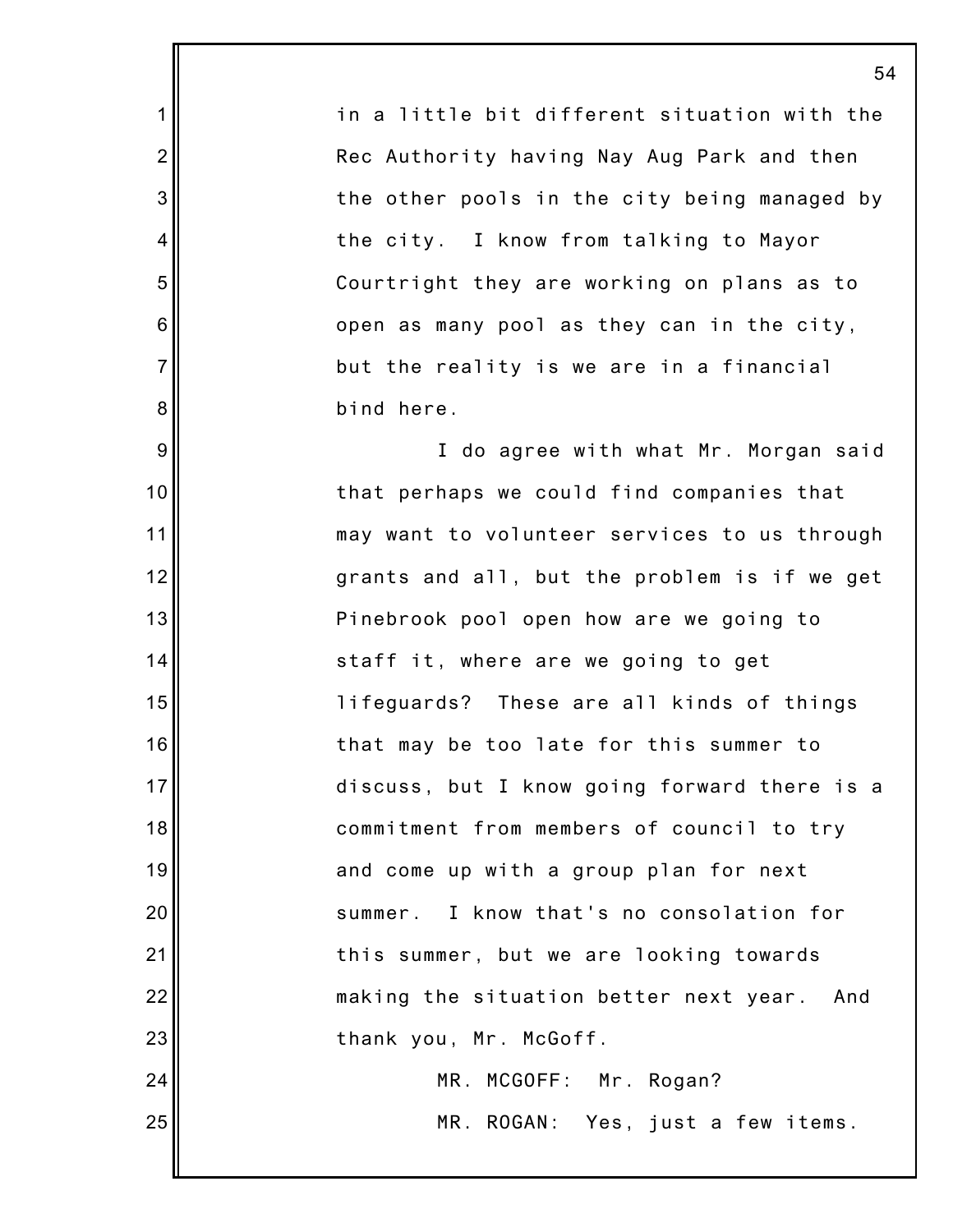in a little bit different situation with the Rec Authority having Nay Aug Park and then the other pools in the city being managed by the city. I know from talking to Mayor Courtright they are working on plans as to open as many pool as they can in the city, but the reality is we are in a financial bind here.

I do agree with what Mr. Morgan said that perhaps we could find companies that may want to volunteer services to us through grants and all, but the problem is if we get Pinebrook pool open how are we going to staff it, where are we going to get lifeguards? These are all kinds of things that may be too late for this summer to discuss, but I know going forward there is a commitment from members of council to try and come up with a group plan for next summer. I know that's no consolation for this summer, but we are looking towards making the situation better next year. And thank you, Mr. McGoff.

MR. MCGOFF: Mr. Rogan?

MR. ROGAN: Yes, just a few items.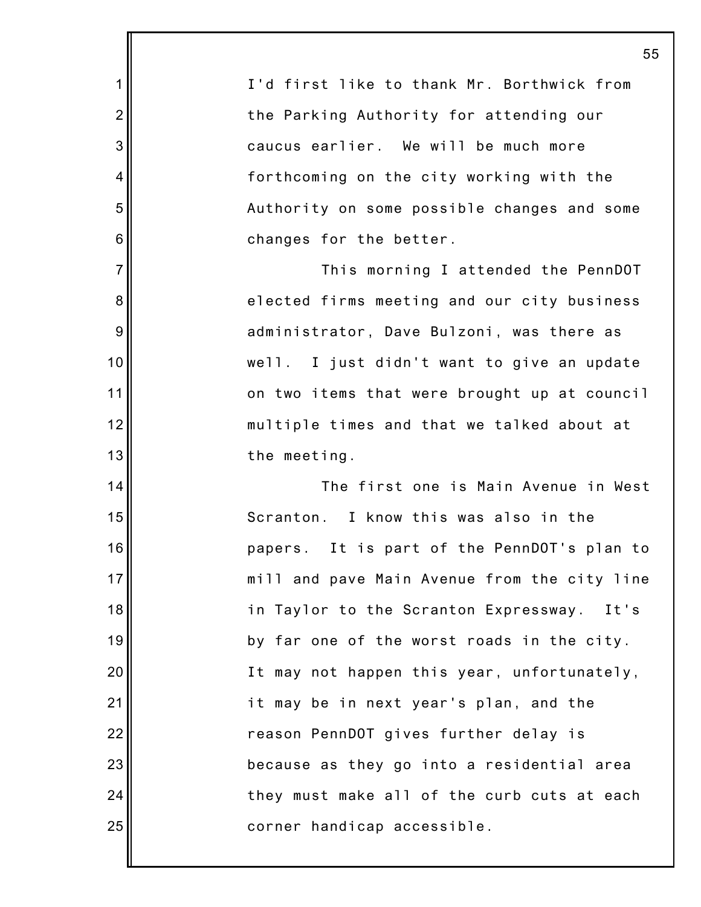I'd first like to thank Mr. Borthwick from the Parking Authority for attending our caucus earlier. We will be much more forthcoming on the city working with the Authority on some possible changes and some changes for the better.

This morning I attended the PennDOT elected firms meeting and our city business administrator, Dave Bulzoni, was there as well. I just didn't want to give an update on two items that were brought up at council multiple times and that we talked about at the meeting.

The first one is Main Avenue in West Scranton. I know this was also in the papers. It is part of the PennDOT's plan to mill and pave Main Avenue from the city line in Taylor to the Scranton Expressway. It's by far one of the worst roads in the city. It may not happen this year, unfortunately, it may be in next year's plan, and the reason PennDOT gives further delay is because as they go into a residential area they must make all of the curb cuts at each corner handicap accessible.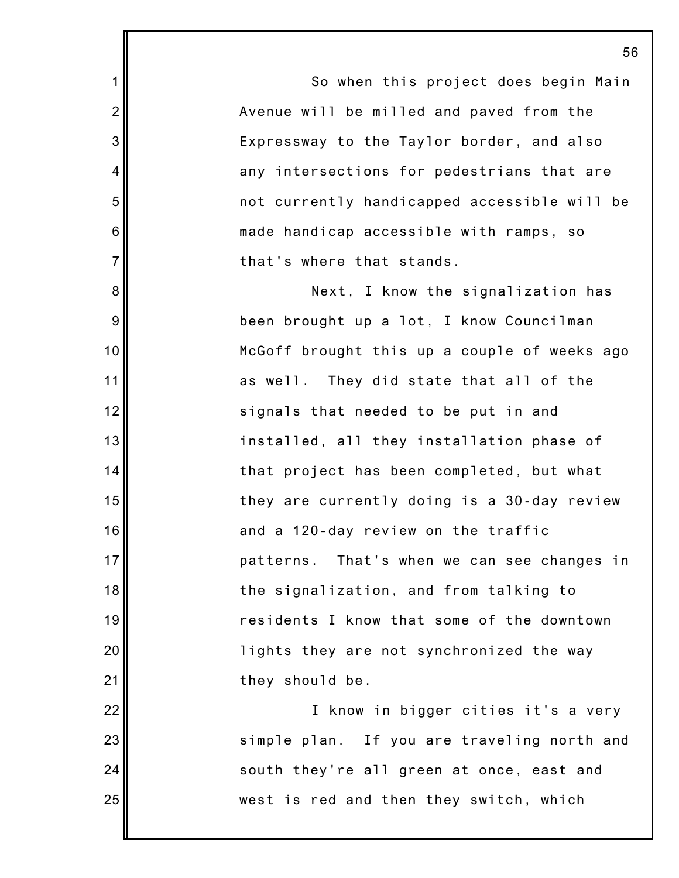So when this project does begin Main Avenue will be milled and paved from the Expressway to the Taylor border, and also any intersections for pedestrians that are not currently handicapped accessible will be made handicap accessible with ramps, so that's where that stands.

Next, I know the signalization has been brought up a lot, I know Councilman McGoff brought this up a couple of weeks ago as well. They did state that all of the signals that needed to be put in and installed, all they installation phase of that project has been completed, but what they are currently doing is a 30-day review and a 120-day review on the traffic patterns. That's when we can see changes in the signalization, and from talking to residents I know that some of the downtown lights they are not synchronized the way they should be.

I know in bigger cities it's a very simple plan. If you are traveling north and south they're all green at once, east and west is red and then they switch, which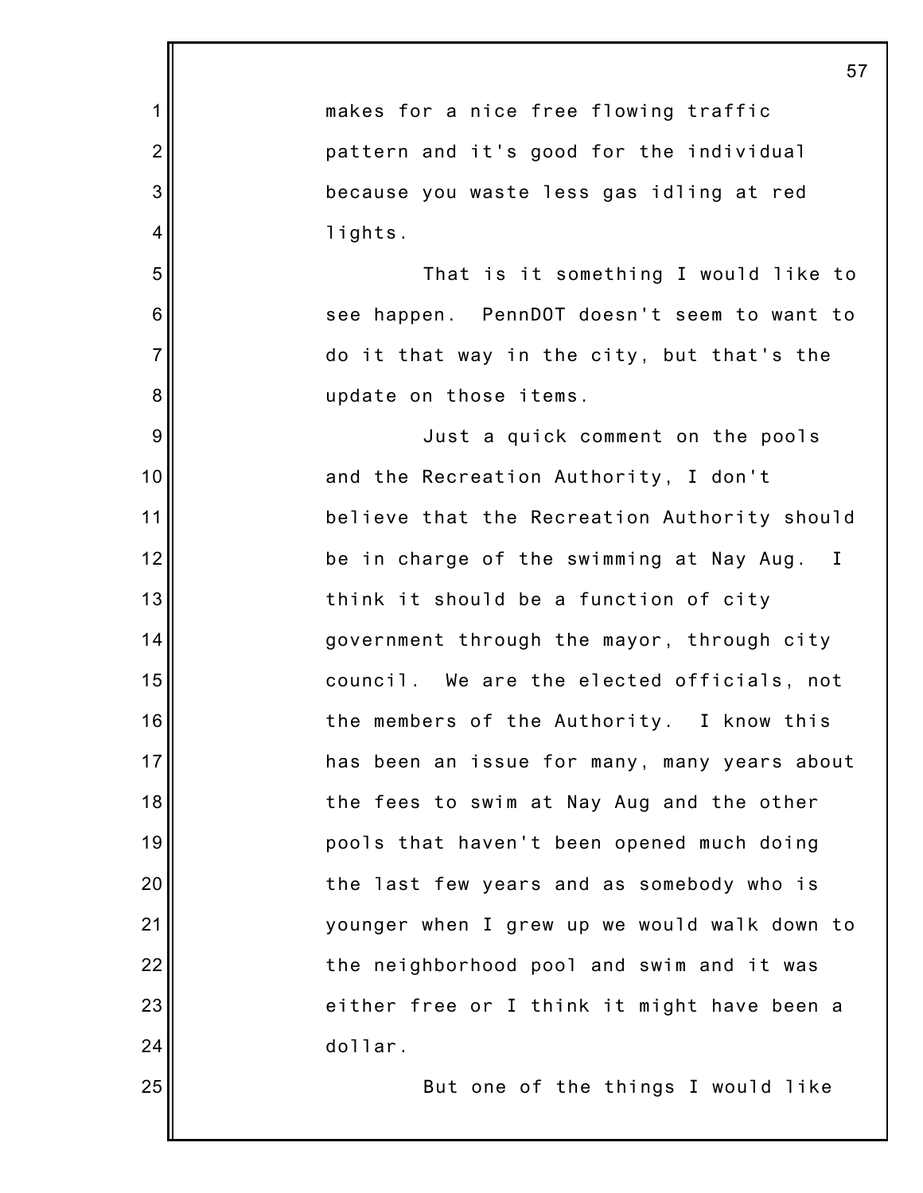makes for a nice free flowing traffic pattern and it's good for the individual because you waste less gas idling at red lights.

That is it something I would like to see happen. PennDOT doesn't seem to want to do it that way in the city, but that's the update on those items.

Just a quick comment on the pools and the Recreation Authority, I don't believe that the Recreation Authority should be in charge of the swimming at Nay Aug. I think it should be a function of city government through the mayor, through city council. We are the elected officials, not the members of the Authority. I know this has been an issue for many, many years about the fees to swim at Nay Aug and the other pools that haven't been opened much doing the last few years and as somebody who is younger when I grew up we would walk down to the neighborhood pool and swim and it was either free or I think it might have been a dollar.

But one of the things I would like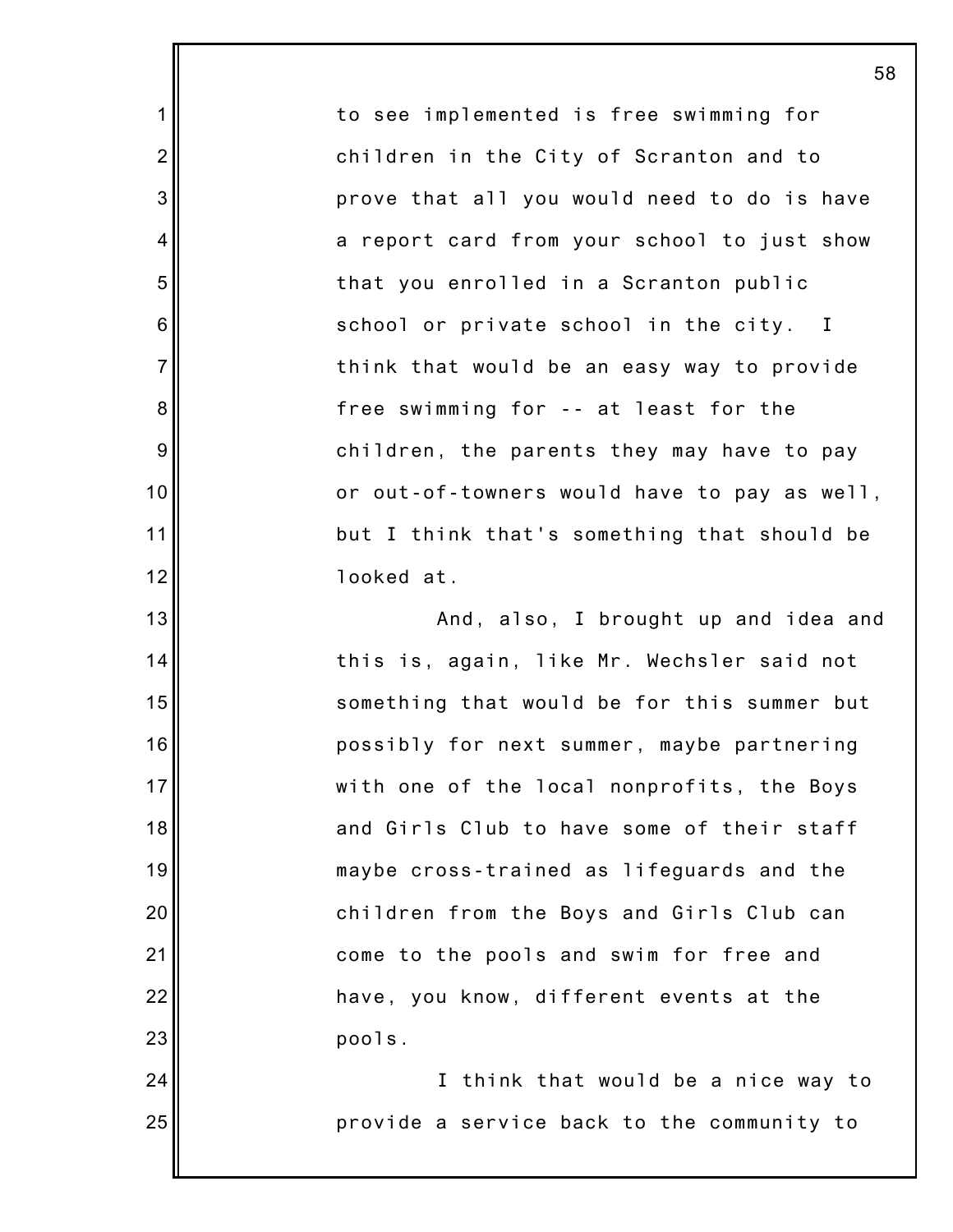to see implemented is free swimming for children in the City of Scranton and to prove that all you would need to do is have a report card from your school to just show that you enrolled in a Scranton public school or private school in the city. I think that would be an easy way to provide free swimming for -- at least for the children, the parents they may have to pay or out-of-towners would have to pay as well, but I think that's something that should be looked at.

And, also, I brought up and idea and this is, again, like Mr. Wechsler said not something that would be for this summer but possibly for next summer, maybe partnering with one of the local nonprofits, the Boys and Girls Club to have some of their staff maybe cross-trained as lifeguards and the children from the Boys and Girls Club can come to the pools and swim for free and have, you know, different events at the pools.

I think that would be a nice way to provide a service back to the community to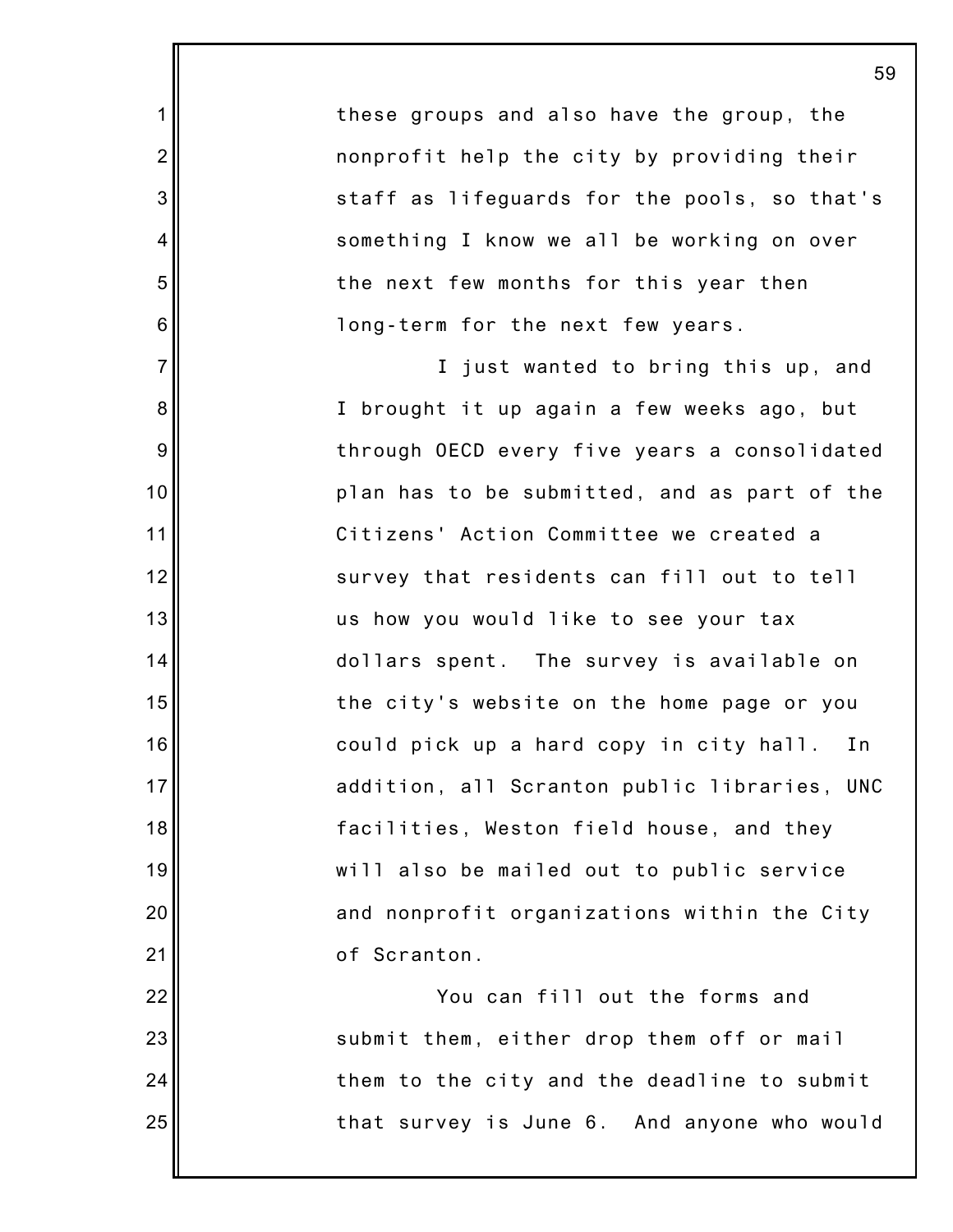these groups and also have the group, the nonprofit help the city by providing their staff as lifeguards for the pools, so that's something I know we all be working on over the next few months for this year then long-term for the next few years.

I just wanted to bring this up, and I brought it up again a few weeks ago, but through OECD every five years a consolidated plan has to be submitted, and as part of the Citizens' Action Committee we created a survey that residents can fill out to tell us how you would like to see your tax dollars spent. The survey is available on the city's website on the home page or you could pick up a hard copy in city hall. In addition, all Scranton public libraries, UNC facilities, Weston field house, and they will also be mailed out to public service and nonprofit organizations within the City of Scranton.

You can fill out the forms and submit them, either drop them off or mail them to the city and the deadline to submit that survey is June 6. And anyone who would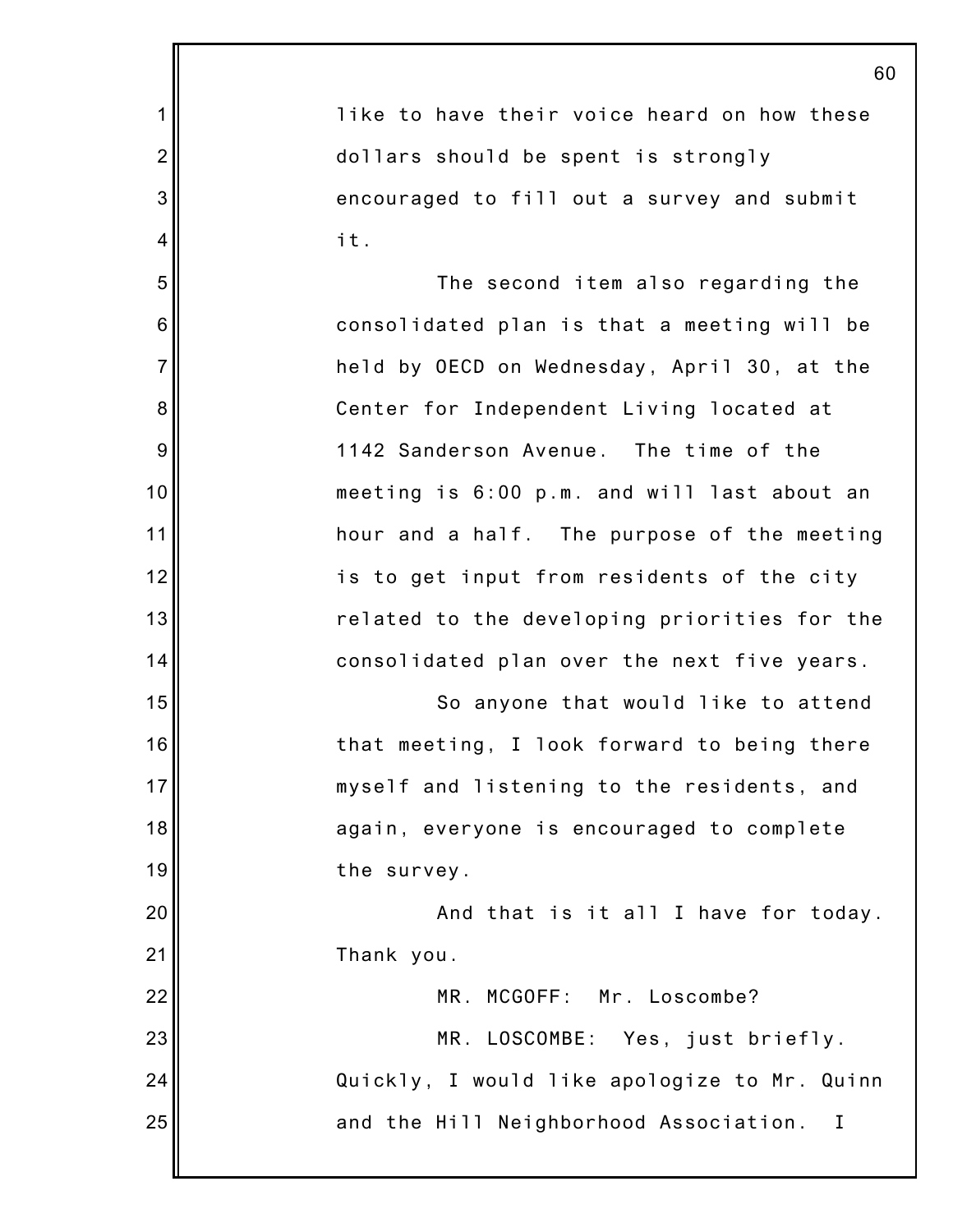like to have their voice heard on how these dollars should be spent is strongly encouraged to fill out a survey and submit it.

The second item also regarding the consolidated plan is that a meeting will be held by OECD on Wednesday, April 30, at the Center for Independent Living located at 1142 Sanderson Avenue. The time of the meeting is 6:00 p.m. and will last about an hour and a half. The purpose of the meeting is to get input from residents of the city related to the developing priorities for the consolidated plan over the next five years.

So anyone that would like to attend that meeting, I look forward to being there myself and listening to the residents, and again, everyone is encouraged to complete the survey.

And that is it all I have for today. Thank you.

MR. MCGOFF: Mr. Loscombe?

MR. LOSCOMBE: Yes, just briefly. Quickly, I would like apologize to Mr. Quinn and the Hill Neighborhood Association. I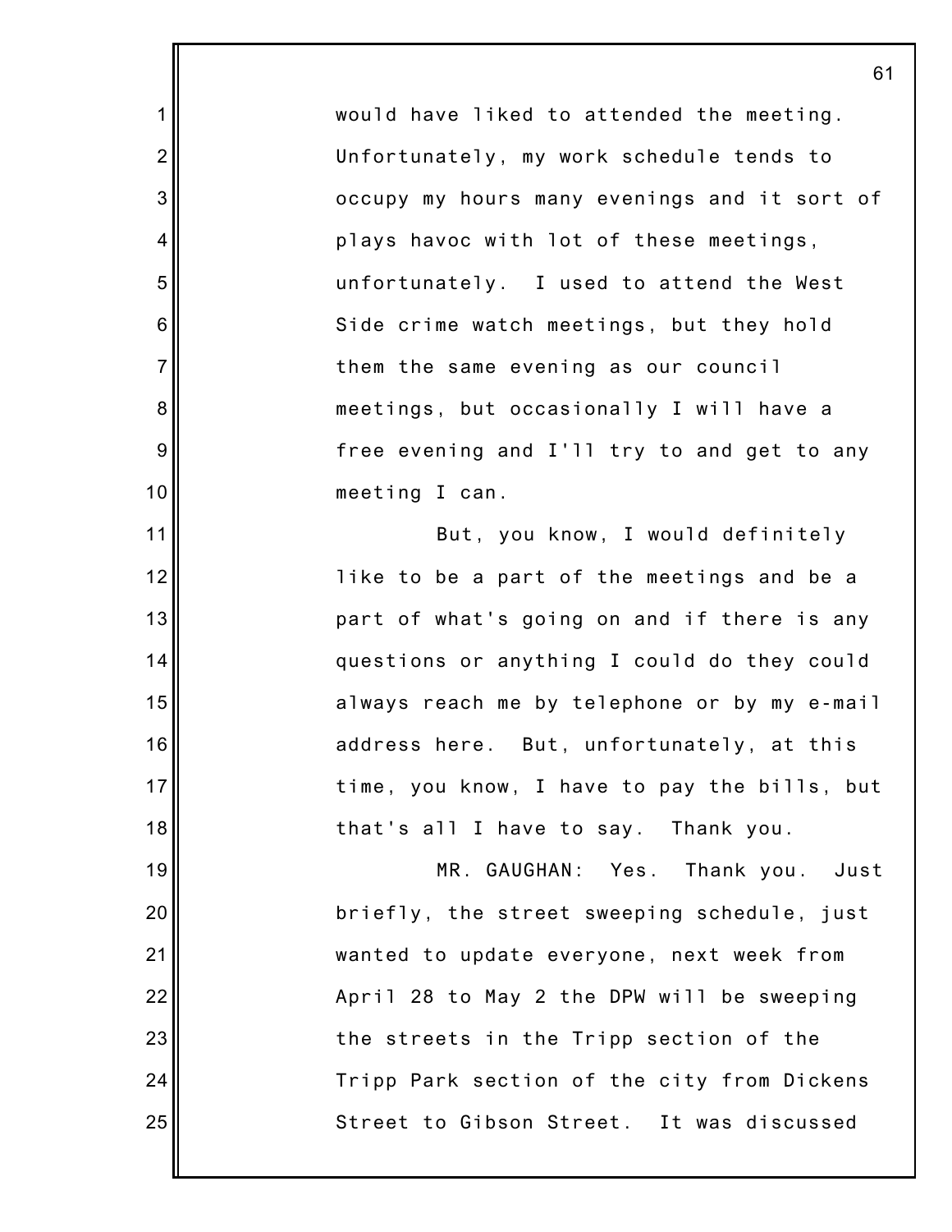would have liked to attended the meeting. Unfortunately, my work schedule tends to occupy my hours many evenings and it sort of plays havoc with lot of these meetings, unfortunately. I used to attend the West Side crime watch meetings, but they hold them the same evening as our council meetings, but occasionally I will have a free evening and I'll try to and get to any meeting I can.

But, you know, I would definitely like to be a part of the meetings and be a part of what's going on and if there is any questions or anything I could do they could always reach me by telephone or by my e-mail address here. But, unfortunately, at this time, you know, I have to pay the bills, but that's all I have to say. Thank you.

MR. GAUGHAN: Yes. Thank you. Just briefly, the street sweeping schedule, just wanted to update everyone, next week from April 28 to May 2 the DPW will be sweeping the streets in the Tripp section of the Tripp Park section of the city from Dickens Street to Gibson Street. It was discussed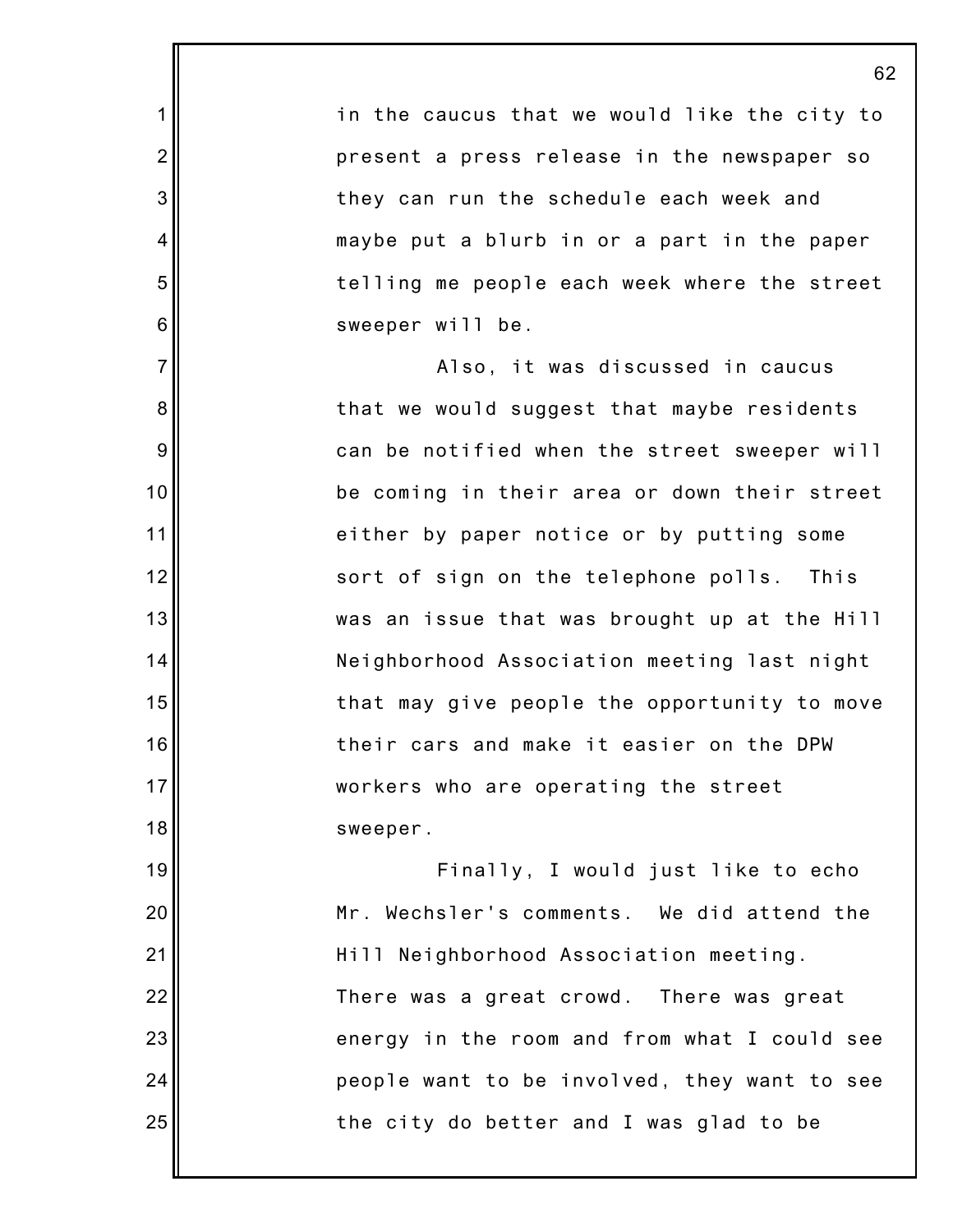in the caucus that we would like the city to present a press release in the newspaper so they can run the schedule each week and maybe put a blurb in or a part in the paper telling me people each week where the street sweeper will be.

Also, it was discussed in caucus that we would suggest that maybe residents can be notified when the street sweeper will be coming in their area or down their street either by paper notice or by putting some sort of sign on the telephone polls. This was an issue that was brought up at the Hill Neighborhood Association meeting last night that may give people the opportunity to move their cars and make it easier on the DPW workers who are operating the street sweeper.

Finally, I would just like to echo Mr. Wechsler's comments. We did attend the Hill Neighborhood Association meeting. There was a great crowd. There was great energy in the room and from what I could see people want to be involved, they want to see the city do better and I was glad to be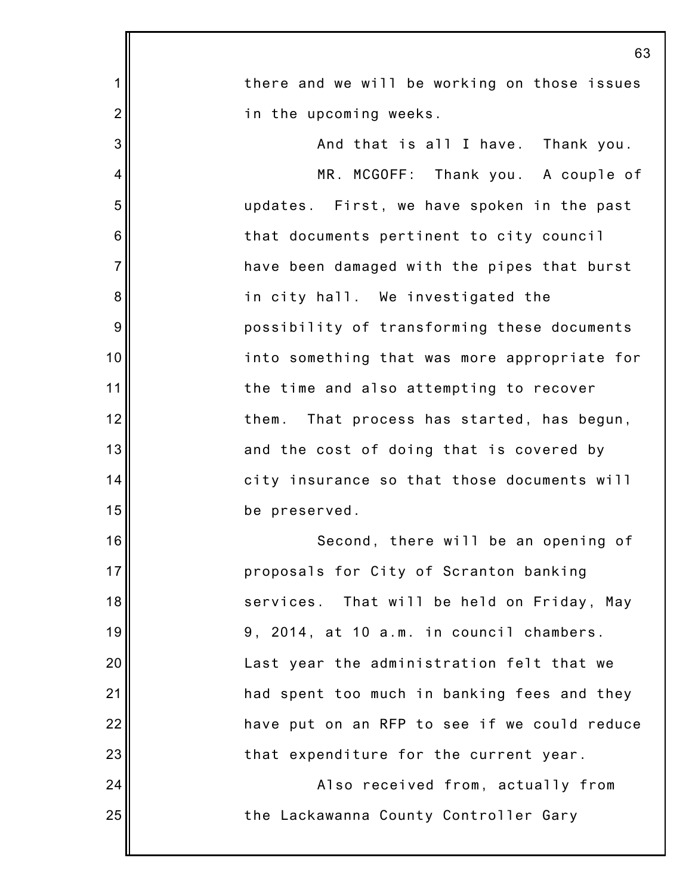there and we will be working on those issues in the upcoming weeks.

And that is all I have. Thank you.

MR. MCGOFF: Thank you. A couple of updates. First, we have spoken in the past that documents pertinent to city council have been damaged with the pipes that burst in city hall. We investigated the possibility of transforming these documents into something that was more appropriate for the time and also attempting to recover them. That process has started, has begun, and the cost of doing that is covered by city insurance so that those documents will be preserved.

Second, there will be an opening of proposals for City of Scranton banking services. That will be held on Friday, May 9, 2014, at 10 a.m. in council chambers. Last year the administration felt that we had spent too much in banking fees and they have put on an RFP to see if we could reduce that expenditure for the current year.

Also received from, actually from the Lackawanna County Controller Gary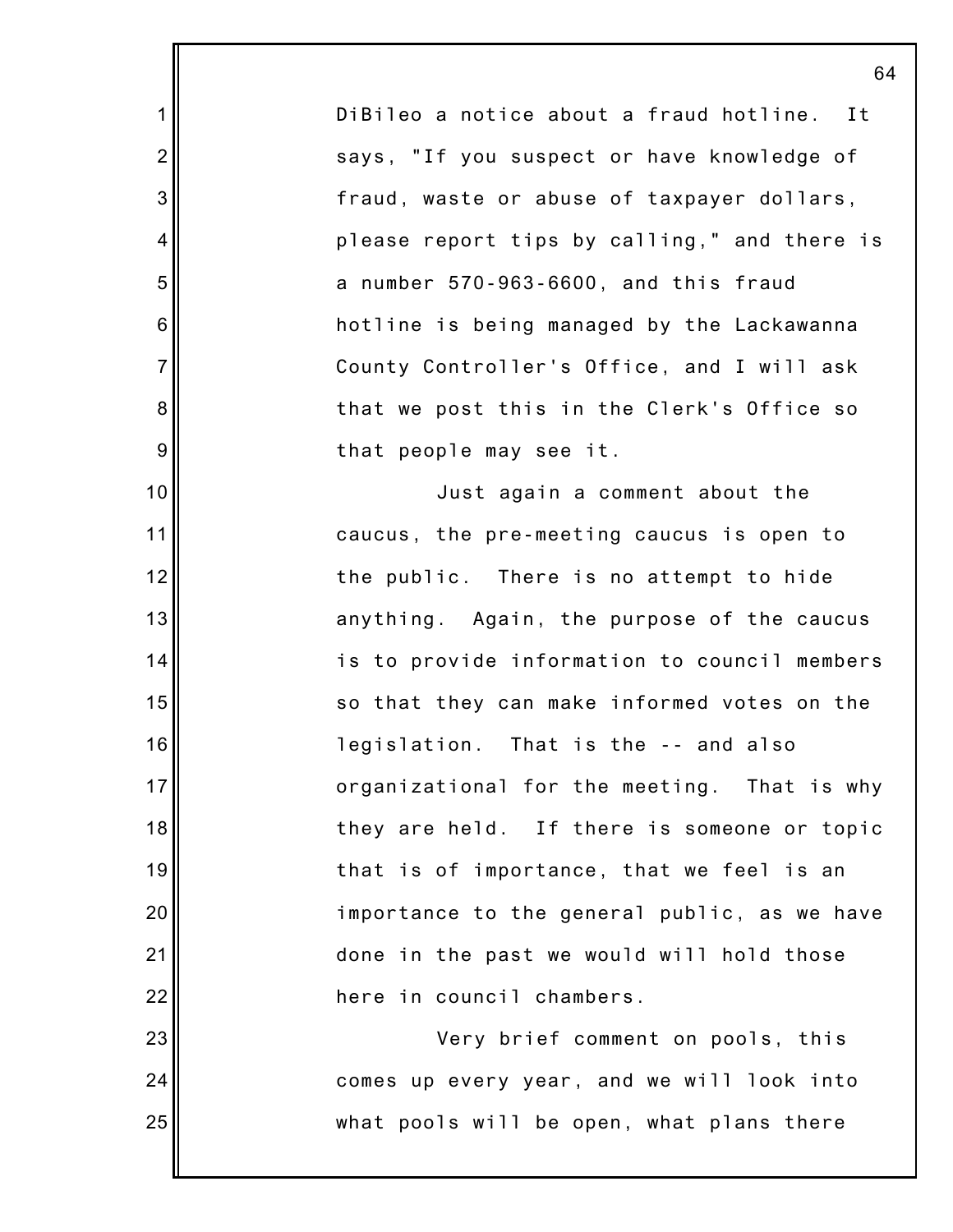DiBileo a notice about a fraud hotline. It says, "If you suspect or have knowledge of fraud, waste or abuse of taxpayer dollars, please report tips by calling," and there is a number 570-963-6600, and this fraud hotline is being managed by the Lackawanna County Controller's Office, and I will ask that we post this in the Clerk's Office so that people may see it.

Just again a comment about the caucus, the pre-meeting caucus is open to the public. There is no attempt to hide anything. Again, the purpose of the caucus is to provide information to council members so that they can make informed votes on the legislation. That is the -- and also organizational for the meeting. That is why they are held. If there is someone or topic that is of importance, that we feel is an importance to the general public, as we have done in the past we would will hold those here in council chambers.

Very brief comment on pools, this comes up every year, and we will look into what pools will be open, what plans there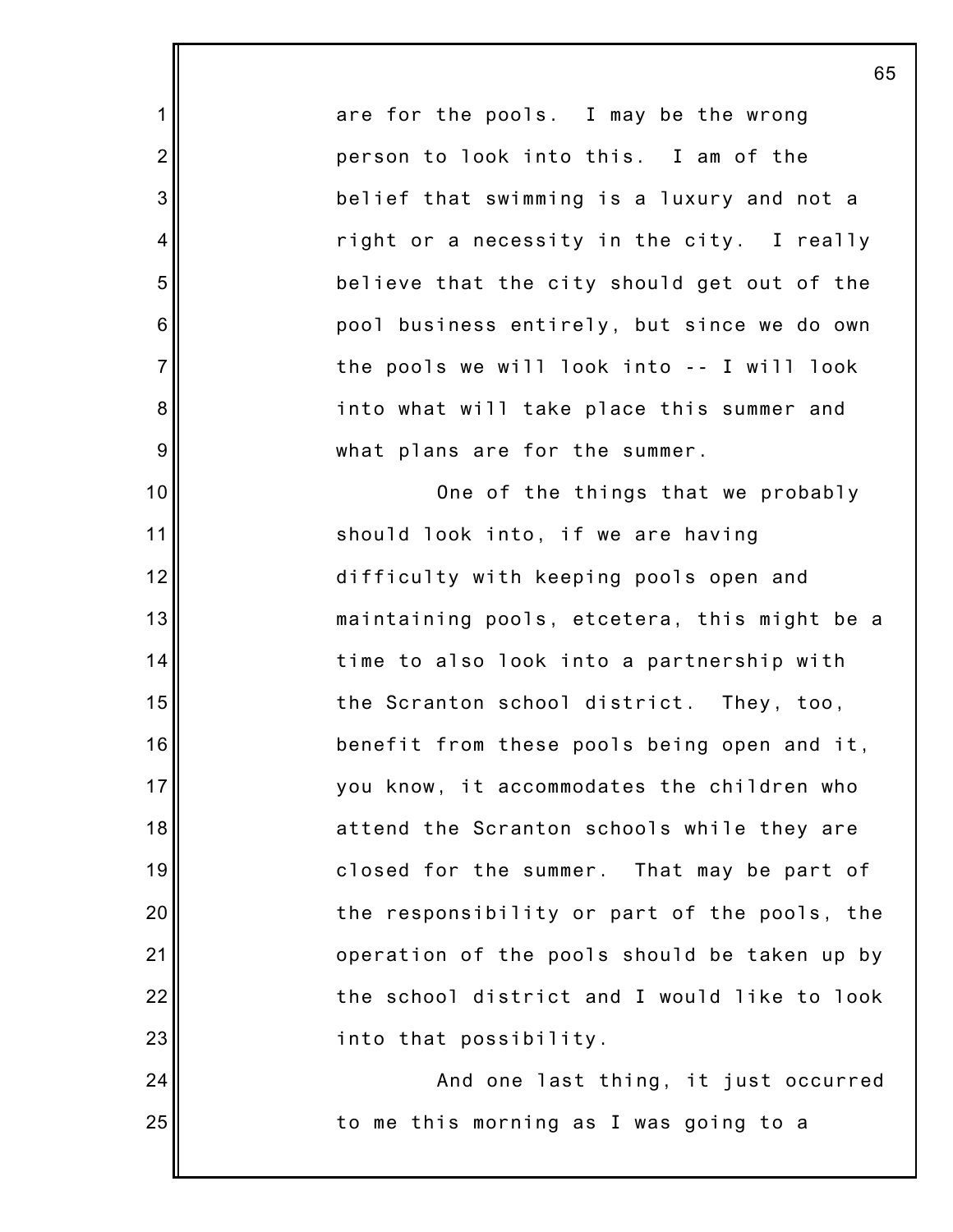are for the pools. I may be the wrong person to look into this. I am of the belief that swimming is a luxury and not a right or a necessity in the city. I really believe that the city should get out of the pool business entirely, but since we do own the pools we will look into -- I will look into what will take place this summer and what plans are for the summer.

One of the things that we probably should look into, if we are having difficulty with keeping pools open and maintaining pools, etcetera, this might be a time to also look into a partnership with the Scranton school district. They, too, benefit from these pools being open and it, you know, it accommodates the children who attend the Scranton schools while they are closed for the summer. That may be part of the responsibility or part of the pools, the operation of the pools should be taken up by the school district and I would like to look into that possibility.

And one last thing, it just occurred to me this morning as I was going to a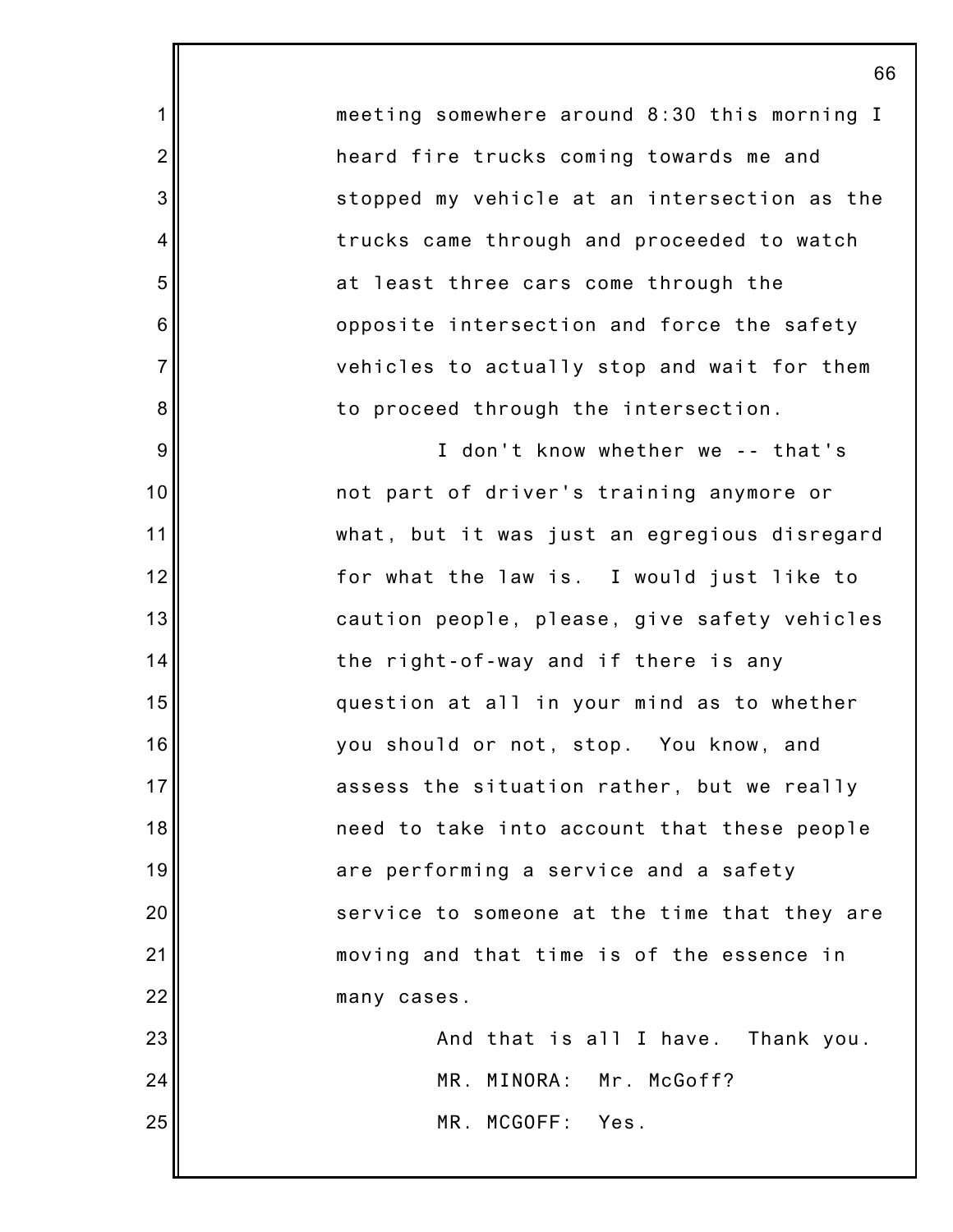meeting somewhere around 8:30 this morning I heard fire trucks coming towards me and stopped my vehicle at an intersection as the trucks came through and proceeded to watch at least three cars come through the opposite intersection and force the safety vehicles to actually stop and wait for them to proceed through the intersection.

I don't know whether we -- that's not part of driver's training anymore or what, but it was just an egregious disregard for what the law is. I would just like to caution people, please, give safety vehicles the right-of-way and if there is any question at all in your mind as to whether you should or not, stop. You know, and assess the situation rather, but we really need to take into account that these people are performing a service and a safety service to someone at the time that they are moving and that time is of the essence in many cases.

And that is all I have. Thank you.

MR. MINORA: Mr. McGoff?

MR. MCGOFF: Yes.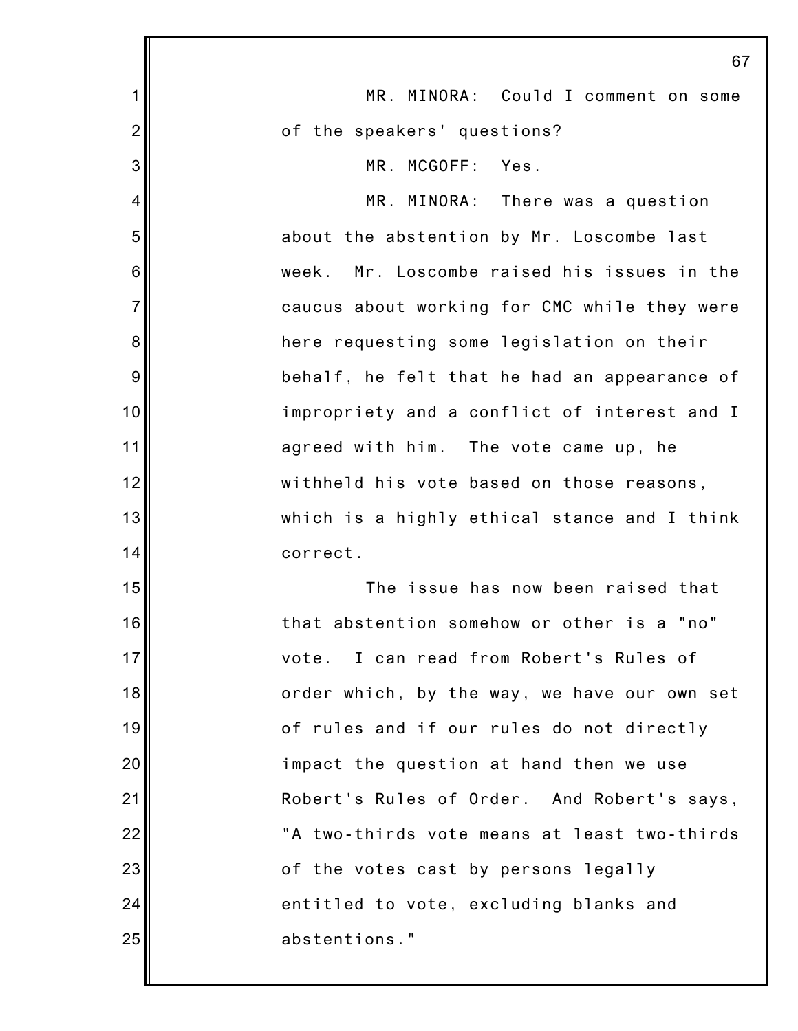MR. MINORA: Could I comment on some of the speakers' questions?

MR. MCGOFF: Yes.

MR. MINORA: There was a question about the abstention by Mr. Loscombe last week. Mr. Loscombe raised his issues in the caucus about working for CMC while they were here requesting some legislation on their behalf, he felt that he had an appearance of impropriety and a conflict of interest and I agreed with him. The vote came up, he withheld his vote based on those reasons, which is a highly ethical stance and I think correct.

The issue has now been raised that that abstention somehow or other is a "no" vote. I can read from Robert's Rules of order which, by the way, we have our own set of rules and if our rules do not directly impact the question at hand then we use Robert's Rules of Order. And Robert's says, "A two-thirds vote means at least two-thirds of the votes cast by persons legally entitled to vote, excluding blanks and abstentions."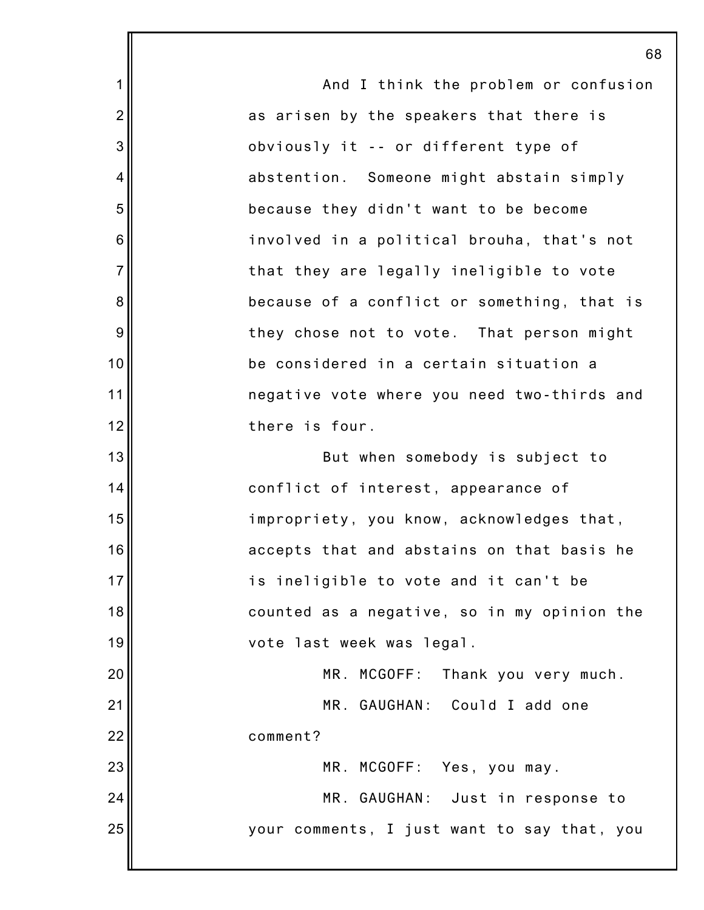And I think the problem or confusion as arisen by the speakers that there is obviously it -- or different type of abstention. Someone might abstain simply because they didn't want to be become involved in a political brouha, that's not that they are legally ineligible to vote because of a conflict or something, that is they chose not to vote. That person might be considered in a certain situation a negative vote where you need two-thirds and there is four.

But when somebody is subject to conflict of interest, appearance of impropriety, you know, acknowledges that, accepts that and abstains on that basis he is ineligible to vote and it can't be counted as a negative, so in my opinion the vote last week was legal.

MR. MCGOFF: Thank you very much.

MR. GAUGHAN: Could I add one comment?

MR. MCGOFF: Yes, you may.

MR. GAUGHAN: Just in response to your comments, I just want to say that, you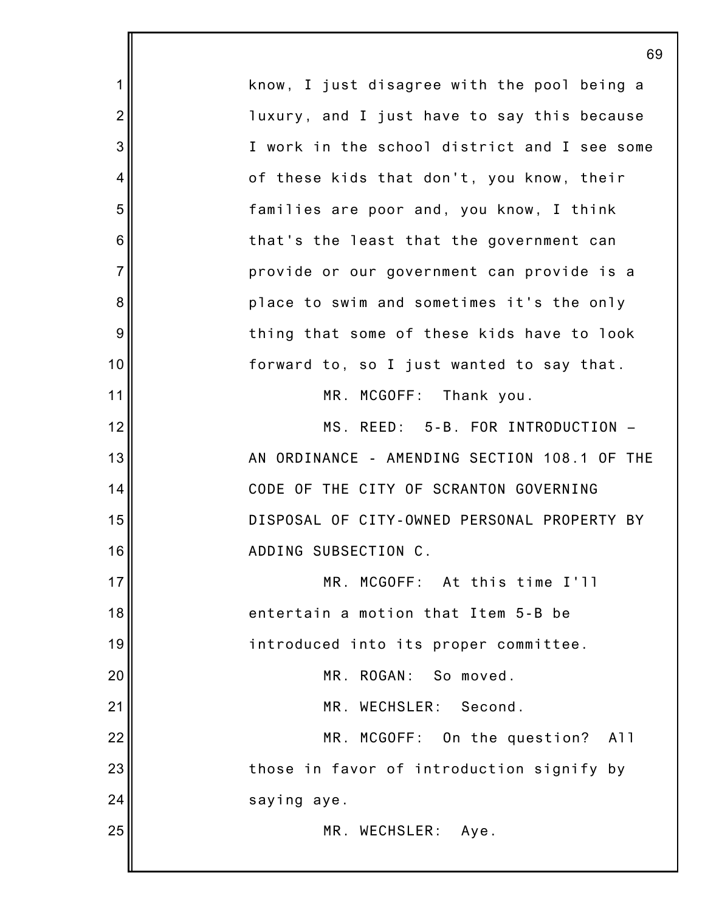know, I just disagree with the pool being a luxury, and I just have to say this because I work in the school district and I see some of these kids that don't, you know, their families are poor and, you know, I think that's the least that the government can provide or our government can provide is a place to swim and sometimes it's the only thing that some of these kids have to look forward to, so I just wanted to say that.

MR. MCGOFF: Thank you.

MS. REED: 5-B. FOR INTRODUCTION – AN ORDINANCE - AMENDING SECTION 108.1 OF THE CODE OF THE CITY OF SCRANTON GOVERNING DISPOSAL OF CITY-OWNED PERSONAL PROPERTY BY ADDING SUBSECTION C.

MR. MCGOFF: At this time I'll entertain a motion that Item 5-B be introduced into its proper committee.

MR. ROGAN: So moved.

MR. WECHSLER: Second.

MR. MCGOFF: On the question? All those in favor of introduction signify by saying aye.

MR. WECHSLER: Aye.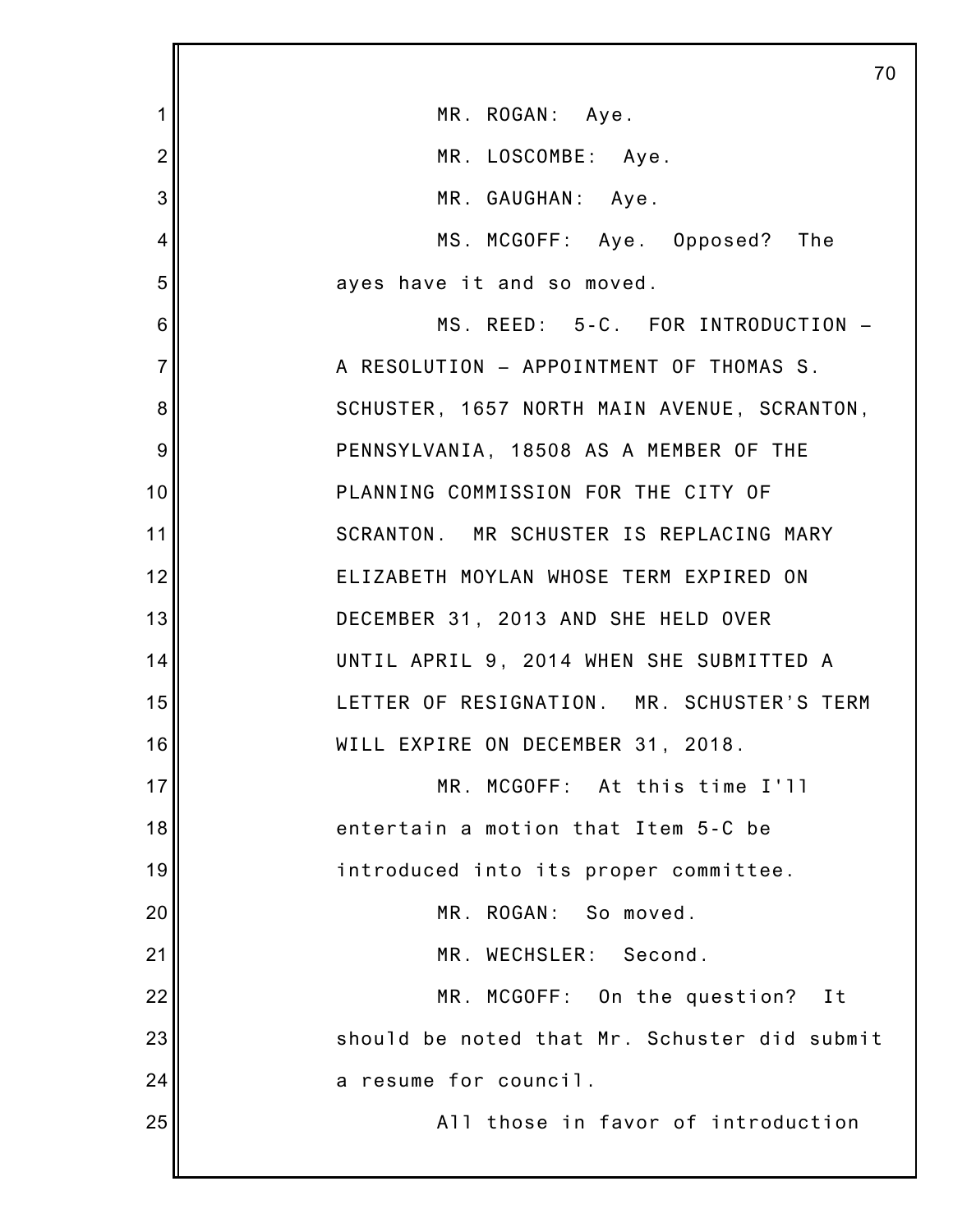MR. ROGAN: Aye.

MR. LOSCOMBE: Aye.

MR. GAUGHAN: Aye.

MS. MCGOFF: Aye. Opposed? The ayes have it and so moved.

MS. REED: 5-C. FOR INTRODUCTION – A RESOLUTION – APPOINTMENT OF THOMAS S. SCHUSTER, 1657 NORTH MAIN AVENUE, SCRANTON, PENNSYLVANIA, 18508 AS A MEMBER OF THE PLANNING COMMISSION FOR THE CITY OF SCRANTON. MR SCHUSTER IS REPLACING MARY ELIZABETH MOYLAN WHOSE TERM EXPIRED ON DECEMBER 31, 2013 AND SHE HELD OVER UNTIL APRIL 9, 2014 WHEN SHE SUBMITTED A LETTER OF RESIGNATION. MR. SCHUSTER'S TERM WILL EXPIRE ON DECEMBER 31, 2018.

MR. MCGOFF: At this time I'll entertain a motion that Item 5-C be introduced into its proper committee.

MR. ROGAN: So moved.

MR. WECHSLER: Second.

MR. MCGOFF: On the question? It should be noted that Mr. Schuster did submit a resume for council.

All those in favor of introduction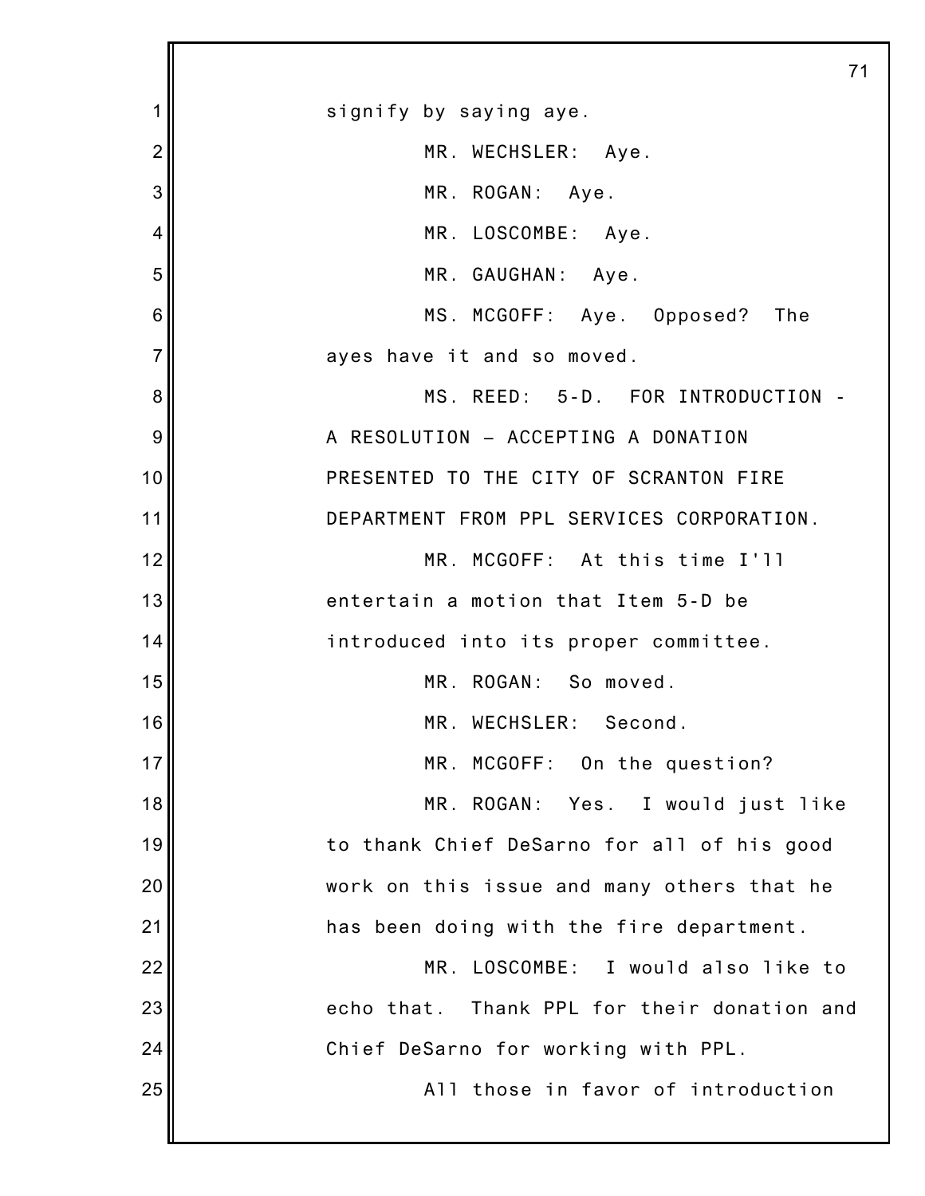signify by saying aye.

MR. WECHSLER: Aye.

MR. ROGAN: Aye.

MR. LOSCOMBE: Aye.

MR. GAUGHAN: Aye.

MS. MCGOFF: Aye. Opposed? The ayes have it and so moved.

MS. REED: 5-D. FOR INTRODUCTION - A RESOLUTION – ACCEPTING A DONATION PRESENTED TO THE CITY OF SCRANTON FIRE DEPARTMENT FROM PPL SERVICES CORPORATION.

MR. MCGOFF: At this time I'll entertain a motion that Item 5-D be introduced into its proper committee.

MR. ROGAN: So moved.

MR. WECHSLER: Second.

MR. MCGOFF: On the question?

MR. ROGAN: Yes. I would just like to thank Chief DeSarno for all of his good work on this issue and many others that he has been doing with the fire department.

MR. LOSCOMBE: I would also like to echo that. Thank PPL for their donation and Chief DeSarno for working with PPL.

All those in favor of introduction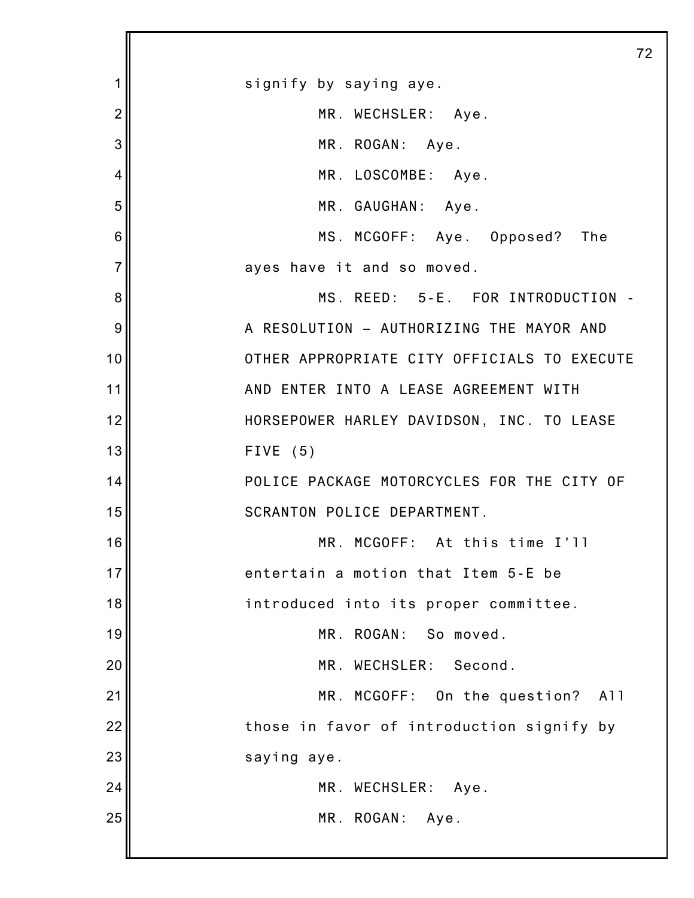signify by saying aye.

MR. WECHSLER: Aye.

MR. ROGAN: Aye.

MR. LOSCOMBE: Aye.

MR. GAUGHAN: Aye.

MS. MCGOFF: Aye. Opposed? The ayes have it and so moved.

MS. REED: 5-E. FOR INTRODUCTION - A RESOLUTION – AUTHORIZING THE MAYOR AND OTHER APPROPRIATE CITY OFFICIALS TO EXECUTE AND ENTER INTO A LEASE AGREEMENT WITH HORSEPOWER HARLEY DAVIDSON, INC. TO LEASE FIVE (5) POLICE PACKAGE MOTORCYCLES FOR THE CITY OF SCRANTON POLICE DEPARTMENT.

MR. MCGOFF: At this time I'll entertain a motion that Item 5-E be introduced into its proper committee.

MR. ROGAN: So moved.

MR. WECHSLER: Second.

MR. MCGOFF: On the question? All those in favor of introduction signify by saying aye.

MR. WECHSLER: Aye.

MR. ROGAN: Aye.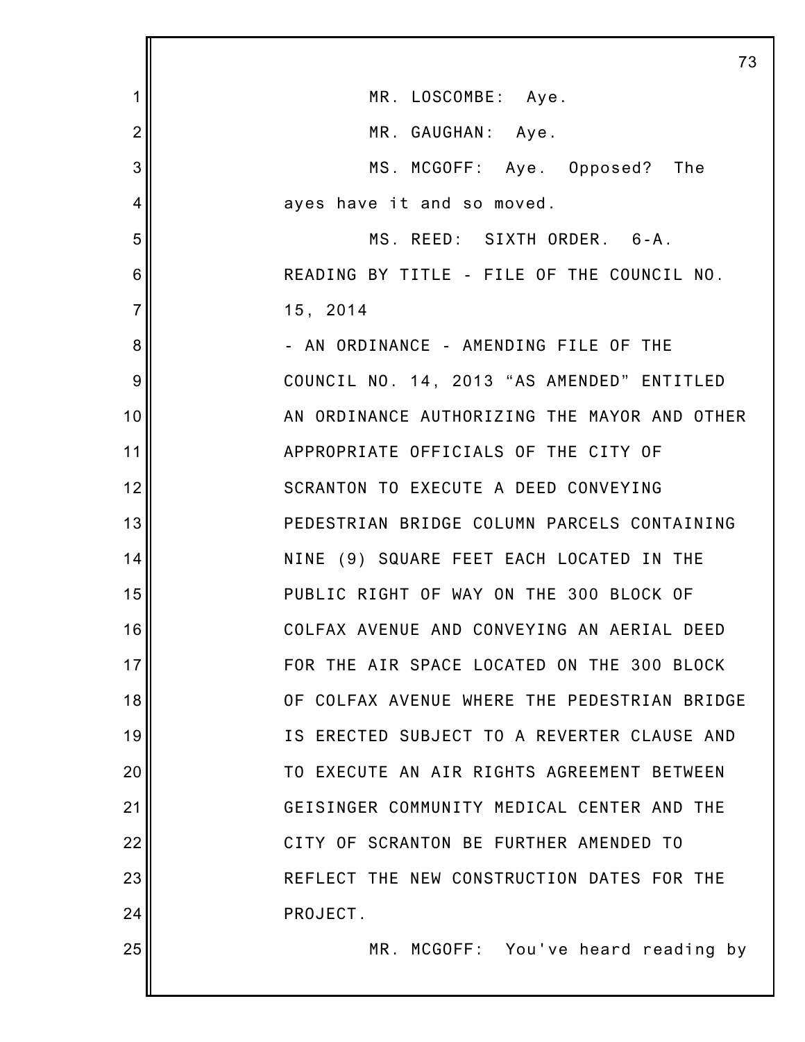MR. LOSCOMBE: Aye.

MR. GAUGHAN: Aye.

MS. MCGOFF: Aye. Opposed? The ayes have it and so moved.

MS. REED: SIXTH ORDER. 6-A. READING BY TITLE - FILE OF THE COUNCIL NO. 15, 2014

- AN ORDINANCE - AMENDING FILE OF THE COUNCIL NO. 14, 2013 "AS AMENDED" ENTITLED AN ORDINANCE AUTHORIZING THE MAYOR AND OTHER APPROPRIATE OFFICIALS OF THE CITY OF SCRANTON TO EXECUTE A DEED CONVEYING PEDESTRIAN BRIDGE COLUMN PARCELS CONTAINING NINE (9) SQUARE FEET EACH LOCATED IN THE PUBLIC RIGHT OF WAY ON THE 300 BLOCK OF COLFAX AVENUE AND CONVEYING AN AERIAL DEED FOR THE AIR SPACE LOCATED ON THE 300 BLOCK OF COLFAX AVENUE WHERE THE PEDESTRIAN BRIDGE IS ERECTED SUBJECT TO A REVERTER CLAUSE AND TO EXECUTE AN AIR RIGHTS AGREEMENT BETWEEN GEISINGER COMMUNITY MEDICAL CENTER AND THE CITY OF SCRANTON BE FURTHER AMENDED TO REFLECT THE NEW CONSTRUCTION DATES FOR THE PROJECT.

MR. MCGOFF: You've heard reading by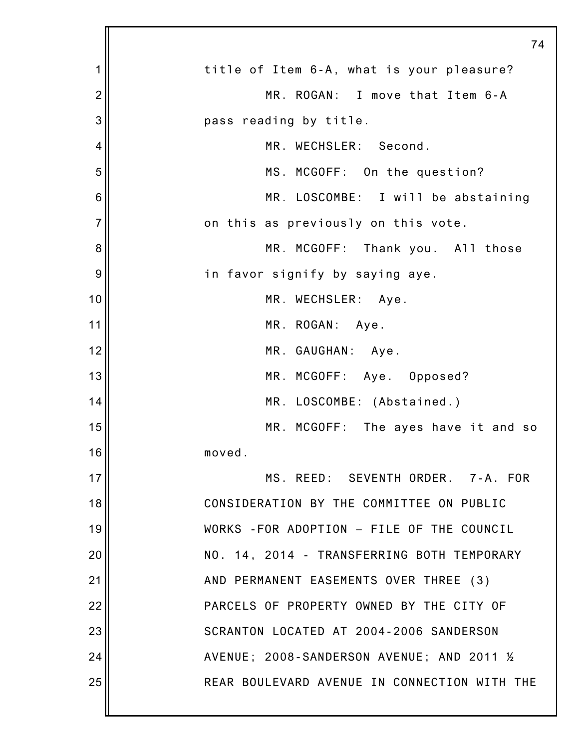title of Item 6-A, what is your pleasure?

MR. ROGAN: I move that Item 6-A pass reading by title.

MR. WECHSLER: Second.

MS. MCGOFF: On the question?

MR. LOSCOMBE: I will be abstaining on this as previously on this vote.

MR. MCGOFF: Thank you. All those in favor signify by saying aye.

MR. WECHSLER: Aye.

MR. ROGAN: Aye.

MR. GAUGHAN: Aye.

MR. MCGOFF: Aye. Opposed?

MR. LOSCOMBE: (Abstained.)

MR. MCGOFF: The ayes have it and so moved.

MS. REED: SEVENTH ORDER. 7-A. FOR CONSIDERATION BY THE COMMITTEE ON PUBLIC WORKS -FOR ADOPTION – FILE OF THE COUNCIL NO. 14, 2014 - TRANSFERRING BOTH TEMPORARY AND PERMANENT EASEMENTS OVER THREE (3) PARCELS OF PROPERTY OWNED BY THE CITY OF SCRANTON LOCATED AT 2004-2006 SANDERSON AVENUE; 2008-SANDERSON AVENUE; AND 2011 ½ REAR BOULEVARD AVENUE IN CONNECTION WITH THE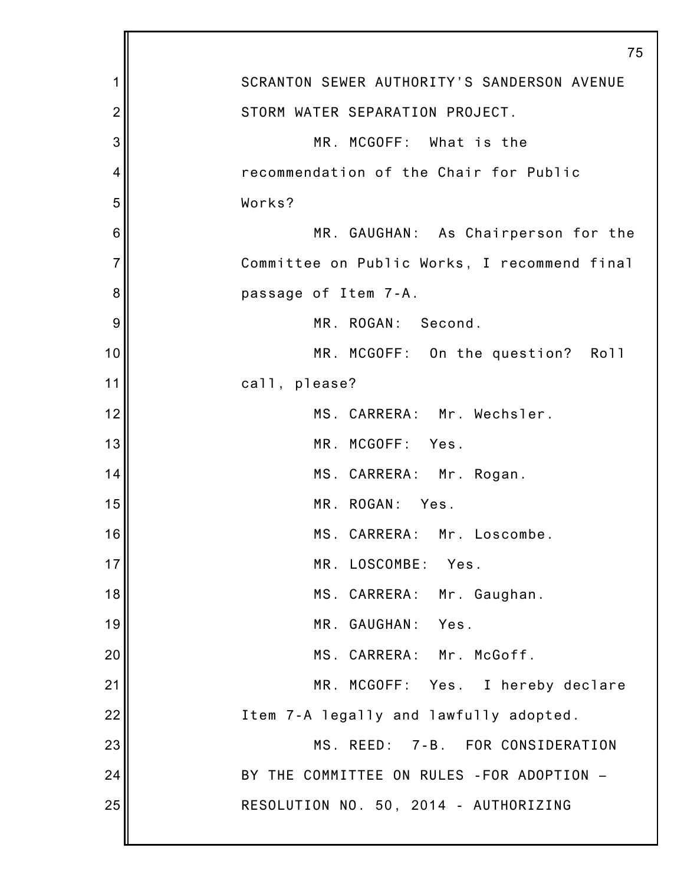SCRANTON SEWER AUTHORITY'S SANDERSON AVENUE STORM WATER SEPARATION PROJECT.

MR. MCGOFF: What is the recommendation of the Chair for Public Works?

MR. GAUGHAN: As Chairperson for the Committee on Public Works, I recommend final passage of Item 7-A.

MR. ROGAN: Second.

MR. MCGOFF: On the question? Roll call, please?

MS. CARRERA: Mr. Wechsler.

MR. MCGOFF: Yes.

MS. CARRERA: Mr. Rogan.

MR. ROGAN: Yes.

MS. CARRERA: Mr. Loscombe.

MR. LOSCOMBE: Yes.

MS. CARRERA: Mr. Gaughan.

MR. GAUGHAN: Yes.

MS. CARRERA: Mr. McGoff.

MR. MCGOFF: Yes. I hereby declare Item 7-A legally and lawfully adopted.

MS. REED: 7-B. FOR CONSIDERATION BY THE COMMITTEE ON RULES -FOR ADOPTION – RESOLUTION NO. 50, 2014 - AUTHORIZING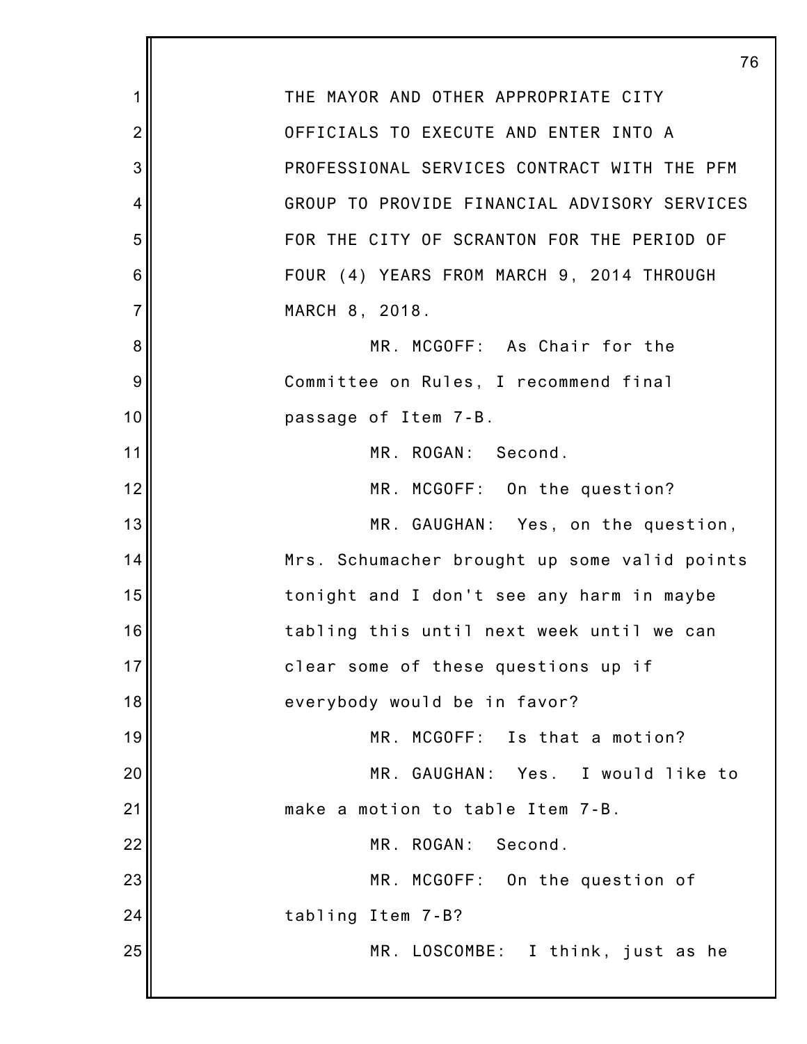THE MAYOR AND OTHER APPROPRIATE CITY OFFICIALS TO EXECUTE AND ENTER INTO A PROFESSIONAL SERVICES CONTRACT WITH THE PFM GROUP TO PROVIDE FINANCIAL ADVISORY SERVICES FOR THE CITY OF SCRANTON FOR THE PERIOD OF FOUR (4) YEARS FROM MARCH 9, 2014 THROUGH MARCH 8, 2018.

MR. MCGOFF: As Chair for the Committee on Rules, I recommend final passage of Item 7-B.

MR. ROGAN: Second.

MR. MCGOFF: On the question?

MR. GAUGHAN: Yes, on the question, Mrs. Schumacher brought up some valid points tonight and I don't see any harm in maybe tabling this until next week until we can clear some of these questions up if everybody would be in favor?

MR. MCGOFF: Is that a motion?

MR. GAUGHAN: Yes. I would like to make a motion to table Item 7-B.

MR. ROGAN: Second.

MR. MCGOFF: On the question of tabling Item 7-B?

MR. LOSCOMBE: I think, just as he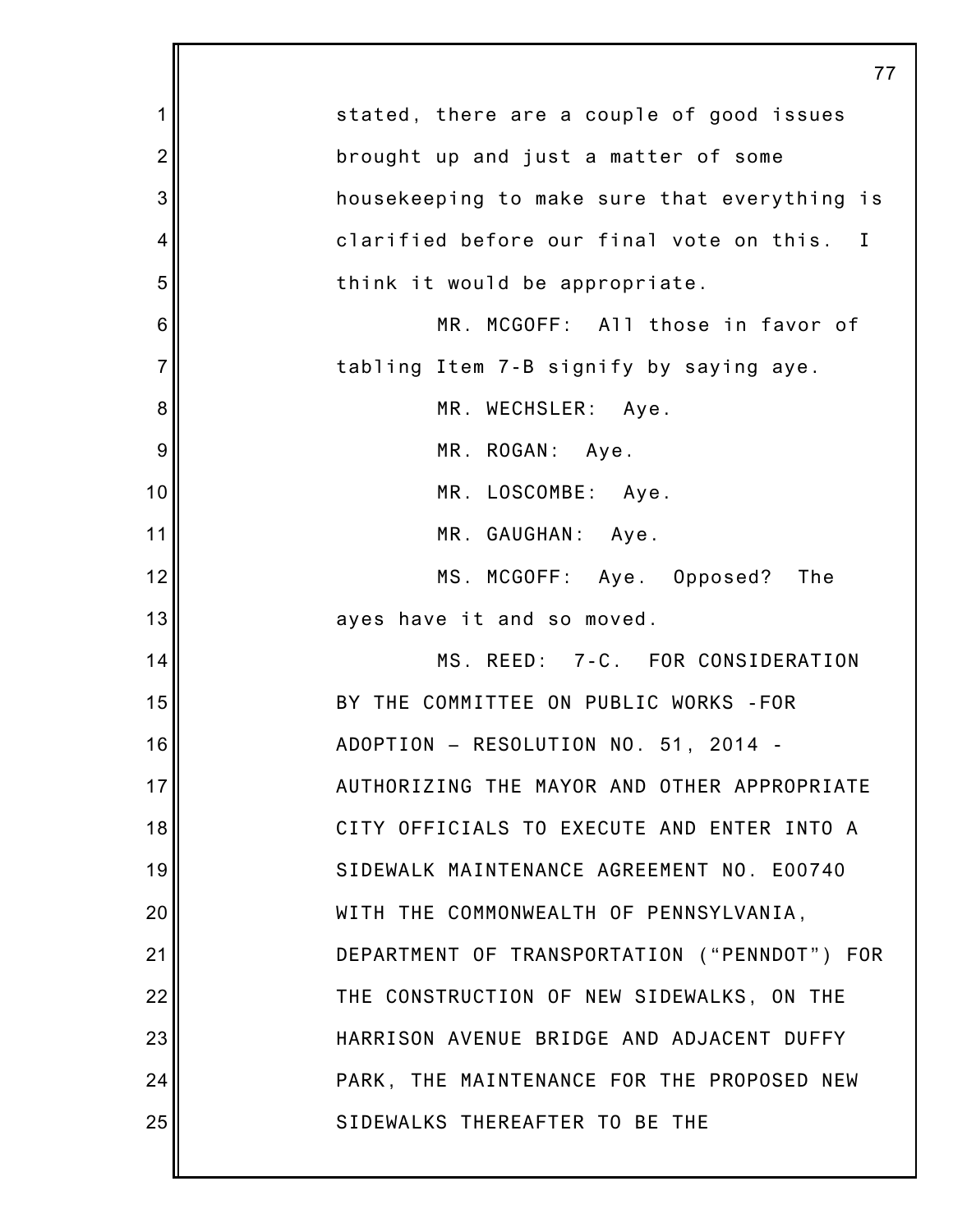stated, there are a couple of good issues brought up and just a matter of some housekeeping to make sure that everything is clarified before our final vote on this. I think it would be appropriate.

MR. MCGOFF: All those in favor of tabling Item 7-B signify by saying aye.

MR. WECHSLER: Aye.

MR. ROGAN: Aye.

MR. LOSCOMBE: Aye.

MR. GAUGHAN: Aye.

MS. MCGOFF: Aye. Opposed? The ayes have it and so moved.

MS. REED: 7-C. FOR CONSIDERATION BY THE COMMITTEE ON PUBLIC WORKS -FOR ADOPTION – RESOLUTION NO. 51, 2014 - AUTHORIZING THE MAYOR AND OTHER APPROPRIATE CITY OFFICIALS TO EXECUTE AND ENTER INTO A SIDEWALK MAINTENANCE AGREEMENT NO. E00740 WITH THE COMMONWEALTH OF PENNSYLVANIA, DEPARTMENT OF TRANSPORTATION ("PENNDOT") FOR THE CONSTRUCTION OF NEW SIDEWALKS, ON THE HARRISON AVENUE BRIDGE AND ADJACENT DUFFY PARK, THE MAINTENANCE FOR THE PROPOSED NEW SIDEWALKS THEREAFTER TO BE THE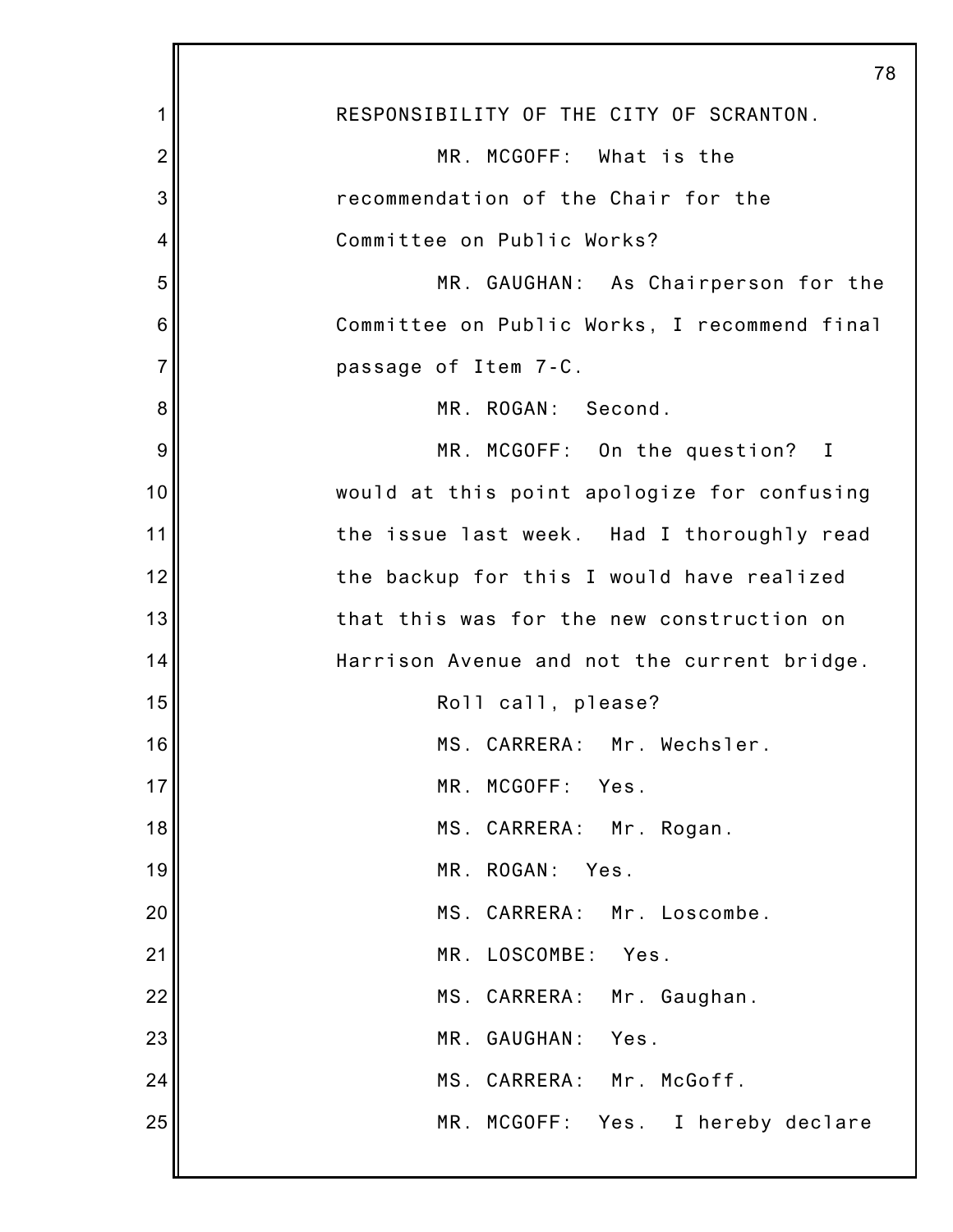RESPONSIBILITY OF THE CITY OF SCRANTON.

MR. MCGOFF: What is the recommendation of the Chair for the Committee on Public Works?

MR. GAUGHAN: As Chairperson for the Committee on Public Works, I recommend final passage of Item 7-C.

MR. ROGAN: Second.

MR. MCGOFF: On the question? I would at this point apologize for confusing the issue last week. Had I thoroughly read the backup for this I would have realized that this was for the new construction on Harrison Avenue and not the current bridge.

Roll call, please?

MS. CARRERA: Mr. Wechsler.

MR. MCGOFF: Yes.

MS. CARRERA: Mr. Rogan.

MR. ROGAN: Yes.

MS. CARRERA: Mr. Loscombe.

MR. LOSCOMBE: Yes.

MS. CARRERA: Mr. Gaughan.

MR. GAUGHAN: Yes.

MS. CARRERA: Mr. McGoff.

MR. MCGOFF: Yes. I hereby declare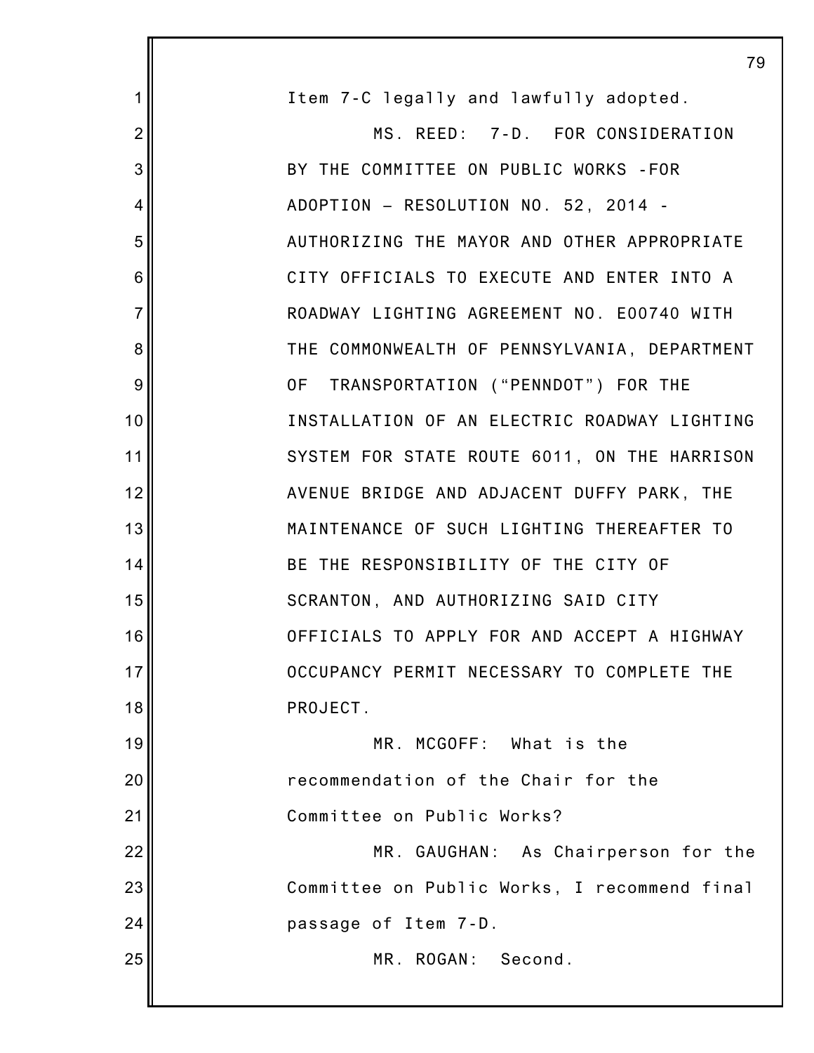Item 7-C legally and lawfully adopted.

MS. REED: 7-D. FOR CONSIDERATION BY THE COMMITTEE ON PUBLIC WORKS -FOR ADOPTION – RESOLUTION NO. 52, 2014 - AUTHORIZING THE MAYOR AND OTHER APPROPRIATE CITY OFFICIALS TO EXECUTE AND ENTER INTO A ROADWAY LIGHTING AGREEMENT NO. E00740 WITH THE COMMONWEALTH OF PENNSYLVANIA, DEPARTMENT OF TRANSPORTATION ("PENNDOT") FOR THE INSTALLATION OF AN ELECTRIC ROADWAY LIGHTING SYSTEM FOR STATE ROUTE 6011, ON THE HARRISON AVENUE BRIDGE AND ADJACENT DUFFY PARK, THE MAINTENANCE OF SUCH LIGHTING THEREAFTER TO BE THE RESPONSIBILITY OF THE CITY OF SCRANTON, AND AUTHORIZING SAID CITY OFFICIALS TO APPLY FOR AND ACCEPT A HIGHWAY OCCUPANCY PERMIT NECESSARY TO COMPLETE THE PROJECT.

MR. MCGOFF: What is the recommendation of the Chair for the Committee on Public Works?

MR. GAUGHAN: As Chairperson for the Committee on Public Works, I recommend final passage of Item 7-D.

MR. ROGAN: Second.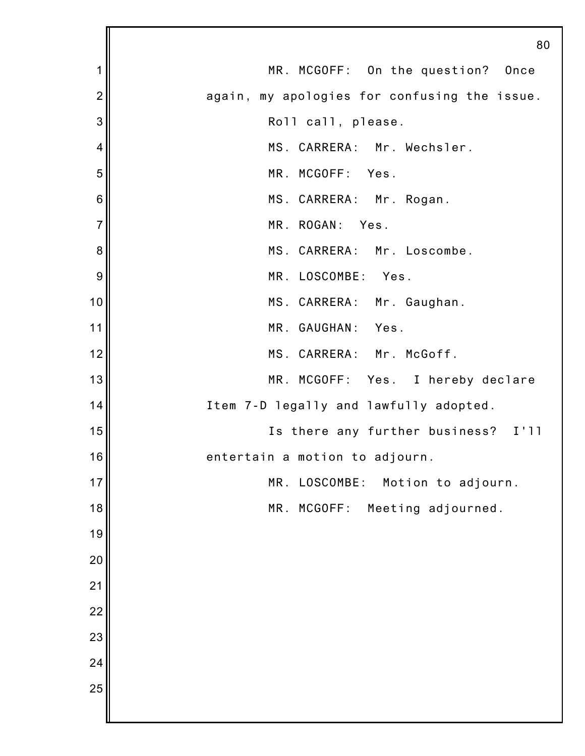MR. MCGOFF: On the question? Once again, my apologies for confusing the issue.

Roll call, please.

MS. CARRERA: Mr. Wechsler.

MR. MCGOFF: Yes.

MS. CARRERA: Mr. Rogan.

MR. ROGAN: Yes.

MS. CARRERA: Mr. Loscombe.

MR. LOSCOMBE: Yes.

MS. CARRERA: Mr. Gaughan.

MR. GAUGHAN: Yes.

MS. CARRERA: Mr. McGoff.

MR. MCGOFF: Yes. I hereby declare Item 7-D legally and lawfully adopted.

Is there any further business? I'll entertain a motion to adjourn.

MR. LOSCOMBE: Motion to adjourn.

MR. MCGOFF: Meeting adjourned.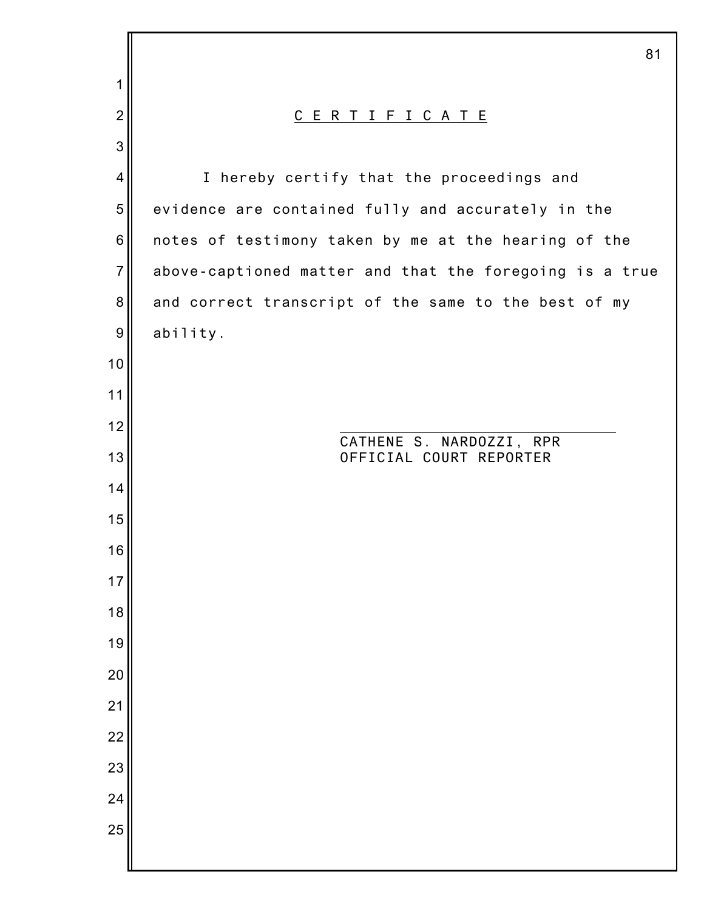## C E R T I F I C A T E

I hereby certify that the proceedings and evidence are contained fully and accurately in the notes of testimony taken by me at the hearing of the above-captioned matter and that the foregoing is a true and correct transcript of the same to the best of my ability.

CATHENE S. NARDOZZI, RPR
OFFICIAL COURT REPORTER